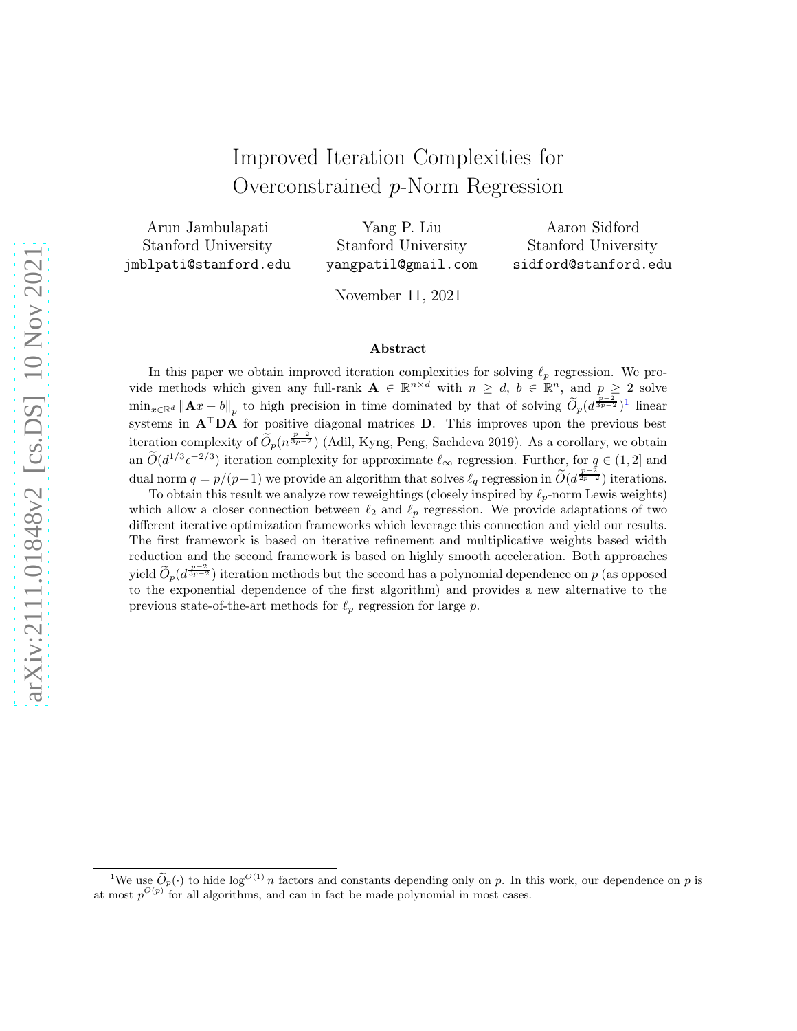# Improved Iteration Complexities for Overconstrained $p$-Norm Regression

Arun Jambulapati
Stanford University
jmblpati@stanford.edu

Yang P. Liu
Stanford University
yangpatil@gmail.com

Aaron Sidford
Stanford University
sidford@stanford.edu

November 11, 2021

## Abstract

In this paper we obtain improved iteration complexities for solving $\ell_p$ regression. We provide methods which given any full-rank $\mathbf{A} \in \mathbb{R}^{n \times d}$ with $n \geq d$, $b \in \mathbb{R}^n$, and $p \geq 2$ solve $\min_{x \in \mathbb{R}^d} \|\mathbf{A}x - b\|_p$ to high precision in time dominated by that of solving $\widetilde{O}_p(d^{\frac{p-2}{3p-2}})$[1] linear systems in $\mathbf{A}^\top \mathbf{D} \mathbf{A}$ for positive diagonal matrices $\mathbf{D}$. This improves upon the previous best iteration complexity of $\widetilde{O}_p(n^{\frac{p-2}{3p-2}})$ (Adil, Kyng, Peng, Sachdeva 2019). As a corollary, we obtain an $\widetilde{O}(d^{1/3}\epsilon^{-2/3})$ iteration complexity for approximate $\ell_\infty$ regression. Further, for $q \in (1, 2]$ and dual norm $q = p/(p-1)$ we provide an algorithm that solves $\ell_q$ regression in $\widetilde{O}(d^{\frac{p-2}{2p-2}})$ iterations.

To obtain this result we analyze row reweightings (closely inspired by $\ell_p$-norm Lewis weights) which allow a closer connection between $\ell_2$ and $\ell_p$ regression. We provide adaptations of two different iterative optimization frameworks which leverage this connection and yield our results. The first framework is based on iterative refinement and multiplicative weights based width reduction and the second framework is based on highly smooth acceleration. Both approaches yield $\widetilde{O}_p(d^{\frac{p-2}{3p-2}})$ iteration methods but the second has a polynomial dependence on $p$ (as opposed to the exponential dependence of the first algorithm) and provides a new alternative to the previous state-of-the-art methods for $\ell_p$ regression for large $p$.

[1] We use $\widetilde{O}_p(\cdot)$ to hide $\log^{O(1)} n$ factors and constants depending only on $p$. In this work, our dependence on $p$ is at most $p^{O(p)}$ for all algorithms, and can in fact be made polynomial in most cases.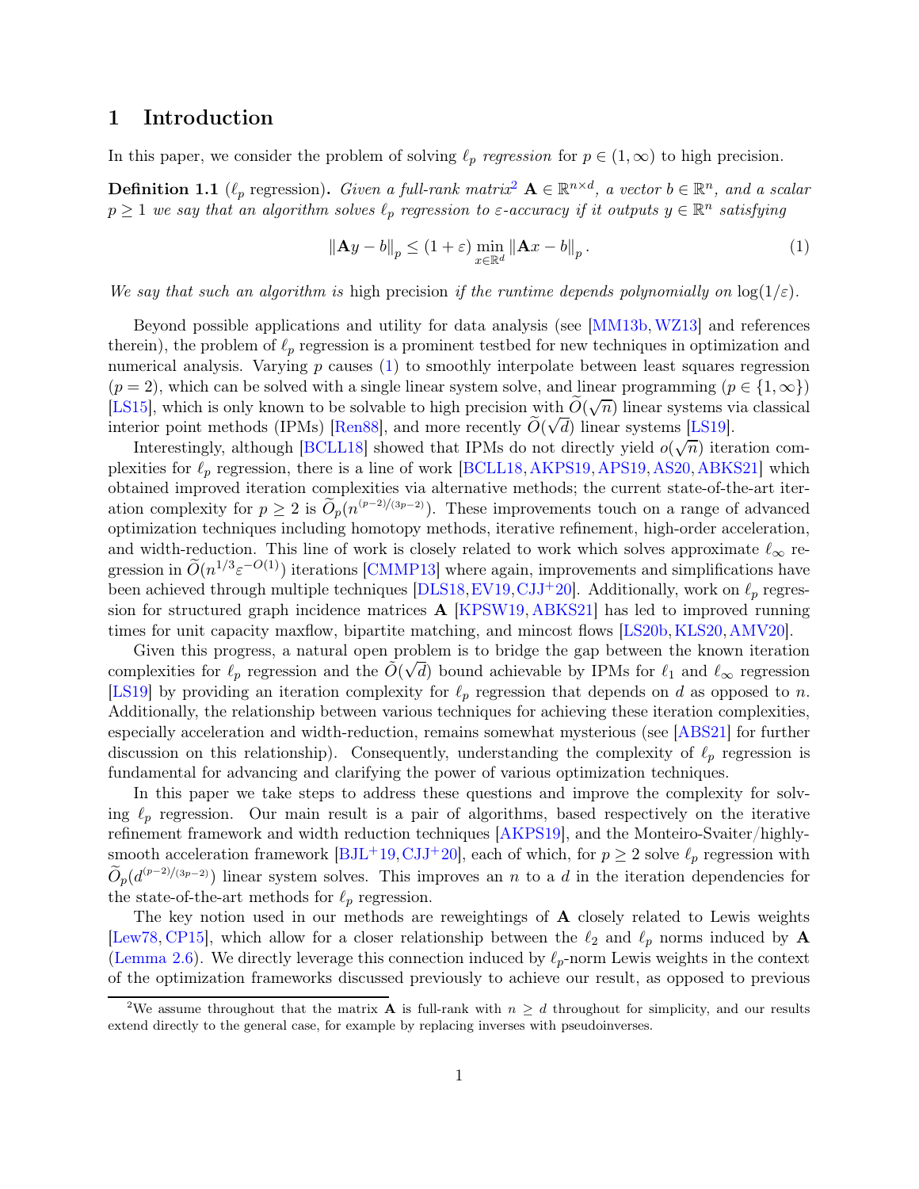# 1 Introduction

In this paper, we consider the problem of solving $\ell_p$ *regression* for $p \in (1, \infty)$ to high precision.

**Definition 1.1** ($\ell_p$ regression)**.** *Given a full-rank matrix*[2] $\mathbf{A} \in \mathbb{R}^{n \times d}$*, a vector* $b \in \mathbb{R}^n$*, and a scalar* $p \geq 1$ *we say that an algorithm solves* $\ell_p$ *regression to* $\varepsilon$*-accuracy if it outputs* $y \in \mathbb{R}^n$ *satisfying*

$$\|\mathbf{A}y - b\|_p \leq (1 + \varepsilon) \min_{x \in \mathbb{R}^d} \|\mathbf{A}x - b\|_p . \tag{1}$$

*We say that such an algorithm is* high precision *if the runtime depends polynomially on* $\log(1/\varepsilon)$.

Beyond possible applications and utility for data analysis (see [MM13b, WZ13] and references therein), the problem of $\ell_p$ regression is a prominent testbed for new techniques in optimization and numerical analysis. Varying $p$ causes (1) to smoothly interpolate between least squares regression ($p = 2$), which can be solved with a single linear system solve, and linear programming ($p \in \{1, \infty\}$) [LS15], which is only known to be solvable to high precision with $\widetilde{O}(\sqrt{n})$ linear systems via classical interior point methods (IPMs) [Ren88], and more recently $\widetilde{O}(\sqrt{d})$ linear systems [LS19].

Interestingly, although [BCLL18] showed that IPMs do not directly yield $o(\sqrt{n})$ iteration complexities for $\ell_p$ regression, there is a line of work [BCLL18, AKPS19, APS19, AS20, ABKS21] which obtained improved iteration complexities via alternative methods; the current state-of-the-art iteration complexity for $p \geq 2$ is $\widetilde{O}_p(n^{(p-2)/(3p-2)})$. These improvements touch on a range of advanced optimization techniques including homotopy methods, iterative refinement, high-order acceleration, and width-reduction. This line of work is closely related to work which solves approximate $\ell_\infty$ regression in $\widetilde{O}(n^{1/3}\varepsilon^{-O(1)})$ iterations [CMMP13] where again, improvements and simplifications have been achieved through multiple techniques [DLS18, EV19, CJJ+20]. Additionally, work on $\ell_p$ regression for structured graph incidence matrices $\mathbf{A}$ [KPSW19, ABKS21] has led to improved running times for unit capacity maxflow, bipartite matching, and mincost flows [LS20b, KLS20, AMV20].

Given this progress, a natural open problem is to bridge the gap between the known iteration complexities for $\ell_p$ regression and the $\widetilde{O}(\sqrt{d})$ bound achievable by IPMs for $\ell_1$ and $\ell_\infty$ regression [LS19] by providing an iteration complexity for $\ell_p$ regression that depends on $d$ as opposed to $n$. Additionally, the relationship between various techniques for achieving these iteration complexities, especially acceleration and width-reduction, remains somewhat mysterious (see [ABS21] for further discussion on this relationship). Consequently, understanding the complexity of $\ell_p$ regression is fundamental for advancing and clarifying the power of various optimization techniques.

In this paper we take steps to address these questions and improve the complexity for solving $\ell_p$ regression. Our main result is a pair of algorithms, based respectively on the iterative refinement framework and width reduction techniques [AKPS19], and the Monteiro-Svaiter/highly-smooth acceleration framework [BJL+19, CJJ+20], each of which, for $p \geq 2$ solve $\ell_p$ regression with $\widetilde{O}_p(d^{(p-2)/(3p-2)})$ linear system solves. This improves an $n$ to a $d$ in the iteration dependencies for the state-of-the-art methods for $\ell_p$ regression.

The key notion used in our methods are reweightings of $\mathbf{A}$ closely related to Lewis weights [Lew78, CP15], which allow for a closer relationship between the $\ell_2$ and $\ell_p$ norms induced by $\mathbf{A}$ (Lemma 2.6). We directly leverage this connection induced by $\ell_p$-norm Lewis weights in the context of the optimization frameworks discussed previously to achieve our result, as opposed to previous

[2] We assume throughout that the matrix $\mathbf{A}$ is full-rank with $n \geq d$ throughout for simplicity, and our results extend directly to the general case, for example by replacing inverses with pseudoinverses.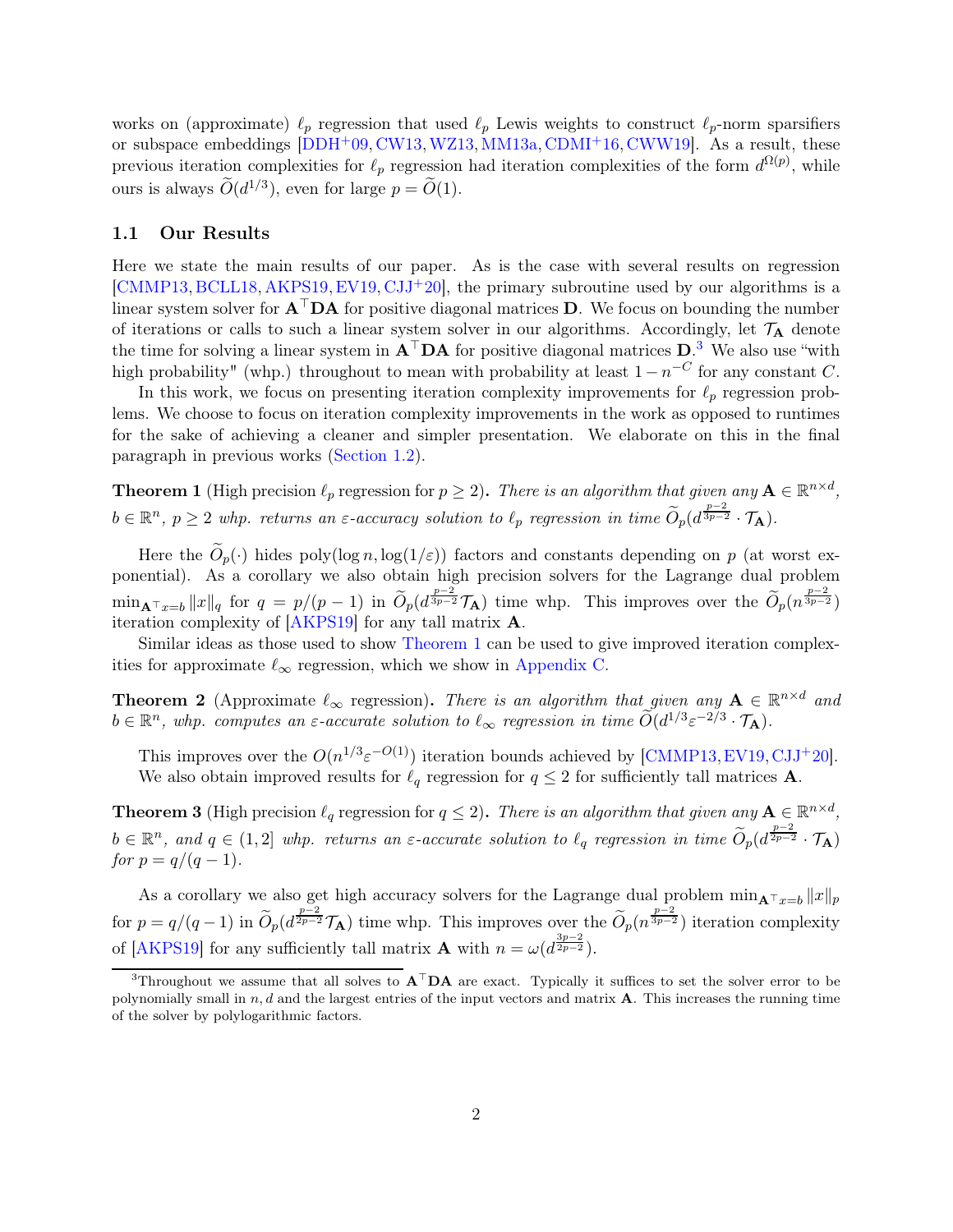works on (approximate) $\ell_p$ regression that used $\ell_p$ Lewis weights to construct $\ell_p$-norm sparsifiers or subspace embeddings [DDH+09, CW13, WZ13, MM13a, CDMI+16, CWW19]. As a result, these previous iteration complexities for $\ell_p$ regression had iteration complexities of the form $d^{\Omega(p)}$, while ours is always $\widetilde{O}(d^{1/3})$, even for large $p = \widetilde{O}(1)$.

## 1.1 Our Results

Here we state the main results of our paper. As is the case with several results on regression [CMMP13, BCLL18, AKPS19, EV19, CJJ+20], the primary subroutine used by our algorithms is a linear system solver for $\mathbf{A}^\top \mathbf{D} \mathbf{A}$ for positive diagonal matrices $\mathbf{D}$. We focus on bounding the number of iterations or calls to such a linear system solver in our algorithms. Accordingly, let $\mathcal{T}_{\mathbf{A}}$ denote the time for solving a linear system in $\mathbf{A}^\top \mathbf{D} \mathbf{A}$ for positive diagonal matrices $\mathbf{D}$.[3] We also use "with high probability" (whp.) throughout to mean with probability at least $1 - n^{-C}$ for any constant $C$.

In this work, we focus on presenting iteration complexity improvements for $\ell_p$ regression problems. We choose to focus on iteration complexity improvements in the work as opposed to runtimes for the sake of achieving a cleaner and simpler presentation. We elaborate on this in the final paragraph in previous works (Section 1.2).

**Theorem 1** (High precision $\ell_p$ regression for $p \geq 2$)**.** *There is an algorithm that given any $\mathbf{A} \in \mathbb{R}^{n \times d}$, $b \in \mathbb{R}^n$, $p \geq 2$ whp. returns an $\varepsilon$-accuracy solution to $\ell_p$ regression in time $\widetilde{O}_p(d^{\frac{p-2}{3p-2}} \cdot \mathcal{T}_{\mathbf{A}})$.*

Here the $\widetilde{O}_p(\cdot)$ hides $\mathrm{poly}(\log n, \log(1/\varepsilon))$ factors and constants depending on $p$ (at worst exponential). As a corollary we also obtain high precision solvers for the Lagrange dual problem $\min_{\mathbf{A}^\top x = b} \|x\|_q$ for $q = p/(p-1)$ in $\widetilde{O}_p(d^{\frac{p-2}{3p-2}} \mathcal{T}_{\mathbf{A}})$ time whp. This improves over the $\widetilde{O}_p(n^{\frac{p-2}{3p-2}})$ iteration complexity of [AKPS19] for any tall matrix $\mathbf{A}$.

Similar ideas as those used to show Theorem 1 can be used to give improved iteration complexities for approximate $\ell_\infty$ regression, which we show in Appendix C.

**Theorem 2** (Approximate $\ell_\infty$ regression)**.** *There is an algorithm that given any $\mathbf{A} \in \mathbb{R}^{n \times d}$ and $b \in \mathbb{R}^n$, whp. computes an $\varepsilon$-accurate solution to $\ell_\infty$ regression in time $\widetilde{O}(d^{1/3} \varepsilon^{-2/3} \cdot \mathcal{T}_{\mathbf{A}})$.*

This improves over the $O(n^{1/3} \varepsilon^{-O(1)})$ iteration bounds achieved by [CMMP13, EV19, CJJ+20]. We also obtain improved results for $\ell_q$ regression for $q \leq 2$ for sufficiently tall matrices $\mathbf{A}$.

**Theorem 3** (High precision $\ell_q$ regression for $q \leq 2$)**.** *There is an algorithm that given any $\mathbf{A} \in \mathbb{R}^{n \times d}$, $b \in \mathbb{R}^n$, and $q \in (1, 2]$ whp. returns an $\varepsilon$-accurate solution to $\ell_q$ regression in time $\widetilde{O}_p(d^{\frac{p-2}{2p-2}} \cdot \mathcal{T}_{\mathbf{A}})$ for $p = q/(q-1)$.*

As a corollary we also get high accuracy solvers for the Lagrange dual problem $\min_{\mathbf{A}^\top x = b} \|x\|_p$ for $p = q/(q-1)$ in $\widetilde{O}_p(d^{\frac{p-2}{2p-2}} \mathcal{T}_{\mathbf{A}})$ time whp. This improves over the $\widetilde{O}_p(n^{\frac{p-2}{3p-2}})$ iteration complexity of [AKPS19] for any sufficiently tall matrix $\mathbf{A}$ with $n = \omega(d^{\frac{3p-2}{2p-2}})$.

[3] Throughout we assume that all solves to $\mathbf{A}^\top \mathbf{D} \mathbf{A}$ are exact. Typically it suffices to set the solver error to be polynomially small in $n, d$ and the largest entries of the input vectors and matrix $\mathbf{A}$. This increases the running time of the solver by polylogarithmic factors.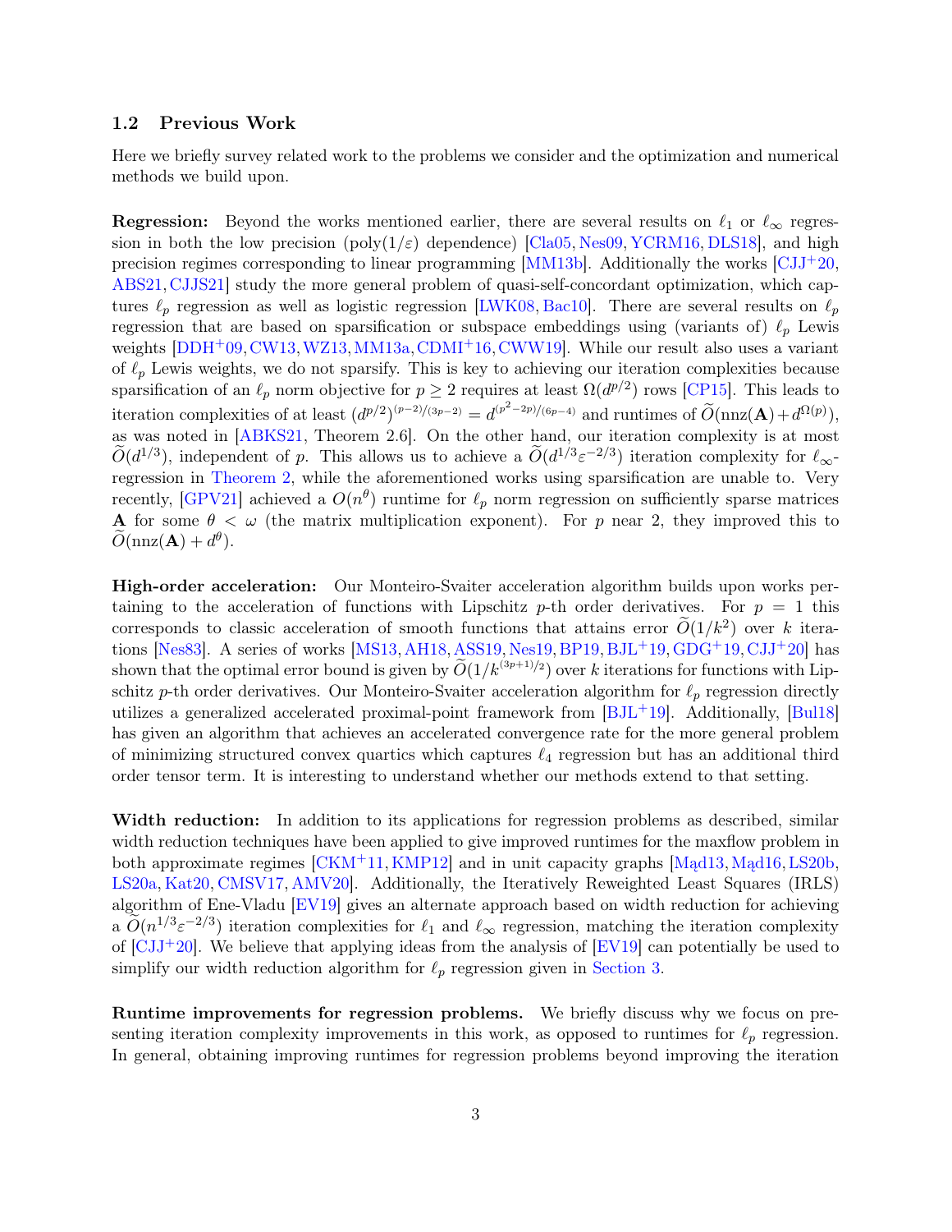### 1.2 Previous Work

Here we briefly survey related work to the problems we consider and the optimization and numerical methods we build upon.

**Regression:** Beyond the works mentioned earlier, there are several results on $\ell_1$ or $\ell_\infty$ regression in both the low precision ($\mathrm{poly}(1/\varepsilon)$ dependence) [Cla05, Nes09, YCRM16, DLS18], and high precision regimes corresponding to linear programming [MM13b]. Additionally the works [CJJ+20, ABS21, CJJS21] study the more general problem of quasi-self-concordant optimization, which captures $\ell_p$ regression as well as logistic regression [LWK08, Bac10]. There are several results on $\ell_p$ regression that are based on sparsification or subspace embeddings using (variants of) $\ell_p$ Lewis weights [DDH+09, CW13, WZ13, MM13a, CDMI+16, CWW19]. While our result also uses a variant of $\ell_p$ Lewis weights, we do not sparsify. This is key to achieving our iteration complexities because sparsification of an $\ell_p$ norm objective for $p \ge 2$ requires at least $\Omega(d^{p/2})$ rows [CP15]. This leads to iteration complexities of at least $(d^{p/2})^{(p-2)/(3p-2)} = d^{(p^2-2p)/(6p-4)}$ and runtimes of $\widetilde{O}(\mathrm{nnz}(\mathbf{A}) + d^{\Omega(p)})$, as was noted in [ABKS21, Theorem 2.6]. On the other hand, our iteration complexity is at most $\widetilde{O}(d^{1/3})$, independent of $p$. This allows us to achieve a $\widetilde{O}(d^{1/3}\varepsilon^{-2/3})$ iteration complexity for $\ell_\infty$-regression in Theorem 2, while the aforementioned works using sparsification are unable to. Very recently, [GPV21] achieved a $O(n^\theta)$ runtime for $\ell_p$ norm regression on sufficiently sparse matrices $\mathbf{A}$ for some $\theta < \omega$ (the matrix multiplication exponent). For $p$ near 2, they improved this to $\widetilde{O}(\mathrm{nnz}(\mathbf{A}) + d^\theta)$.

**High-order acceleration:** Our Monteiro-Svaiter acceleration algorithm builds upon works pertaining to the acceleration of functions with Lipschitz $p$-th order derivatives. For $p = 1$ this corresponds to classic acceleration of smooth functions that attains error $\widetilde{O}(1/k^2)$ over $k$ iterations [Nes83]. A series of works [MS13, AH18, ASS19, Nes19, BP19, BJL+19, GDG+19, CJJ+20] has shown that the optimal error bound is given by $\widetilde{O}(1/k^{(3p+1)/2})$ over $k$ iterations for functions with Lipschitz $p$-th order derivatives. Our Monteiro-Svaiter acceleration algorithm for $\ell_p$ regression directly utilizes a generalized accelerated proximal-point framework from [BJL+19]. Additionally, [Bul18] has given an algorithm that achieves an accelerated convergence rate for the more general problem of minimizing structured convex quartics which captures $\ell_4$ regression but has an additional third order tensor term. It is interesting to understand whether our methods extend to that setting.

**Width reduction:** In addition to its applications for regression problems as described, similar width reduction techniques have been applied to give improved runtimes for the maxflow problem in both approximate regimes [CKM+11, KMP12] and in unit capacity graphs [Mąd13, Mąd16, LS20b, LS20a, Kat20, CMSV17, AMV20]. Additionally, the Iteratively Reweighted Least Squares (IRLS) algorithm of Ene-Vladu [EV19] gives an alternate approach based on width reduction for achieving a $\widetilde{O}(n^{1/3}\varepsilon^{-2/3})$ iteration complexities for $\ell_1$ and $\ell_\infty$ regression, matching the iteration complexity of [CJJ+20]. We believe that applying ideas from the analysis of [EV19] can potentially be used to simplify our width reduction algorithm for $\ell_p$ regression given in Section 3.

**Runtime improvements for regression problems.** We briefly discuss why we focus on presenting iteration complexity improvements in this work, as opposed to runtimes for $\ell_p$ regression. In general, obtaining improving runtimes for regression problems beyond improving the iteration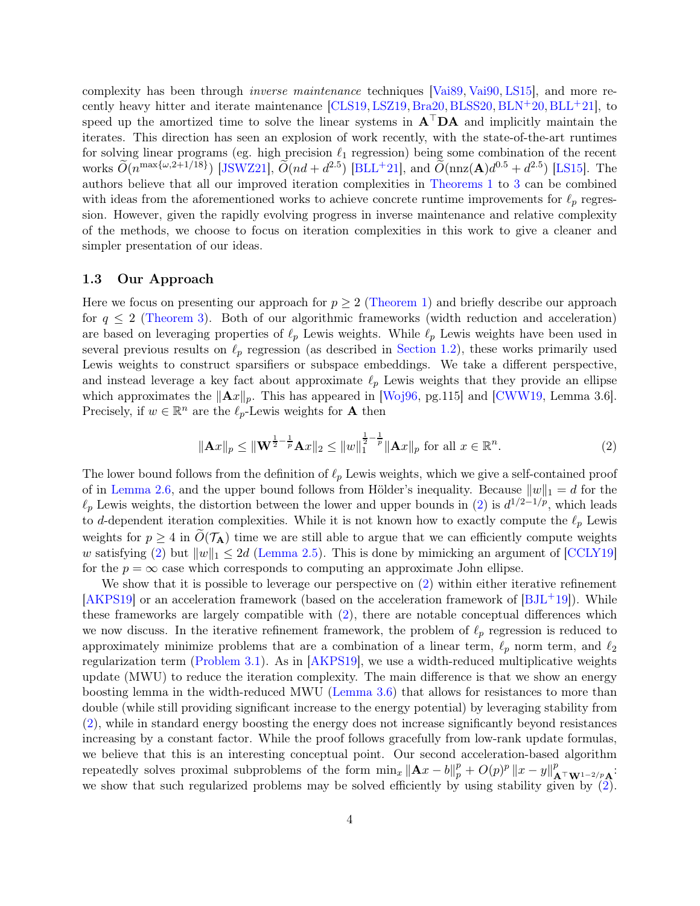complexity has been through *inverse maintenance* techniques [Vai89, Vai90, LS15], and more recently heavy hitter and iterate maintenance [CLS19, LSZ19, Bra20, BLSS20, BLN+20, BLL+21], to speed up the amortized time to solve the linear systems in $\mathbf{A}^\top \mathbf{D} \mathbf{A}$ and implicitly maintain the iterates. This direction has seen an explosion of work recently, with the state-of-the-art runtimes for solving linear programs (eg. high precision $\ell_1$ regression) being some combination of the recent works $\widetilde{O}(n^{\max\{\omega, 2+1/18\}})$ [JSWZ21], $\widetilde{O}(nd + d^{2.5})$ [BLL+21], and $\widetilde{O}(\text{nnz}(\mathbf{A})d^{0.5} + d^{2.5})$ [LS15]. The authors believe that all our improved iteration complexities in Theorems 1 to 3 can be combined with ideas from the aforementioned works to achieve concrete runtime improvements for $\ell_p$ regression. However, given the rapidly evolving progress in inverse maintenance and relative complexity of the methods, we choose to focus on iteration complexities in this work to give a cleaner and simpler presentation of our ideas.

### 1.3 Our Approach

Here we focus on presenting our approach for $p \geq 2$ (Theorem 1) and briefly describe our approach for $q \leq 2$ (Theorem 3). Both of our algorithmic frameworks (width reduction and acceleration) are based on leveraging properties of $\ell_p$ Lewis weights. While $\ell_p$ Lewis weights have been used in several previous results on $\ell_p$ regression (as described in Section 1.2), these works primarily used Lewis weights to construct sparsifiers or subspace embeddings. We take a different perspective, and instead leverage a key fact about approximate $\ell_p$ Lewis weights that they provide an ellipse which approximates the $\|\mathbf{A}x\|_p$. This has appeared in [Woj96, pg.115] and [CWW19, Lemma 3.6]. Precisely, if $w \in \mathbb{R}^n$ are the $\ell_p$-Lewis weights for $\mathbf{A}$ then

$$\|\mathbf{A}x\|_p \leq \|\mathbf{W}^{\frac{1}{2}-\frac{1}{p}}\mathbf{A}x\|_2 \leq \|w\|_1^{\frac{1}{2}-\frac{1}{p}}\|\mathbf{A}x\|_p \text{ for all } x \in \mathbb{R}^n. \tag{2}$$

The lower bound follows from the definition of $\ell_p$ Lewis weights, which we give a self-contained proof of in Lemma 2.6, and the upper bound follows from Hölder's inequality. Because $\|w\|_1 = d$ for the $\ell_p$ Lewis weights, the distortion between the lower and upper bounds in (2) is $d^{1/2-1/p}$, which leads to $d$-dependent iteration complexities. While it is not known how to exactly compute the $\ell_p$ Lewis weights for $p \geq 4$ in $\widetilde{O}(\mathcal{T}_{\mathbf{A}})$ time we are still able to argue that we can efficiently compute weights $w$ satisfying (2) but $\|w\|_1 \leq 2d$ (Lemma 2.5). This is done by mimicking an argument of [CCLY19] for the $p = \infty$ case which corresponds to computing an approximate John ellipse.

We show that it is possible to leverage our perspective on (2) within either iterative refinement [AKPS19] or an acceleration framework (based on the acceleration framework of [BJL+19]). While these frameworks are largely compatible with (2), there are notable conceptual differences which we now discuss. In the iterative refinement framework, the problem of $\ell_p$ regression is reduced to approximately minimize problems that are a combination of a linear term, $\ell_p$ norm term, and $\ell_2$ regularization term (Problem 3.1). As in [AKPS19], we use a width-reduced multiplicative weights update (MWU) to reduce the iteration complexity. The main difference is that we show an energy boosting lemma in the width-reduced MWU (Lemma 3.6) that allows for resistances to more than double (while still providing significant increase to the energy potential) by leveraging stability from (2), while in standard energy boosting the energy does not increase significantly beyond resistances increasing by a constant factor. While the proof follows gracefully from low-rank update formulas, we believe that this is an interesting conceptual point. Our second acceleration-based algorithm repeatedly solves proximal subproblems of the form $\min_x \|\mathbf{A}x - b\|_p^p + O(p)^p \|x - y\|_{\mathbf{A}^\top \mathbf{W}^{1-2/p}\mathbf{A}}^p$: we show that such regularized problems may be solved efficiently by using stability given by (2).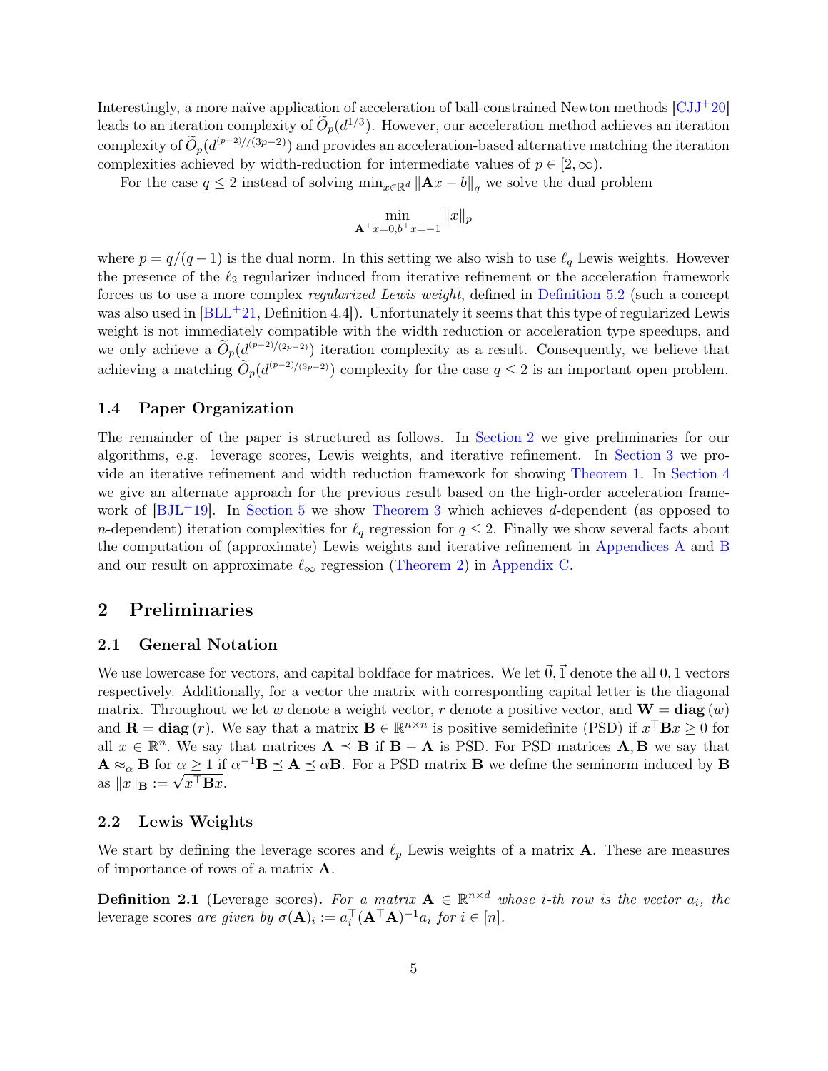Interestingly, a more naïve application of acceleration of ball-constrained Newton methods [CJJ+20] leads to an iteration complexity of $\widetilde{O}_p(d^{1/3})$. However, our acceleration method achieves an iteration complexity of $\widetilde{O}_p(d^{(p-2)/(3p-2)})$ and provides an acceleration-based alternative matching the iteration complexities achieved by width-reduction for intermediate values of $p \in [2, \infty)$.

For the case $q \le 2$ instead of solving $\min_{x \in \mathbb{R}^d} \|\mathbf{A}x - b\|_q$ we solve the dual problem

$$\min_{\mathbf{A}^\top x = 0, b^\top x = -1} \|x\|_p$$

where $p = q/(q-1)$ is the dual norm. In this setting we also wish to use $\ell_q$ Lewis weights. However the presence of the $\ell_2$ regularizer induced from iterative refinement or the acceleration framework forces us to use a more complex *regularized Lewis weight*, defined in Definition 5.2 (such a concept was also used in [BLL+21, Definition 4.4]). Unfortunately it seems that this type of regularized Lewis weight is not immediately compatible with the width reduction or acceleration type speedups, and we only achieve a $\widetilde{O}_p(d^{(p-2)/(2p-2)})$ iteration complexity as a result. Consequently, we believe that achieving a matching $\widetilde{O}_p(d^{(p-2)/(3p-2)})$ complexity for the case $q \le 2$ is an important open problem.

### 1.4 Paper Organization

The remainder of the paper is structured as follows. In Section 2 we give preliminaries for our algorithms, e.g. leverage scores, Lewis weights, and iterative refinement. In Section 3 we provide an iterative refinement and width reduction framework for showing Theorem 1. In Section 4 we give an alternate approach for the previous result based on the high-order acceleration framework of [BJL+19]. In Section 5 we show Theorem 3 which achieves $d$-dependent (as opposed to $n$-dependent) iteration complexities for $\ell_q$ regression for $q \le 2$. Finally we show several facts about the computation of (approximate) Lewis weights and iterative refinement in Appendices A and B and our result on approximate $\ell_\infty$ regression (Theorem 2) in Appendix C.

## 2 Preliminaries

### 2.1 General Notation

We use lowercase for vectors, and capital boldface for matrices. We let $\vec{0}, \vec{1}$ denote the all 0, 1 vectors respectively. Additionally, for a vector the matrix with corresponding capital letter is the diagonal matrix. Throughout we let $w$ denote a weight vector, $r$ denote a positive vector, and $\mathbf{W} = \mathbf{diag}(w)$ and $\mathbf{R} = \mathbf{diag}(r)$. We say that a matrix $\mathbf{B} \in \mathbb{R}^{n \times n}$ is positive semidefinite (PSD) if $x^\top \mathbf{B} x \ge 0$ for all $x \in \mathbb{R}^n$. We say that matrices $\mathbf{A} \preceq \mathbf{B}$ if $\mathbf{B} - \mathbf{A}$ is PSD. For PSD matrices $\mathbf{A}, \mathbf{B}$ we say that $\mathbf{A} \approx_\alpha \mathbf{B}$ for $\alpha \ge 1$ if $\alpha^{-1}\mathbf{B} \preceq \mathbf{A} \preceq \alpha \mathbf{B}$. For a PSD matrix $\mathbf{B}$ we define the seminorm induced by $\mathbf{B}$ as $\|x\|_{\mathbf{B}} := \sqrt{x^\top \mathbf{B} x}$.

### 2.2 Lewis Weights

We start by defining the leverage scores and $\ell_p$ Lewis weights of a matrix $\mathbf{A}$. These are measures of importance of rows of a matrix $\mathbf{A}$.

**Definition 2.1** (Leverage scores)**.** *For a matrix $\mathbf{A} \in \mathbb{R}^{n \times d}$ whose $i$-th row is the vector $a_i$, the* leverage scores *are given by $\sigma(\mathbf{A})_i := a_i^\top (\mathbf{A}^\top \mathbf{A})^{-1} a_i$ for $i \in [n]$.*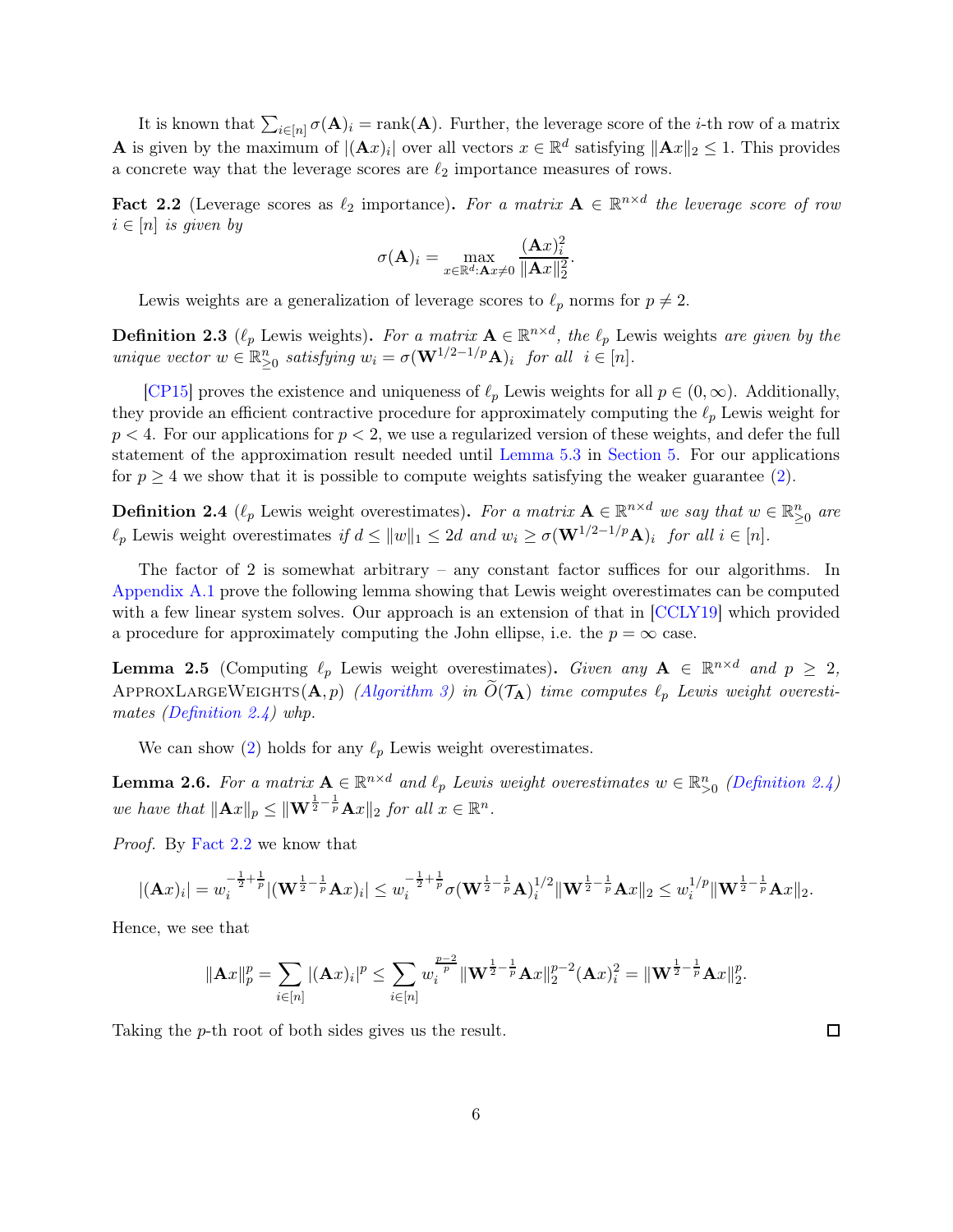It is known that $\sum_{i\in[n]} \sigma(\mathbf{A})_i = \text{rank}(\mathbf{A})$. Further, the leverage score of the $i$-th row of a matrix $\mathbf{A}$ is given by the maximum of $|(\mathbf{A}x)_i|$ over all vectors $x \in \mathbb{R}^d$ satisfying $\|\mathbf{A}x\|_2 \leq 1$. This provides a concrete way that the leverage scores are $\ell_2$ importance measures of rows.

**Fact 2.2** (Leverage scores as $\ell_2$ importance)**.** *For a matrix $\mathbf{A} \in \mathbb{R}^{n\times d}$ the leverage score of row $i \in [n]$ is given by*

$$\sigma(\mathbf{A})_i = \max_{x\in\mathbb{R}^d:\mathbf{A}x\neq 0} \frac{(\mathbf{A}x)_i^2}{\|\mathbf{A}x\|_2^2}.$$

Lewis weights are a generalization of leverage scores to $\ell_p$ norms for $p \neq 2$.

**Definition 2.3** ($\ell_p$ Lewis weights)**.** *For a matrix $\mathbf{A} \in \mathbb{R}^{n\times d}$, the $\ell_p$ Lewis weights are given by the unique vector $w \in \mathbb{R}^n_{\geq 0}$ satisfying $w_i = \sigma(\mathbf{W}^{1/2-1/p}\mathbf{A})_i$ for all $i \in [n]$.*

[CP15] proves the existence and uniqueness of $\ell_p$ Lewis weights for all $p \in (0, \infty)$. Additionally, they provide an efficient contractive procedure for approximately computing the $\ell_p$ Lewis weight for $p < 4$. For our applications for $p < 2$, we use a regularized version of these weights, and defer the full statement of the approximation result needed until Lemma 5.3 in Section 5. For our applications for $p \geq 4$ we show that it is possible to compute weights satisfying the weaker guarantee (2).

**Definition 2.4** ($\ell_p$ Lewis weight overestimates)**.** *For a matrix $\mathbf{A} \in \mathbb{R}^{n\times d}$ we say that $w \in \mathbb{R}^n_{\geq 0}$ are $\ell_p$ Lewis weight overestimates if $d \leq \|w\|_1 \leq 2d$ and $w_i \geq \sigma(\mathbf{W}^{1/2-1/p}\mathbf{A})_i$ for all $i \in [n]$.*

The factor of 2 is somewhat arbitrary – any constant factor suffices for our algorithms. In Appendix A.1 prove the following lemma showing that Lewis weight overestimates can be computed with a few linear system solves. Our approach is an extension of that in [CCLY19] which provided a procedure for approximately computing the John ellipse, i.e. the $p = \infty$ case.

**Lemma 2.5** (Computing $\ell_p$ Lewis weight overestimates)**.** *Given any $\mathbf{A} \in \mathbb{R}^{n\times d}$ and $p \geq 2$,* ApproxLargeWeights$(\mathbf{A}, p)$ *(Algorithm 3) in $\widetilde{O}(\mathcal{T}_{\mathbf{A}})$ time computes $\ell_p$ Lewis weight overestimates (Definition 2.4) whp.*

We can show (2) holds for any $\ell_p$ Lewis weight overestimates.

**Lemma 2.6.** *For a matrix $\mathbf{A} \in \mathbb{R}^{n\times d}$ and $\ell_p$ Lewis weight overestimates $w \in \mathbb{R}^n_{>0}$ (Definition 2.4) we have that $\|\mathbf{A}x\|_p \leq \|\mathbf{W}^{\frac{1}{2}-\frac{1}{p}}\mathbf{A}x\|_2$ for all $x \in \mathbb{R}^n$.*

*Proof.* By Fact 2.2 we know that

$$|(\mathbf{A}x)_i| = w_i^{-\frac{1}{2}+\frac{1}{p}}|(\mathbf{W}^{\frac{1}{2}-\frac{1}{p}}\mathbf{A}x)_i| \leq w_i^{-\frac{1}{2}+\frac{1}{p}}\sigma(\mathbf{W}^{\frac{1}{2}-\frac{1}{p}}\mathbf{A})_i^{1/2}\|\mathbf{W}^{\frac{1}{2}-\frac{1}{p}}\mathbf{A}x\|_2 \leq w_i^{1/p}\|\mathbf{W}^{\frac{1}{2}-\frac{1}{p}}\mathbf{A}x\|_2.$$

Hence, we see that

$$\|\mathbf{A}x\|_p^p = \sum_{i\in[n]} |(\mathbf{A}x)_i|^p \leq \sum_{i\in[n]} w_i^{\frac{p-2}{p}}\|\mathbf{W}^{\frac{1}{2}-\frac{1}{p}}\mathbf{A}x\|_2^{p-2}(\mathbf{A}x)_i^2 = \|\mathbf{W}^{\frac{1}{2}-\frac{1}{p}}\mathbf{A}x\|_2^p.$$

Taking the $p$-th root of both sides gives us the result. $\square$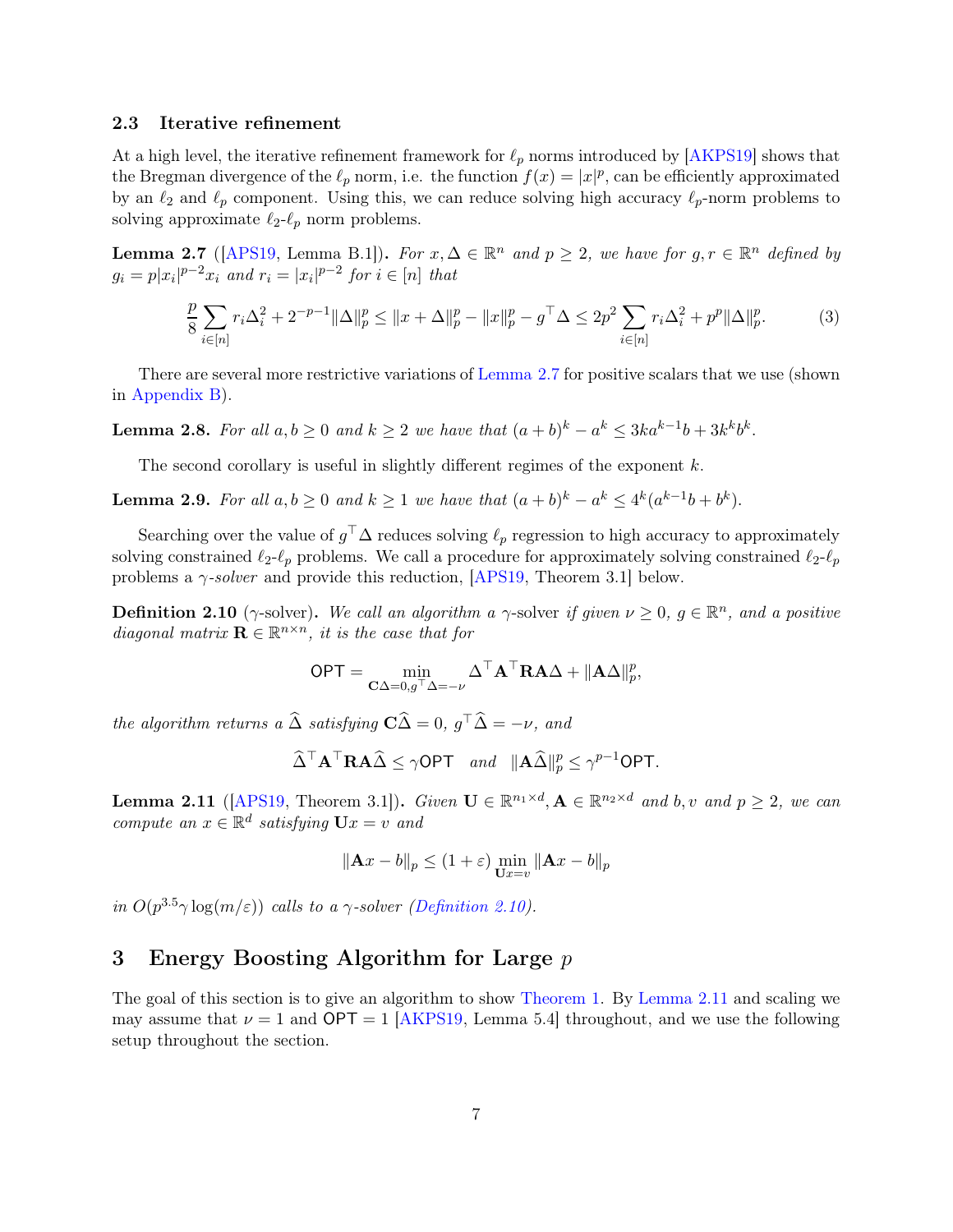### 2.3 Iterative refinement

At a high level, the iterative refinement framework for $\ell_p$ norms introduced by [AKPS19] shows that the Bregman divergence of the $\ell_p$ norm, i.e. the function $f(x) = |x|^p$, can be efficiently approximated by an $\ell_2$ and $\ell_p$ component. Using this, we can reduce solving high accuracy $\ell_p$-norm problems to solving approximate $\ell_2$-$\ell_p$ norm problems.

**Lemma 2.7** ([APS19, Lemma B.1])**.** *For $x, \Delta \in \mathbb{R}^n$ and $p \geq 2$, we have for $g, r \in \mathbb{R}^n$ defined by $g_i = p|x_i|^{p-2}x_i$ and $r_i = |x_i|^{p-2}$ for $i \in [n]$ that*

$$\frac{p}{8}\sum_{i\in[n]} r_i\Delta_i^2 + 2^{-p-1}\|\Delta\|_p^p \leq \|x+\Delta\|_p^p - \|x\|_p^p - g^\top\Delta \leq 2p^2\sum_{i\in[n]} r_i\Delta_i^2 + p^p\|\Delta\|_p^p. \tag{3}$$

There are several more restrictive variations of Lemma 2.7 for positive scalars that we use (shown in Appendix B).

**Lemma 2.8.** *For all $a, b \geq 0$ and $k \geq 2$ we have that $(a+b)^k - a^k \leq 3ka^{k-1}b + 3k^kb^k$.*

The second corollary is useful in slightly different regimes of the exponent $k$.

**Lemma 2.9.** *For all $a, b \geq 0$ and $k \geq 1$ we have that $(a+b)^k - a^k \leq 4^k(a^{k-1}b + b^k)$.*

Searching over the value of $g^\top\Delta$ reduces solving $\ell_p$ regression to high accuracy to approximately solving constrained $\ell_2$-$\ell_p$ problems. We call a procedure for approximately solving constrained $\ell_2$-$\ell_p$ problems a *$\gamma$-solver* and provide this reduction, [APS19, Theorem 3.1] below.

**Definition 2.10** ($\gamma$-solver)**.** *We call an algorithm a* $\gamma$-solver *if given $\nu \geq 0$, $g \in \mathbb{R}^n$, and a positive diagonal matrix $\mathbf{R} \in \mathbb{R}^{n\times n}$, it is the case that for*

$$\mathsf{OPT} = \min_{\mathbf{C}\Delta=0, g^\top\Delta=-\nu} \Delta^\top\mathbf{A}^\top\mathbf{R}\mathbf{A}\Delta + \|\mathbf{A}\Delta\|_p^p,$$

*the algorithm returns a $\widehat{\Delta}$ satisfying $\mathbf{C}\widehat{\Delta} = 0$, $g^\top\widehat{\Delta} = -\nu$, and*

$$\widehat{\Delta}^\top\mathbf{A}^\top\mathbf{R}\mathbf{A}\widehat{\Delta} \leq \gamma\mathsf{OPT} \quad \text{and} \quad \|\mathbf{A}\widehat{\Delta}\|_p^p \leq \gamma^{p-1}\mathsf{OPT}.$$

**Lemma 2.11** ([APS19, Theorem 3.1])**.** *Given $\mathbf{U} \in \mathbb{R}^{n_1\times d}, \mathbf{A} \in \mathbb{R}^{n_2\times d}$ and $b, v$ and $p \geq 2$, we can compute an $x \in \mathbb{R}^d$ satisfying $\mathbf{U}x = v$ and*

$$\|\mathbf{A}x - b\|_p \leq (1+\varepsilon)\min_{\mathbf{U}x=v}\|\mathbf{A}x - b\|_p$$

*in $O(p^{3.5}\gamma\log(m/\varepsilon))$ calls to a $\gamma$-solver (Definition 2.10).*

## 3 Energy Boosting Algorithm for Large $p$

The goal of this section is to give an algorithm to show Theorem 1. By Lemma 2.11 and scaling we may assume that $\nu = 1$ and $\mathsf{OPT} = 1$ [AKPS19, Lemma 5.4] throughout, and we use the following setup throughout the section.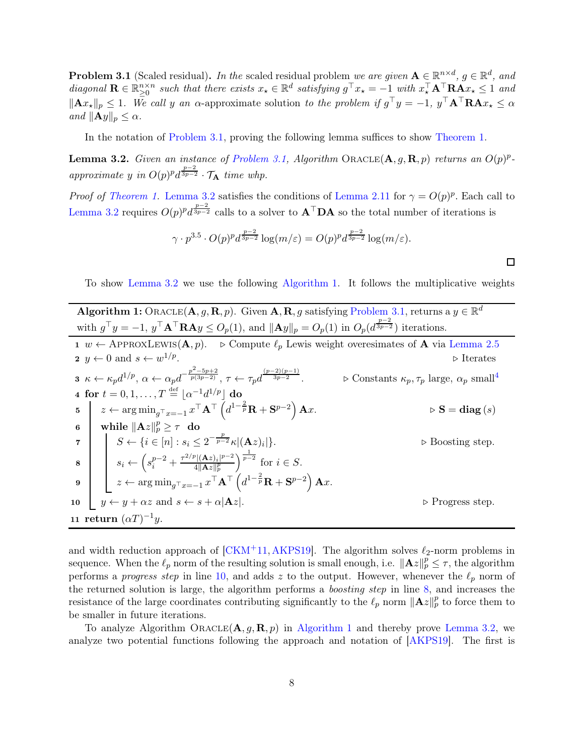**Problem 3.1** (Scaled residual)**.** *In the* scaled residual problem *we are given* $\mathbf{A} \in \mathbb{R}^{n\times d}$*,* $g \in \mathbb{R}^d$*, and diagonal* $\mathbf{R} \in \mathbb{R}^{n\times n}_{\geq 0}$ *such that there exists* $x_\star \in \mathbb{R}^d$ *satisfying* $g^\top x_\star = -1$ *with* $x_\star^\top \mathbf{A}^\top \mathbf{R}\mathbf{A} x_\star \leq 1$ *and* $\|\mathbf{A}x_\star\|_p \leq 1$*. We call* $y$ *an* $\alpha$-approximate solution *to the problem if* $g^\top y = -1$*,* $y^\top \mathbf{A}^\top \mathbf{R}\mathbf{A} x_\star \leq \alpha$ *and* $\|\mathbf{A}y\|_p \leq \alpha$*.*

In the notation of Problem 3.1, proving the following lemma suffices to show Theorem 1.

**Lemma 3.2.** *Given an instance of Problem 3.1, Algorithm* ORACLE$(\mathbf{A}, g, \mathbf{R}, p)$ *returns an* $O(p)^p$*-approximate* $y$ *in* $O(p)^p d^{\frac{p-2}{3p-2}} \cdot \mathcal{T}_{\mathbf{A}}$ *time whp.*

*Proof of Theorem 1.* Lemma 3.2 satisfies the conditions of Lemma 2.11 for $\gamma = O(p)^p$. Each call to Lemma 3.2 requires $O(p)^p d^{\frac{p-2}{3p-2}}$ calls to a solver to $\mathbf{A}^\top \mathbf{D}\mathbf{A}$ so the total number of iterations is

$$\gamma \cdot p^{3.5} \cdot O(p)^p d^{\frac{p-2}{3p-2}} \log(m/\varepsilon) = O(p)^p d^{\frac{p-2}{3p-2}} \log(m/\varepsilon).$$

□

To show Lemma 3.2 we use the following Algorithm 1. It follows the multiplicative weights and width reduction approach of [CKM+11, AKPS19]. The algorithm solves $\ell_2$-norm problems in sequence. When the $\ell_p$ norm of the resulting solution is small enough, i.e. $\|\mathbf{A}z\|_p^p \leq \tau$, the algorithm performs a *progress step* in line 10, and adds $z$ to the output. However, whenever the $\ell_p$ norm of the returned solution is large, the algorithm performs a *boosting step* in line 8, and increases the resistance of the large coordinates contributing significantly to the $\ell_p$ norm $\|\mathbf{A}z\|_p^p$ to force them to be smaller in future iterations.

**Algorithm 1:** ORACLE$(\mathbf{A}, g, \mathbf{R}, p)$. Given $\mathbf{A}, \mathbf{R}, g$ satisfying Problem 3.1, returns a $y \in \mathbb{R}^d$ with $g^\top y = -1$, $y^\top \mathbf{A}^\top \mathbf{R}\mathbf{A} y \leq O_p(1)$, and $\|\mathbf{A}y\|_p = O_p(1)$ in $O_p(d^{\frac{p-2}{3p-2}})$ iterations.

```
1  w ← APPROXLEWIS(A, p).        ▷ Compute ℓ_p Lewis weight overesimates of A via Lemma 2.5
2  y ← 0 and s ← w^{1/p}.                                                          ▷ Iterates
3  κ ← κ_p d^{1/p}, α ← α_p d^{-(p^2-5p+2)/(p(3p-2))}, τ ← τ_p d^{(p-2)(p-1)/(3p-2)}.
                                                   ▷ Constants κ_p, τ_p large, α_p small[4]
4  for t = 0, 1, ..., T := ⌊α^{-1} d^{1/p}⌋ do
5      z ← argmin_{g^T x = -1} x^T A^T (d^{1-2/p} R + S^{p-2}) A x.            ▷ S = diag(s)
6      while ‖Az‖_p^p ≥ τ do
7          S ← {i ∈ [n] : s_i ≤ 2^{-p/(p-2)} κ |(Az)_i|}.                      ▷ Boosting step.
8          s_i ← ( s_i^{p-2} + τ^{2/p} |(Az)_i|^{p-2} / (4 ‖Az‖_p^p) )^{1/(p-2)} for i ∈ S.
9          z ← argmin_{g^T x = -1} x^T A^T (d^{1-2/p} R + S^{p-2}) A x.
10     y ← y + αz and s ← s + α|Az|.                                            ▷ Progress step.
11 return (αT)^{-1} y.
```

To analyze Algorithm ORACLE$(\mathbf{A}, g, \mathbf{R}, p)$ in Algorithm 1 and thereby prove Lemma 3.2, we analyze two potential functions following the approach and notation of [AKPS19]. The first is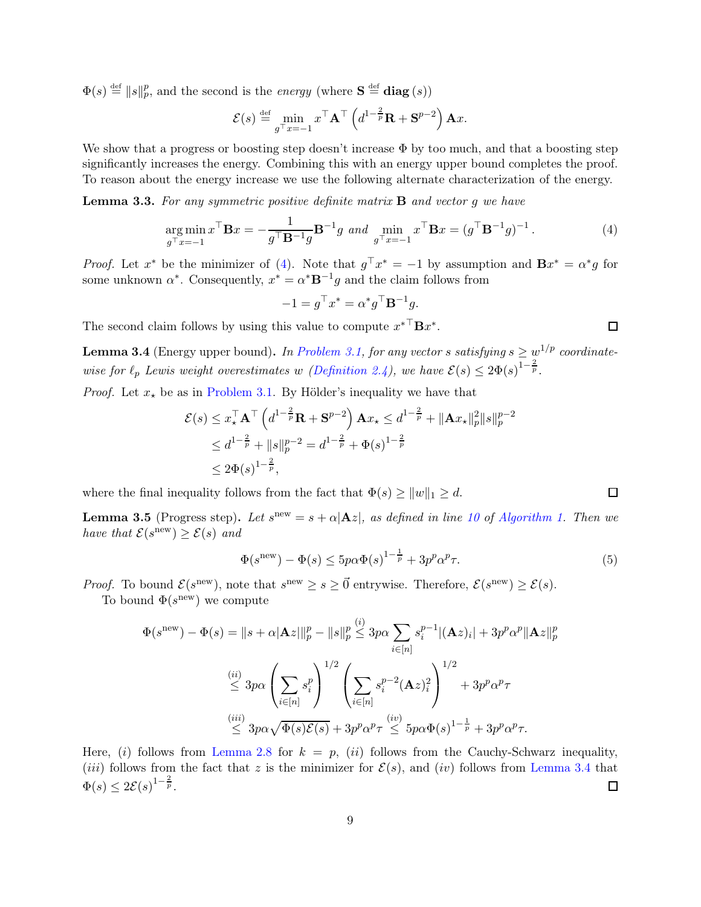$\Phi(s) \stackrel{\text{def}}{=} \|s\|_p^p$, and the second is the *energy* (where $\mathbf{S} \stackrel{\text{def}}{=} \mathbf{diag}(s)$)

$$\mathcal{E}(s) \stackrel{\text{def}}{=} \min_{g^\top x = -1} x^\top \mathbf{A}^\top \left( d^{1-\frac{2}{p}} \mathbf{R} + \mathbf{S}^{p-2} \right) \mathbf{A} x.$$

We show that a progress or boosting step doesn't increase $\Phi$ by too much, and that a boosting step significantly increases the energy. Combining this with an energy upper bound completes the proof. To reason about the energy increase we use the following alternate characterization of the energy.

**Lemma 3.3.** *For any symmetric positive definite matrix $\mathbf{B}$ and vector $g$ we have*

$$\arg\min_{g^\top x = -1} x^\top \mathbf{B} x = -\frac{1}{g^\top \mathbf{B}^{-1} g} \mathbf{B}^{-1} g \text{ and } \min_{g^\top x = -1} x^\top \mathbf{B} x = (g^\top \mathbf{B}^{-1} g)^{-1}. \tag{4}$$

*Proof.* Let $x^*$ be the minimizer of (4). Note that $g^\top x^* = -1$ by assumption and $\mathbf{B} x^* = \alpha^* g$ for some unknown $\alpha^*$. Consequently, $x^* = \alpha^* \mathbf{B}^{-1} g$ and the claim follows from

$$-1 = g^\top x^* = \alpha^* g^\top \mathbf{B}^{-1} g.$$

The second claim follows by using this value to compute ${x^*}^\top \mathbf{B} x^*$. $\square$

**Lemma 3.4** (Energy upper bound)**.** *In Problem 3.1, for any vector $s$ satisfying $s \geq w^{1/p}$ coordinate-wise for $\ell_p$ Lewis weight overestimates $w$ (Definition 2.4), we have $\mathcal{E}(s) \leq 2\Phi(s)^{1-\frac{2}{p}}$.*

*Proof.* Let $x_\star$ be as in Problem 3.1. By Hölder's inequality we have that

$$\begin{aligned}
\mathcal{E}(s) &\leq x_\star^\top \mathbf{A}^\top \left( d^{1-\frac{2}{p}} \mathbf{R} + \mathbf{S}^{p-2} \right) \mathbf{A} x_\star \leq d^{1-\frac{2}{p}} + \|\mathbf{A} x_\star\|_p^2 \|s\|_p^{p-2} \\
&\leq d^{1-\frac{2}{p}} + \|s\|_p^{p-2} = d^{1-\frac{2}{p}} + \Phi(s)^{1-\frac{2}{p}} \\
&\leq 2\Phi(s)^{1-\frac{2}{p}},
\end{aligned}$$

where the final inequality follows from the fact that $\Phi(s) \geq \|w\|_1 \geq d$. $\square$

**Lemma 3.5** (Progress step)**.** *Let $s^{\text{new}} = s + \alpha|\mathbf{A}z|$, as defined in line 10 of Algorithm 1. Then we have that $\mathcal{E}(s^{\text{new}}) \geq \mathcal{E}(s)$ and*

$$\Phi(s^{\text{new}}) - \Phi(s) \leq 5p\alpha\Phi(s)^{1-\frac{1}{p}} + 3p^p \alpha^p \tau. \tag{5}$$

*Proof.* To bound $\mathcal{E}(s^{\text{new}})$, note that $s^{\text{new}} \geq s \geq \vec{0}$ entrywise. Therefore, $\mathcal{E}(s^{\text{new}}) \geq \mathcal{E}(s)$.

To bound $\Phi(s^{\text{new}})$ we compute

$$\begin{aligned}
\Phi(s^{\text{new}}) - \Phi(s) &= \|s + \alpha|\mathbf{A}z|\|_p^p - \|s\|_p^p \stackrel{(i)}{\leq} 3p\alpha \sum_{i \in [n]} s_i^{p-1} |(\mathbf{A}z)_i| + 3p^p \alpha^p \|\mathbf{A}z\|_p^p \\
&\stackrel{(ii)}{\leq} 3p\alpha \left( \sum_{i \in [n]} s_i^p \right)^{1/2} \left( \sum_{i \in [n]} s_i^{p-2} (\mathbf{A}z)_i^2 \right)^{1/2} + 3p^p \alpha^p \tau \\
&\stackrel{(iii)}{\leq} 3p\alpha \sqrt{\Phi(s)\mathcal{E}(s)} + 3p^p \alpha^p \tau \stackrel{(iv)}{\leq} 5p\alpha\Phi(s)^{1-\frac{1}{p}} + 3p^p \alpha^p \tau.
\end{aligned}$$

Here, $(i)$ follows from Lemma 2.8 for $k = p$, $(ii)$ follows from the Cauchy-Schwarz inequality, $(iii)$ follows from the fact that $z$ is the minimizer for $\mathcal{E}(s)$, and $(iv)$ follows from Lemma 3.4 that $\Phi(s) \leq 2\mathcal{E}(s)^{1-\frac{2}{p}}$. $\square$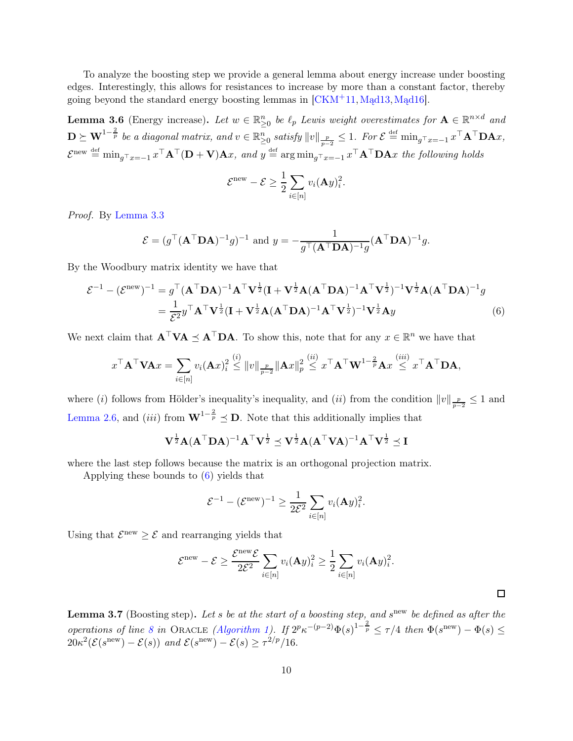To analyze the boosting step we provide a general lemma about energy increase under boosting edges. Interestingly, this allows for resistances to increase by more than a constant factor, thereby going beyond the standard energy boosting lemmas in [CKM+11, Mąd13, Mąd16].

**Lemma 3.6** (Energy increase)**.** *Let $w \in \mathbb{R}^n_{\ge 0}$ be $\ell_p$ Lewis weight overestimates for $\mathbf{A} \in \mathbb{R}^{n \times d}$ and $\mathbf{D} \succeq \mathbf{W}^{1-\frac{2}{p}}$ be a diagonal matrix, and $v \in \mathbb{R}^n_{\ge 0}$ satisfy $\|v\|_{\frac{p}{p-2}} \le 1$. For $\mathcal{E} \stackrel{\text{def}}{=} \min_{g^\top x = -1} x^\top \mathbf{A}^\top \mathbf{D} \mathbf{A} x$, $\mathcal{E}^{\text{new}} \stackrel{\text{def}}{=} \min_{g^\top x=-1} x^\top \mathbf{A}^\top (\mathbf{D}+\mathbf{V})\mathbf{A}x$, and $y \stackrel{\text{def}}{=} \arg\min_{g^\top x=-1} x^\top \mathbf{A}^\top \mathbf{D}\mathbf{A}x$ the following holds*

$$\mathcal{E}^{\text{new}} - \mathcal{E} \ge \frac{1}{2}\sum_{i \in [n]} v_i (\mathbf{A}y)_i^2.$$

*Proof.* By Lemma 3.3

$$\mathcal{E} = (g^\top (\mathbf{A}^\top \mathbf{D} \mathbf{A})^{-1} g)^{-1} \text{ and } y = -\frac{1}{g^\top (\mathbf{A}^\top \mathbf{D}\mathbf{A})^{-1} g} (\mathbf{A}^\top \mathbf{D} \mathbf{A})^{-1} g.$$

By the Woodbury matrix identity we have that

$$\begin{aligned}
\mathcal{E}^{-1} - (\mathcal{E}^{\text{new}})^{-1} &= g^\top (\mathbf{A}^\top \mathbf{D}\mathbf{A})^{-1} \mathbf{A}^\top \mathbf{V}^{\frac{1}{2}} (\mathbf{I} + \mathbf{V}^{\frac{1}{2}} \mathbf{A} (\mathbf{A}^\top \mathbf{D} \mathbf{A})^{-1} \mathbf{A}^\top \mathbf{V}^{\frac{1}{2}})^{-1} \mathbf{V}^{\frac{1}{2}} \mathbf{A} (\mathbf{A}^\top \mathbf{D}\mathbf{A})^{-1} g \\
&= \frac{1}{\mathcal{E}^2} y^\top \mathbf{A}^\top \mathbf{V}^{\frac{1}{2}} (\mathbf{I} + \mathbf{V}^{\frac{1}{2}} \mathbf{A} (\mathbf{A}^\top \mathbf{D}\mathbf{A})^{-1} \mathbf{A}^\top \mathbf{V}^{\frac{1}{2}})^{-1} \mathbf{V}^{\frac{1}{2}} \mathbf{A} y
\end{aligned} \tag{6}$$

We next claim that $\mathbf{A}^\top \mathbf{V} \mathbf{A} \preceq \mathbf{A}^\top \mathbf{D} \mathbf{A}$. To show this, note that for any $x \in \mathbb{R}^n$ we have that

$$x^\top \mathbf{A}^\top \mathbf{V} \mathbf{A} x = \sum_{i \in [n]} v_i (\mathbf{A}x)_i^2 \stackrel{(i)}{\le} \|v\|_{\frac{p}{p-2}} \|\mathbf{A}x\|_p^2 \stackrel{(ii)}{\le} x^\top \mathbf{A}^\top \mathbf{W}^{1-\frac{2}{p}} \mathbf{A} x \stackrel{(iii)}{\le} x^\top \mathbf{A}^\top \mathbf{D}\mathbf{A},$$

where $(i)$ follows from Hölder's inequality's inequality, and $(ii)$ from the condition $\|v\|_{\frac{p}{p-2}} \le 1$ and Lemma 2.6, and $(iii)$ from $\mathbf{W}^{1-\frac{2}{p}} \preceq \mathbf{D}$. Note that this additionally implies that

$$\mathbf{V}^{\frac{1}{2}} \mathbf{A} (\mathbf{A}^\top \mathbf{D} \mathbf{A})^{-1} \mathbf{A}^\top \mathbf{V}^{\frac{1}{2}} \preceq \mathbf{V}^{\frac{1}{2}} \mathbf{A} (\mathbf{A}^\top \mathbf{V} \mathbf{A})^{-1} \mathbf{A}^\top \mathbf{V}^{\frac{1}{2}} \preceq \mathbf{I}$$

where the last step follows because the matrix is an orthogonal projection matrix.

Applying these bounds to (6) yields that

$$\mathcal{E}^{-1} - (\mathcal{E}^{\text{new}})^{-1} \ge \frac{1}{2\mathcal{E}^2} \sum_{i \in [n]} v_i (\mathbf{A}y)_i^2.$$

Using that $\mathcal{E}^{\text{new}} \ge \mathcal{E}$ and rearranging yields that

$$\mathcal{E}^{\text{new}} - \mathcal{E} \ge \frac{\mathcal{E}^{\text{new}} \mathcal{E}}{2\mathcal{E}^2} \sum_{i \in [n]} v_i (\mathbf{A}y)_i^2 \ge \frac{1}{2} \sum_{i \in [n]} v_i (\mathbf{A}y)_i^2.$$

$\square$

**Lemma 3.7** (Boosting step)**.** *Let $s$ be at the start of a boosting step, and $s^{\text{new}}$ be defined as after the operations of line 8 in* Oracle *(Algorithm 1). If $2^p \kappa^{-(p-2)} \Phi(s)^{1-\frac{2}{p}} \le \tau/4$ then $\Phi(s^{\text{new}}) - \Phi(s) \le 20\kappa^2 (\mathcal{E}(s^{\text{new}}) - \mathcal{E}(s))$ and $\mathcal{E}(s^{\text{new}}) - \mathcal{E}(s) \ge \tau^{2/p}/16$.*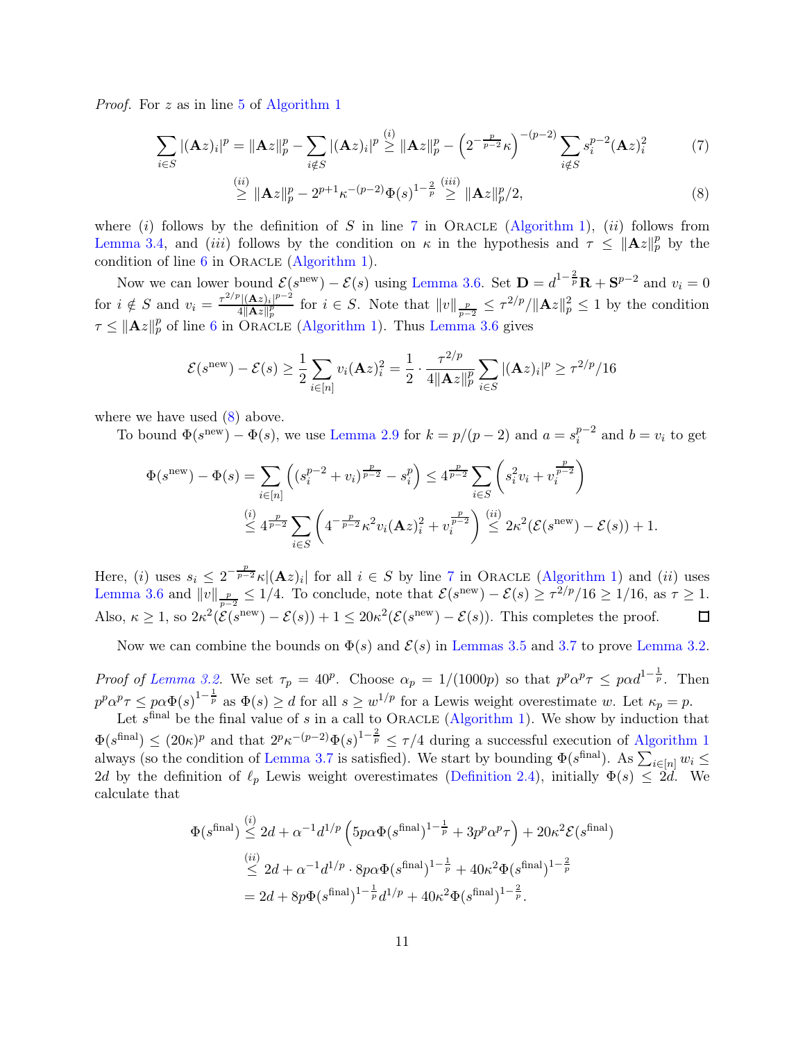*Proof.* For $z$ as in line 5 of Algorithm 1

$$\sum_{i \in S} |(\mathbf{A}z)_i|^p = \|\mathbf{A}z\|_p^p - \sum_{i \notin S} |(\mathbf{A}z)_i|^p \overset{(i)}{\geq} \|\mathbf{A}z\|_p^p - \left(2^{-\frac{p}{p-2}}\kappa\right)^{-(p-2)} \sum_{i \notin S} s_i^{p-2}(\mathbf{A}z)_i^2 \tag{7}$$

$$\overset{(ii)}{\geq} \|\mathbf{A}z\|_p^p - 2^{p+1}\kappa^{-(p-2)}\Phi(s)^{1-\frac{2}{p}} \overset{(iii)}{\geq} \|\mathbf{A}z\|_p^p/2, \tag{8}$$

where $(i)$ follows by the definition of $S$ in line 7 in Oracle (Algorithm 1), $(ii)$ follows from Lemma 3.4, and $(iii)$ follows by the condition on $\kappa$ in the hypothesis and $\tau \leq \|\mathbf{A}z\|_p^p$ by the condition of line 6 in Oracle (Algorithm 1).

Now we can lower bound $\mathcal{E}(s^{\text{new}}) - \mathcal{E}(s)$ using Lemma 3.6. Set $\mathbf{D} = d^{1-\frac{2}{p}}\mathbf{R} + \mathbf{S}^{p-2}$ and $v_i = 0$ for $i \notin S$ and $v_i = \frac{\tau^{2/p}|(\mathbf{A}z)_i|^{p-2}}{4\|\mathbf{A}z\|_p^p}$ for $i \in S$. Note that $\|v\|_{\frac{p}{p-2}} \leq \tau^{2/p}/\|\mathbf{A}z\|_p^2 \leq 1$ by the condition $\tau \leq \|\mathbf{A}z\|_p^p$ of line 6 in Oracle (Algorithm 1). Thus Lemma 3.6 gives

$$\mathcal{E}(s^{\text{new}}) - \mathcal{E}(s) \geq \frac{1}{2}\sum_{i \in [n]} v_i(\mathbf{A}z)_i^2 = \frac{1}{2} \cdot \frac{\tau^{2/p}}{4\|\mathbf{A}z\|_p^p}\sum_{i \in S}|(\mathbf{A}z)_i|^p \geq \tau^{2/p}/16$$

where we have used (8) above.

To bound $\Phi(s^{\text{new}}) - \Phi(s)$, we use Lemma 2.9 for $k = p/(p-2)$ and $a = s_i^{p-2}$ and $b = v_i$ to get

$$\Phi(s^{\text{new}}) - \Phi(s) = \sum_{i \in [n]}\left((s_i^{p-2} + v_i)^{\frac{p}{p-2}} - s_i^p\right) \leq 4^{\frac{p}{p-2}}\sum_{i \in S}\left(s_i^2 v_i + v_i^{\frac{p}{p-2}}\right)$$

$$\overset{(i)}{\leq} 4^{\frac{p}{p-2}}\sum_{i \in S}\left(4^{-\frac{p}{p-2}}\kappa^2 v_i(\mathbf{A}z)_i^2 + v_i^{\frac{p}{p-2}}\right) \overset{(ii)}{\leq} 2\kappa^2(\mathcal{E}(s^{\text{new}}) - \mathcal{E}(s)) + 1.$$

Here, $(i)$ uses $s_i \leq 2^{-\frac{p}{p-2}}\kappa|(\mathbf{A}z)_i|$ for all $i \in S$ by line 7 in Oracle (Algorithm 1) and $(ii)$ uses Lemma 3.6 and $\|v\|_{\frac{p}{p-2}} \leq 1/4$. To conclude, note that $\mathcal{E}(s^{\text{new}}) - \mathcal{E}(s) \geq \tau^{2/p}/16 \geq 1/16$, as $\tau \geq 1$. Also, $\kappa \geq 1$, so $2\kappa^2(\mathcal{E}(s^{\text{new}}) - \mathcal{E}(s)) + 1 \leq 20\kappa^2(\mathcal{E}(s^{\text{new}}) - \mathcal{E}(s))$. This completes the proof. ◻

Now we can combine the bounds on $\Phi(s)$ and $\mathcal{E}(s)$ in Lemmas 3.5 and 3.7 to prove Lemma 3.2.

*Proof of Lemma 3.2.* We set $\tau_p = 40^p$. Choose $\alpha_p = 1/(1000p)$ so that $p^p\alpha^p\tau \leq p\alpha d^{1-\frac{1}{p}}$. Then $p^p\alpha^p\tau \leq p\alpha\Phi(s)^{1-\frac{1}{p}}$ as $\Phi(s) \geq d$ for all $s \geq w^{1/p}$ for a Lewis weight overestimate $w$. Let $\kappa_p = p$.

Let $s^{\text{final}}$ be the final value of $s$ in a call to Oracle (Algorithm 1). We show by induction that $\Phi(s^{\text{final}}) \leq (20\kappa)^p$ and that $2^p\kappa^{-(p-2)}\Phi(s)^{1-\frac{2}{p}} \leq \tau/4$ during a successful execution of Algorithm 1 always (so the condition of Lemma 3.7 is satisfied). We start by bounding $\Phi(s^{\text{final}})$. As $\sum_{i \in [n]} w_i \leq 2d$ by the definition of $\ell_p$ Lewis weight overestimates (Definition 2.4), initially $\Phi(s) \leq 2d$. We calculate that

$$\Phi(s^{\text{final}}) \overset{(i)}{\leq} 2d + \alpha^{-1}d^{1/p}\left(5p\alpha\Phi(s^{\text{final}})^{1-\frac{1}{p}} + 3p^p\alpha^p\tau\right) + 20\kappa^2\mathcal{E}(s^{\text{final}})$$

$$\overset{(ii)}{\leq} 2d + \alpha^{-1}d^{1/p} \cdot 8p\alpha\Phi(s^{\text{final}})^{1-\frac{1}{p}} + 40\kappa^2\Phi(s^{\text{final}})^{1-\frac{2}{p}}$$

$$= 2d + 8p\Phi(s^{\text{final}})^{1-\frac{1}{p}}d^{1/p} + 40\kappa^2\Phi(s^{\text{final}})^{1-\frac{2}{p}}.$$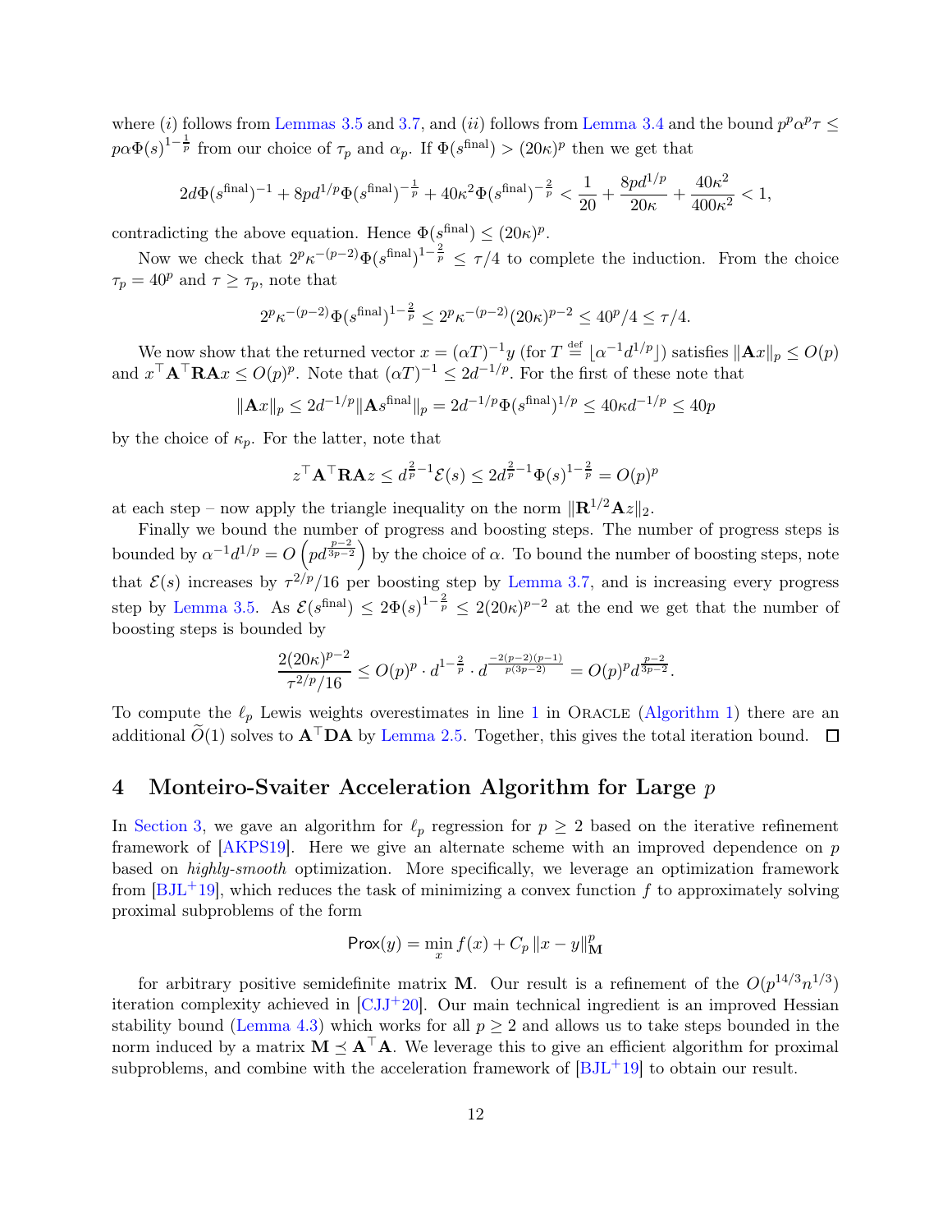where $(i)$ follows from Lemmas 3.5 and 3.7, and $(ii)$ follows from Lemma 3.4 and the bound $p^p \alpha^p \tau \le p\alpha \Phi(s)^{1-\frac{1}{p}}$ from our choice of $\tau_p$ and $\alpha_p$. If $\Phi(s^{\text{final}}) > (20\kappa)^p$ then we get that

$$2d\Phi(s^{\text{final}})^{-1} + 8pd^{1/p}\Phi(s^{\text{final}})^{-\frac{1}{p}} + 40\kappa^2\Phi(s^{\text{final}})^{-\frac{2}{p}} < \frac{1}{20} + \frac{8pd^{1/p}}{20\kappa} + \frac{40\kappa^2}{400\kappa^2} < 1,$$

contradicting the above equation. Hence $\Phi(s^{\text{final}}) \le (20\kappa)^p$.

Now we check that $2^p\kappa^{-(p-2)}\Phi(s^{\text{final}})^{1-\frac{2}{p}} \le \tau/4$ to complete the induction. From the choice $\tau_p = 40^p$ and $\tau \ge \tau_p$, note that

$$2^p\kappa^{-(p-2)}\Phi(s^{\text{final}})^{1-\frac{2}{p}} \le 2^p\kappa^{-(p-2)}(20\kappa)^{p-2} \le 40^p/4 \le \tau/4.$$

We now show that the returned vector $x = (\alpha T)^{-1}y$ (for $T \stackrel{\text{def}}{=} \lfloor \alpha^{-1}d^{1/p} \rfloor$) satisfies $\|\mathbf{A}x\|_p \le O(p)$ and $x^\top\mathbf{A}^\top\mathbf{R}\mathbf{A}x \le O(p)^p$. Note that $(\alpha T)^{-1} \le 2d^{-1/p}$. For the first of these note that

$$\|\mathbf{A}x\|_p \le 2d^{-1/p}\|\mathbf{A}s^{\text{final}}\|_p = 2d^{-1/p}\Phi(s^{\text{final}})^{1/p} \le 40\kappa d^{-1/p} \le 40p$$

by the choice of $\kappa_p$. For the latter, note that

$$z^\top\mathbf{A}^\top\mathbf{R}\mathbf{A}z \le d^{\frac{2}{p}-1}\mathcal{E}(s) \le 2d^{\frac{2}{p}-1}\Phi(s)^{1-\frac{2}{p}} = O(p)^p$$

at each step – now apply the triangle inequality on the norm $\|\mathbf{R}^{1/2}\mathbf{A}z\|_2$.

Finally we bound the number of progress and boosting steps. The number of progress steps is bounded by $\alpha^{-1}d^{1/p} = O\left(pd^{\frac{p-2}{3p-2}}\right)$ by the choice of $\alpha$. To bound the number of boosting steps, note that $\mathcal{E}(s)$ increases by $\tau^{2/p}/16$ per boosting step by Lemma 3.7, and is increasing every progress step by Lemma 3.5. As $\mathcal{E}(s^{\text{final}}) \le 2\Phi(s)^{1-\frac{2}{p}} \le 2(20\kappa)^{p-2}$ at the end we get that the number of boosting steps is bounded by

$$\frac{2(20\kappa)^{p-2}}{\tau^{2/p}/16} \le O(p)^p \cdot d^{1-\frac{2}{p}} \cdot d^{\frac{-2(p-2)(p-1)}{p(3p-2)}} = O(p)^p d^{\frac{p-2}{3p-2}}.$$

To compute the $\ell_p$ Lewis weights overestimates in line 1 in Oracle (Algorithm 1) there are an additional $\widetilde{O}(1)$ solves to $\mathbf{A}^\top\mathbf{D}\mathbf{A}$ by Lemma 2.5. Together, this gives the total iteration bound. $\square$

# 4 Monteiro-Svaiter Acceleration Algorithm for Large $p$

In Section 3, we gave an algorithm for $\ell_p$ regression for $p \ge 2$ based on the iterative refinement framework of [AKPS19]. Here we give an alternate scheme with an improved dependence on $p$ based on *highly-smooth* optimization. More specifically, we leverage an optimization framework from [BJL+19], which reduces the task of minimizing a convex function $f$ to approximately solving proximal subproblems of the form

$$\mathsf{Prox}(y) = \min_x f(x) + C_p \|x - y\|_{\mathbf{M}}^p$$

for arbitrary positive semidefinite matrix $\mathbf{M}$. Our result is a refinement of the $O(p^{14/3}n^{1/3})$ iteration complexity achieved in [CJJ+20]. Our main technical ingredient is an improved Hessian stability bound (Lemma 4.3) which works for all $p \ge 2$ and allows us to take steps bounded in the norm induced by a matrix $\mathbf{M} \preceq \mathbf{A}^\top\mathbf{A}$. We leverage this to give an efficient algorithm for proximal subproblems, and combine with the acceleration framework of [BJL+19] to obtain our result.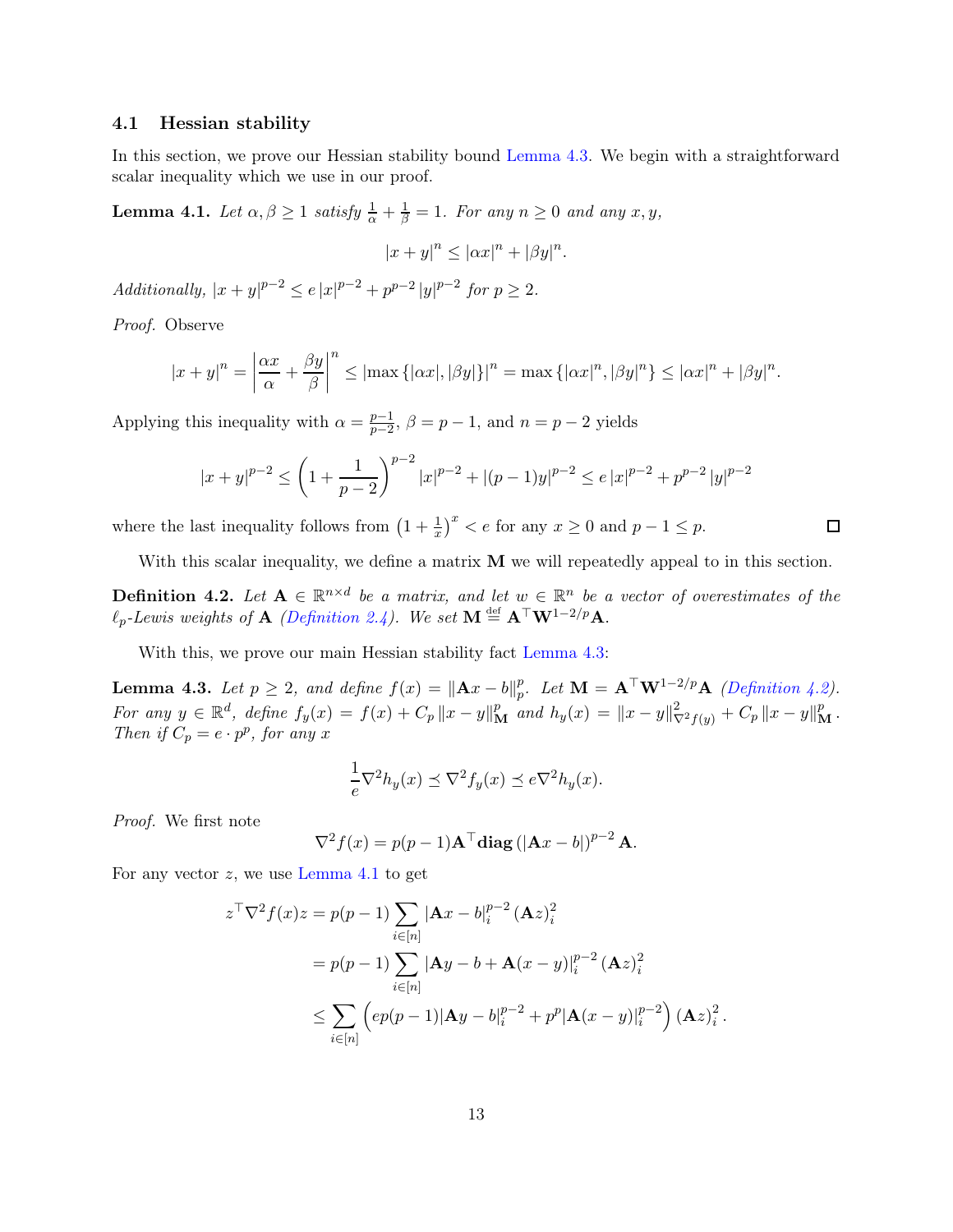### 4.1 Hessian stability

In this section, we prove our Hessian stability bound Lemma 4.3. We begin with a straightforward scalar inequality which we use in our proof.

**Lemma 4.1.** *Let $\alpha, \beta \geq 1$ satisfy $\frac{1}{\alpha} + \frac{1}{\beta} = 1$. For any $n \geq 0$ and any $x, y$,*

$$|x+y|^n \leq |\alpha x|^n + |\beta y|^n.$$

*Additionally, $|x+y|^{p-2} \leq e\,|x|^{p-2} + p^{p-2}\,|y|^{p-2}$ for $p \geq 2$.*

*Proof.* Observe

$$|x+y|^n = \left|\frac{\alpha x}{\alpha} + \frac{\beta y}{\beta}\right|^n \leq |\max\{|\alpha x|, |\beta y|\}|^n = \max\{|\alpha x|^n, |\beta y|^n\} \leq |\alpha x|^n + |\beta y|^n.$$

Applying this inequality with $\alpha = \frac{p-1}{p-2}$, $\beta = p-1$, and $n = p-2$ yields

$$|x+y|^{p-2} \leq \left(1 + \frac{1}{p-2}\right)^{p-2} |x|^{p-2} + |(p-1)y|^{p-2} \leq e\,|x|^{p-2} + p^{p-2}\,|y|^{p-2}$$

where the last inequality follows from $\left(1+\frac{1}{x}\right)^x < e$ for any $x \geq 0$ and $p - 1 \leq p$. □

With this scalar inequality, we define a matrix $\mathbf{M}$ we will repeatedly appeal to in this section.

**Definition 4.2.** *Let $\mathbf{A} \in \mathbb{R}^{n \times d}$ be a matrix, and let $w \in \mathbb{R}^n$ be a vector of overestimates of the $\ell_p$-Lewis weights of $\mathbf{A}$ (Definition 2.4). We set $\mathbf{M} \stackrel{\text{def}}{=} \mathbf{A}^\top \mathbf{W}^{1-2/p}\mathbf{A}$.*

With this, we prove our main Hessian stability fact Lemma 4.3:

**Lemma 4.3.** *Let $p \geq 2$, and define $f(x) = \|\mathbf{A}x - b\|_p^p$. Let $\mathbf{M} = \mathbf{A}^\top \mathbf{W}^{1-2/p}\mathbf{A}$ (Definition 4.2). For any $y \in \mathbb{R}^d$, define $f_y(x) = f(x) + C_p\,\|x-y\|_{\mathbf{M}}^p$ and $h_y(x) = \|x-y\|_{\nabla^2 f(y)}^2 + C_p\,\|x-y\|_{\mathbf{M}}^p$. Then if $C_p = e \cdot p^p$, for any $x$*

$$\frac{1}{e}\nabla^2 h_y(x) \preceq \nabla^2 f_y(x) \preceq e\nabla^2 h_y(x).$$

*Proof.* We first note

$$\nabla^2 f(x) = p(p-1)\mathbf{A}^\top \mathbf{diag}\left(|\mathbf{A}x - b|\right)^{p-2}\mathbf{A}.$$

For any vector $z$, we use Lemma 4.1 to get

$$\begin{aligned}
z^\top \nabla^2 f(x) z &= p(p-1)\sum_{i\in[n]} |\mathbf{A}x - b|_i^{p-2}\,(\mathbf{A}z)_i^2 \\
&= p(p-1)\sum_{i\in[n]} |\mathbf{A}y - b + \mathbf{A}(x-y)|_i^{p-2}\,(\mathbf{A}z)_i^2 \\
&\leq \sum_{i\in[n]} \left(ep(p-1)|\mathbf{A}y - b|_i^{p-2} + p^p|\mathbf{A}(x-y)|_i^{p-2}\right)(\mathbf{A}z)_i^2.
\end{aligned}$$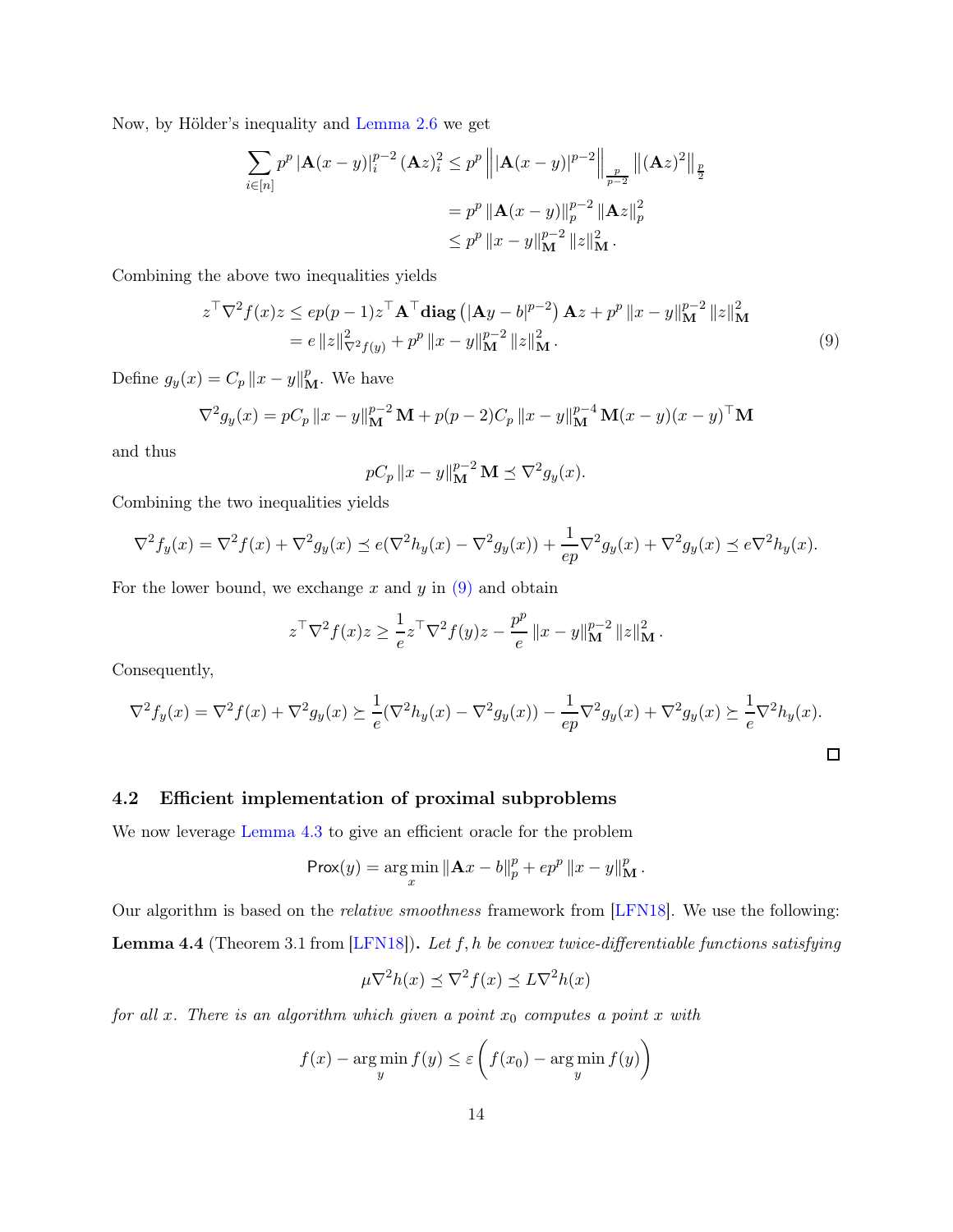Now, by Hölder's inequality and Lemma 2.6 we get

$$\begin{aligned}
\sum_{i\in[n]} p^p \left|\mathbf{A}(x-y)\right|_i^{p-2} (\mathbf{A}z)_i^2 &\le p^p \left\| \left|\mathbf{A}(x-y)\right|^{p-2} \right\|_{\frac{p}{p-2}} \left\| (\mathbf{A}z)^2 \right\|_{\frac{p}{2}} \\
&= p^p \left\|\mathbf{A}(x-y)\right\|_p^{p-2} \left\|\mathbf{A}z\right\|_p^2 \\
&\le p^p \left\|x-y\right\|_{\mathbf{M}}^{p-2} \left\|z\right\|_{\mathbf{M}}^2 .
\end{aligned}$$

Combining the above two inequalities yields

$$\begin{aligned}
z^\top \nabla^2 f(x) z &\le ep(p-1) z^\top \mathbf{A}^\top \mathbf{diag}\left(|\mathbf{A}y-b|^{p-2}\right) \mathbf{A}z + p^p \left\|x-y\right\|_{\mathbf{M}}^{p-2} \left\|z\right\|_{\mathbf{M}}^2 \\
&= e\left\|z\right\|_{\nabla^2 f(y)}^2 + p^p \left\|x-y\right\|_{\mathbf{M}}^{p-2} \left\|z\right\|_{\mathbf{M}}^2 .
\end{aligned} \tag{9}$$

Define $g_y(x) = C_p \left\|x-y\right\|_{\mathbf{M}}^p$. We have

$$\nabla^2 g_y(x) = pC_p \left\|x-y\right\|_{\mathbf{M}}^{p-2} \mathbf{M} + p(p-2)C_p \left\|x-y\right\|_{\mathbf{M}}^{p-4} \mathbf{M}(x-y)(x-y)^\top \mathbf{M}$$

and thus

$$pC_p \left\|x-y\right\|_{\mathbf{M}}^{p-2} \mathbf{M} \preceq \nabla^2 g_y(x).$$

Combining the two inequalities yields

$$\nabla^2 f_y(x) = \nabla^2 f(x) + \nabla^2 g_y(x) \preceq e(\nabla^2 h_y(x) - \nabla^2 g_y(x)) + \frac{1}{ep}\nabla^2 g_y(x) + \nabla^2 g_y(x) \preceq e\nabla^2 h_y(x).$$

For the lower bound, we exchange $x$ and $y$ in (9) and obtain

$$z^\top \nabla^2 f(x) z \ge \frac{1}{e} z^\top \nabla^2 f(y) z - \frac{p^p}{e} \left\|x-y\right\|_{\mathbf{M}}^{p-2} \left\|z\right\|_{\mathbf{M}}^2 .$$

Consequently,

$$\nabla^2 f_y(x) = \nabla^2 f(x) + \nabla^2 g_y(x) \succeq \frac{1}{e}(\nabla^2 h_y(x) - \nabla^2 g_y(x)) - \frac{1}{ep}\nabla^2 g_y(x) + \nabla^2 g_y(x) \succeq \frac{1}{e}\nabla^2 h_y(x).$$

□

## 4.2 Efficient implementation of proximal subproblems

We now leverage Lemma 4.3 to give an efficient oracle for the problem

$$\mathsf{Prox}(y) = \arg\min_x \left\|\mathbf{A}x - b\right\|_p^p + ep^p \left\|x-y\right\|_{\mathbf{M}}^p .$$

Our algorithm is based on the *relative smoothness* framework from [LFN18]. We use the following:

**Lemma 4.4** (Theorem 3.1 from [LFN18])**.** *Let $f, h$ be convex twice-differentiable functions satisfying*

$$\mu \nabla^2 h(x) \preceq \nabla^2 f(x) \preceq L \nabla^2 h(x)$$

*for all $x$. There is an algorithm which given a point $x_0$ computes a point $x$ with*

$$f(x) - \arg\min_y f(y) \le \varepsilon \left( f(x_0) - \arg\min_y f(y) \right)$$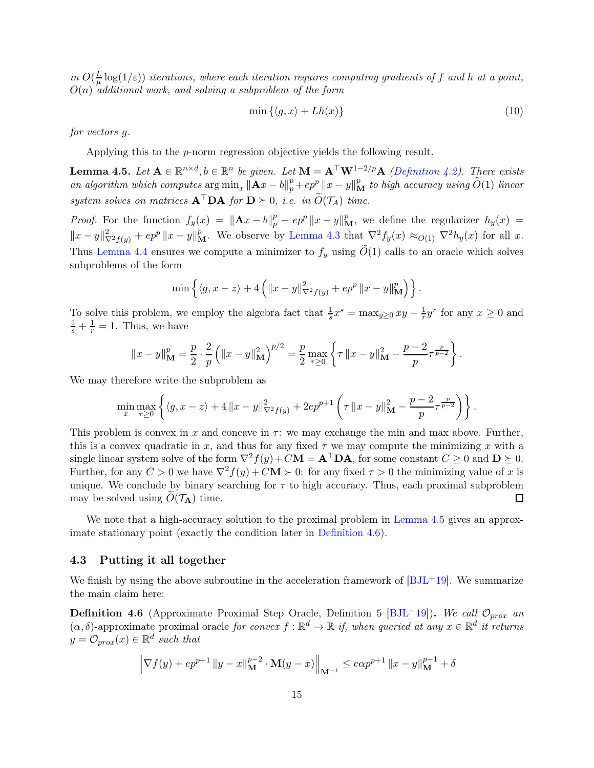*in $O(\frac{L}{\mu}\log(1/\varepsilon))$ iterations, where each iteration requires computing gradients of $f$ and $h$ at a point, $O(n)$ additional work, and solving a subproblem of the form*

$$\min\left\{\langle g, x\rangle + Lh(x)\right\} \tag{10}$$

*for vectors $g$.*

Applying this to the $p$-norm regression objective yields the following result.

**Lemma 4.5.** *Let $\mathbf{A} \in \mathbb{R}^{n\times d}, b \in \mathbb{R}^n$ be given. Let $\mathbf{M} = \mathbf{A}^\top \mathbf{W}^{1-2/p}\mathbf{A}$ (Definition 4.2). There exists an algorithm which computes $\arg\min_x \|\mathbf{A}x - b\|_p^p + ep^p\|x-y\|_{\mathbf{M}}^p$ to high accuracy using $\widetilde{O}(1)$ linear system solves on matrices $\mathbf{A}^\top\mathbf{D}\mathbf{A}$ for $\mathbf{D} \succeq 0$, i.e. in $\widetilde{O}(\mathcal{T}_A)$ time.*

*Proof.* For the function $f_y(x) = \|\mathbf{A}x - b\|_p^p + ep^p\|x-y\|_{\mathbf{M}}^p$, we define the regularizer $h_y(x) = \|x-y\|_{\nabla^2 f(y)}^2 + ep^p\|x-y\|_{\mathbf{M}}^p$. We observe by Lemma 4.3 that $\nabla^2 f_y(x) \approx_{O(1)} \nabla^2 h_y(x)$ for all $x$. Thus Lemma 4.4 ensures we compute a minimizer to $f_y$ using $\widetilde{O}(1)$ calls to an oracle which solves subproblems of the form

$$\min\left\{\langle g, x - z\rangle + 4\left(\|x-y\|_{\nabla^2 f(y)}^2 + ep^p\|x-y\|_{\mathbf{M}}^p\right)\right\}.$$

To solve this problem, we employ the algebra fact that $\frac{1}{s}x^s = \max_{y\geq 0} xy - \frac{1}{r}y^r$ for any $x \geq 0$ and $\frac{1}{s} + \frac{1}{r} = 1$. Thus, we have

$$\|x-y\|_{\mathbf{M}}^p = \frac{p}{2}\cdot\frac{2}{p}\left(\|x-y\|_{\mathbf{M}}^2\right)^{p/2} = \frac{p}{2}\max_{\tau\geq 0}\left\{\tau\|x-y\|_{\mathbf{M}}^2 - \frac{p-2}{p}\tau^{\frac{p}{p-2}}\right\}.$$

We may therefore write the subproblem as

$$\min_x\max_{\tau\geq 0}\left\{\langle g, x-z\rangle + 4\|x-y\|_{\nabla^2 f(y)}^2 + 2ep^{p+1}\left(\tau\|x-y\|_{\mathbf{M}}^2 - \frac{p-2}{p}\tau^{\frac{p}{p-2}}\right)\right\}.$$

This problem is convex in $x$ and concave in $\tau$: we may exchange the min and max above. Further, this is a convex quadratic in $x$, and thus for any fixed $\tau$ we may compute the minimizing $x$ with a single linear system solve of the form $\nabla^2 f(y) + C\mathbf{M} = \mathbf{A}^\top\mathbf{D}\mathbf{A}$, for some constant $C \geq 0$ and $\mathbf{D} \succeq 0$. Further, for any $C > 0$ we have $\nabla^2 f(y) + C\mathbf{M} \succ 0$: for any fixed $\tau > 0$ the minimizing value of $x$ is unique. We conclude by binary searching for $\tau$ to high accuracy. Thus, each proximal subproblem may be solved using $\widetilde{O}(\mathcal{T}_{\mathbf{A}})$ time. ◻

We note that a high-accuracy solution to the proximal problem in Lemma 4.5 gives an approximate stationary point (exactly the condition later in Definition 4.6).

### 4.3 Putting it all together

We finish by using the above subroutine in the acceleration framework of [BJL+19]. We summarize the main claim here:

**Definition 4.6** (Approximate Proximal Step Oracle, Definition 5 [BJL+19]). *We call $\mathcal{O}_{prox}$ an $(\alpha,\delta)$-approximate proximal oracle for convex $f: \mathbb{R}^d \to \mathbb{R}$ if, when queried at any $x \in \mathbb{R}^d$ it returns $y = \mathcal{O}_{prox}(x) \in \mathbb{R}^d$ such that*

$$\left\|\nabla f(y) + ep^{p+1}\|y-x\|_{\mathbf{M}}^{p-2}\cdot\mathbf{M}(y-x)\right\|_{\mathbf{M}^{-1}} \leq e\alpha p^{p+1}\|x-y\|_{\mathbf{M}}^{p-1} + \delta$$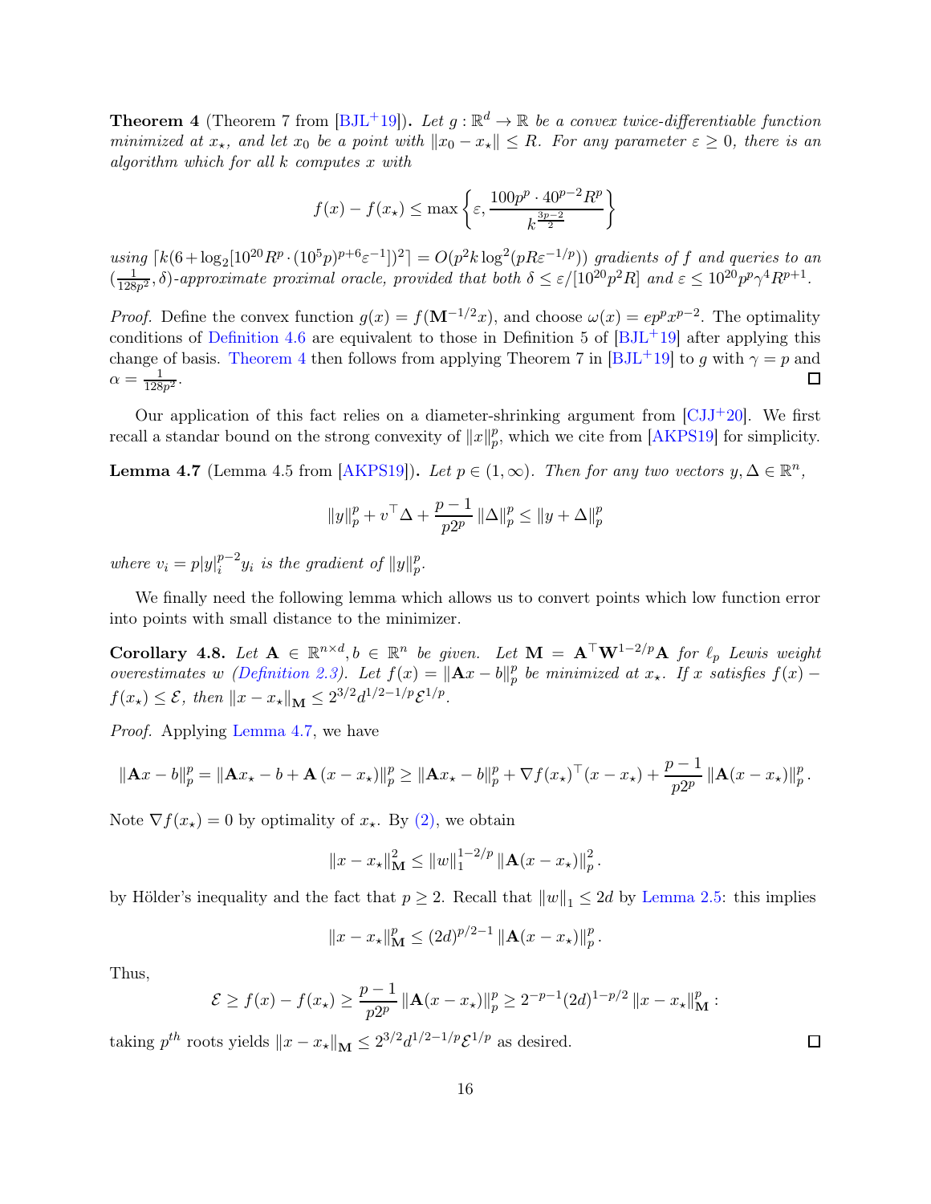**Theorem 4** (Theorem 7 from [BJL+19])**.** *Let $g : \mathbb{R}^d \to \mathbb{R}$ be a convex twice-differentiable function minimized at $x_\star$, and let $x_0$ be a point with $\|x_0 - x_\star\| \le R$. For any parameter $\varepsilon \ge 0$, there is an algorithm which for all $k$ computes $x$ with*

$$f(x) - f(x_\star) \le \max\left\{\varepsilon, \frac{100p^p \cdot 40^{p-2} R^p}{k^{\frac{3p-2}{2}}}\right\}$$

*using $\lceil k(6 + \log_2[10^{20} R^p \cdot (10^5 p)^{p+6} \varepsilon^{-1}])^2 \rceil = O(p^2 k \log^2(pR\varepsilon^{-1/p}))$ gradients of $f$ and queries to an $(\frac{1}{128p^2}, \delta)$-approximate proximal oracle, provided that both $\delta \le \varepsilon/[10^{20} p^2 R]$ and $\varepsilon \le 10^{20} p^p \gamma^4 R^{p+1}$.*

*Proof.* Define the convex function $g(x) = f(\mathbf{M}^{-1/2} x)$, and choose $\omega(x) = e p^p x^{p-2}$. The optimality conditions of Definition 4.6 are equivalent to those in Definition 5 of [BJL+19] after applying this change of basis. Theorem 4 then follows from applying Theorem 7 in [BJL+19] to $g$ with $\gamma = p$ and $\alpha = \frac{1}{128p^2}$. □

Our application of this fact relies on a diameter-shrinking argument from [CJJ+20]. We first recall a standard bound on the strong convexity of $\|x\|_p^p$, which we cite from [AKPS19] for simplicity.

**Lemma 4.7** (Lemma 4.5 from [AKPS19])**.** *Let $p \in (1, \infty)$. Then for any two vectors $y, \Delta \in \mathbb{R}^n$,*

$$\|y\|_p^p + v^\top \Delta + \frac{p-1}{p2^p} \|\Delta\|_p^p \le \|y + \Delta\|_p^p$$

*where $v_i = p|y|_i^{p-2} y_i$ is the gradient of $\|y\|_p^p$.*

We finally need the following lemma which allows us to convert points which low function error into points with small distance to the minimizer.

**Corollary 4.8.** *Let $\mathbf{A} \in \mathbb{R}^{n \times d}, b \in \mathbb{R}^n$ be given. Let $\mathbf{M} = \mathbf{A}^\top \mathbf{W}^{1-2/p} \mathbf{A}$ for $\ell_p$ Lewis weight overestimates $w$ (Definition 2.3). Let $f(x) = \|\mathbf{A}x - b\|_p^p$ be minimized at $x_\star$. If $x$ satisfies $f(x) - f(x_\star) \le \mathcal{E}$, then $\|x - x_\star\|_{\mathbf{M}} \le 2^{3/2} d^{1/2 - 1/p} \mathcal{E}^{1/p}$.*

*Proof.* Applying Lemma 4.7, we have

$$\|\mathbf{A}x - b\|_p^p = \|\mathbf{A}x_\star - b + \mathbf{A}(x - x_\star)\|_p^p \ge \|\mathbf{A}x_\star - b\|_p^p + \nabla f(x_\star)^\top (x - x_\star) + \frac{p-1}{p2^p} \|\mathbf{A}(x - x_\star)\|_p^p.$$

Note $\nabla f(x_\star) = 0$ by optimality of $x_\star$. By (2), we obtain

$$\|x - x_\star\|_{\mathbf{M}}^2 \le \|w\|_1^{1-2/p} \|\mathbf{A}(x - x_\star)\|_p^2.$$

by Hölder's inequality and the fact that $p \ge 2$. Recall that $\|w\|_1 \le 2d$ by Lemma 2.5: this implies

$$\|x - x_\star\|_{\mathbf{M}}^p \le (2d)^{p/2 - 1} \|\mathbf{A}(x - x_\star)\|_p^p.$$

Thus,

$$\mathcal{E} \ge f(x) - f(x_\star) \ge \frac{p-1}{p2^p} \|\mathbf{A}(x - x_\star)\|_p^p \ge 2^{-p-1} (2d)^{1-p/2} \|x - x_\star\|_{\mathbf{M}}^p :$$

taking $p^{th}$ roots yields $\|x - x_\star\|_{\mathbf{M}} \le 2^{3/2} d^{1/2 - 1/p} \mathcal{E}^{1/p}$ as desired. □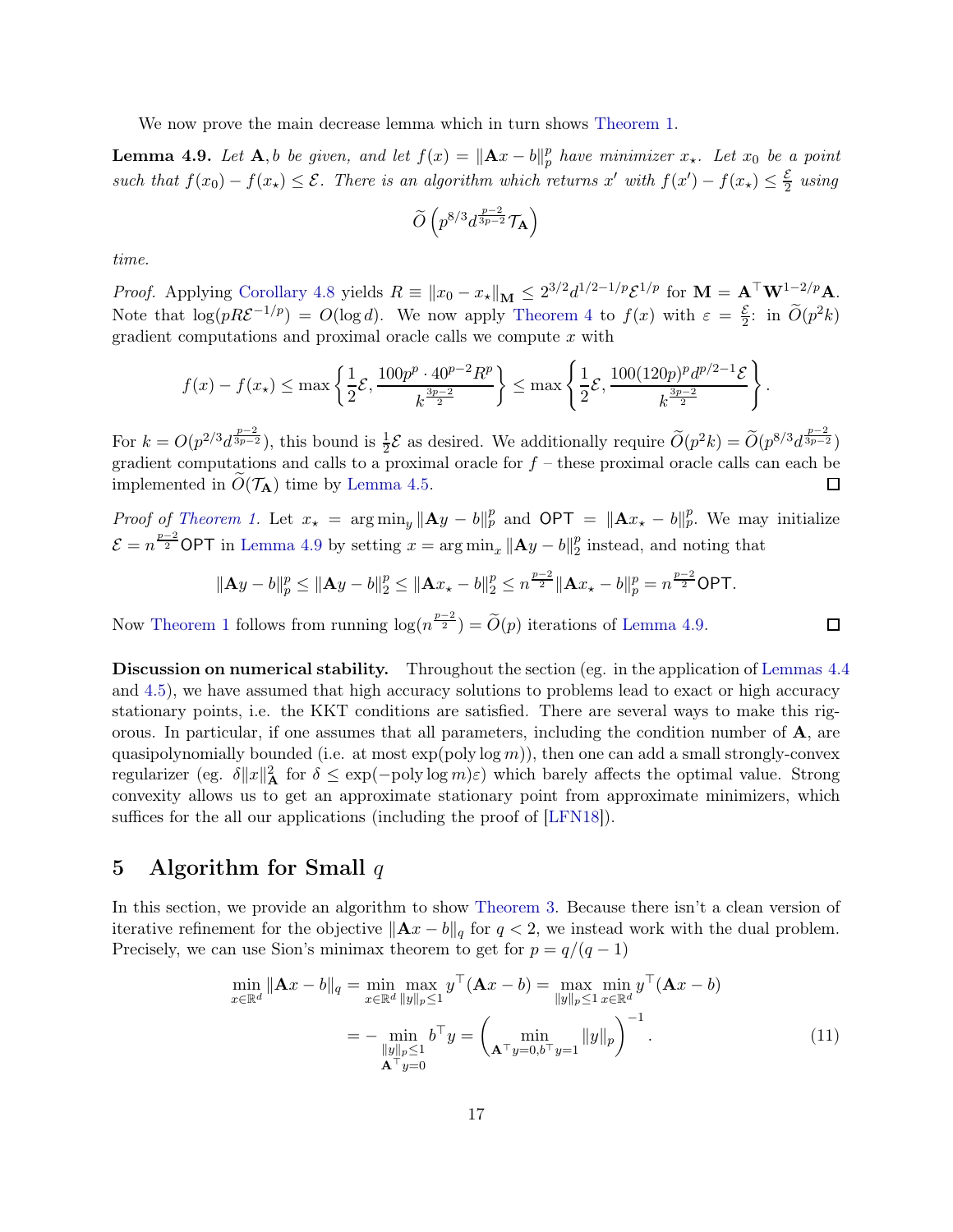We now prove the main decrease lemma which in turn shows Theorem 1.

**Lemma 4.9.** *Let $\mathbf{A}, b$ be given, and let $f(x) = \|\mathbf{A}x - b\|_p^p$ have minimizer $x_\star$. Let $x_0$ be a point such that $f(x_0) - f(x_\star) \le \mathcal{E}$. There is an algorithm which returns $x'$ with $f(x') - f(x_\star) \le \frac{\mathcal{E}}{2}$ using*

$$\widetilde{O}\left(p^{8/3} d^{\frac{p-2}{3p-2}} \mathcal{T}_{\mathbf{A}}\right)$$

*time.*

*Proof.* Applying Corollary 4.8 yields $R \equiv \|x_0 - x_\star\|_{\mathbf{M}} \le 2^{3/2} d^{1/2-1/p} \mathcal{E}^{1/p}$ for $\mathbf{M} = \mathbf{A}^\top \mathbf{W}^{1-2/p} \mathbf{A}$. Note that $\log(pR\mathcal{E}^{-1/p}) = O(\log d)$. We now apply Theorem 4 to $f(x)$ with $\varepsilon = \frac{\mathcal{E}}{2}$: in $\widetilde{O}(p^2 k)$ gradient computations and proximal oracle calls we compute $x$ with

$$f(x) - f(x_\star) \le \max\left\{\frac{1}{2}\mathcal{E}, \frac{100p^p \cdot 40^{p-2} R^p}{k^{\frac{3p-2}{2}}}\right\} \le \max\left\{\frac{1}{2}\mathcal{E}, \frac{100(120p)^p d^{p/2-1}\mathcal{E}}{k^{\frac{3p-2}{2}}}\right\}.$$

For $k = O(p^{2/3} d^{\frac{p-2}{3p-2}})$, this bound is $\frac{1}{2}\mathcal{E}$ as desired. We additionally require $\widetilde{O}(p^2 k) = \widetilde{O}(p^{8/3} d^{\frac{p-2}{3p-2}})$ gradient computations and calls to a proximal oracle for $f$ – these proximal oracle calls can each be implemented in $\widetilde{O}(\mathcal{T}_{\mathbf{A}})$ time by Lemma 4.5. $\square$

*Proof of Theorem 1.* Let $x_\star = \arg\min_y \|\mathbf{A}y - b\|_p^p$ and $\mathsf{OPT} = \|\mathbf{A}x_\star - b\|_p^p$. We may initialize $\mathcal{E} = n^{\frac{p-2}{2}}\mathsf{OPT}$ in Lemma 4.9 by setting $x = \arg\min_x \|\mathbf{A}y - b\|_2^p$ instead, and noting that

$$\|\mathbf{A}y - b\|_p^p \le \|\mathbf{A}y - b\|_2^p \le \|\mathbf{A}x_\star - b\|_2^p \le n^{\frac{p-2}{2}} \|\mathbf{A}x_\star - b\|_p^p = n^{\frac{p-2}{2}}\mathsf{OPT}.$$

Now Theorem 1 follows from running $\log(n^{\frac{p-2}{2}}) = \widetilde{O}(p)$ iterations of Lemma 4.9. $\square$

**Discussion on numerical stability.** Throughout the section (eg. in the application of Lemmas 4.4 and 4.5), we have assumed that high accuracy solutions to problems lead to exact or high accuracy stationary points, i.e. the KKT conditions are satisfied. There are several ways to make this rigorous. In particular, if one assumes that all parameters, including the condition number of $\mathbf{A}$, are quasipolynomially bounded (i.e. at most $\exp(\text{poly}\log m)$), then one can add a small strongly-convex regularizer (eg. $\delta\|x\|_{\mathbf{A}}^2$ for $\delta \le \exp(-\text{poly}\log m)\varepsilon$) which barely affects the optimal value. Strong convexity allows us to get an approximate stationary point from approximate minimizers, which suffices for the all our applications (including the proof of [LFN18]).

## 5 Algorithm for Small $q$

In this section, we provide an algorithm to show Theorem 3. Because there isn't a clean version of iterative refinement for the objective $\|\mathbf{A}x - b\|_q$ for $q < 2$, we instead work with the dual problem. Precisely, we can use Sion's minimax theorem to get for $p = q/(q-1)$

$$\begin{aligned}
\min_{x \in \mathbb{R}^d} \|\mathbf{A}x - b\|_q &= \min_{x \in \mathbb{R}^d} \max_{\|y\|_p \le 1} y^\top (\mathbf{A}x - b) = \max_{\|y\|_p \le 1} \min_{x \in \mathbb{R}^d} y^\top(\mathbf{A}x - b) \\
&= -\min_{\substack{\|y\|_p \le 1 \\ \mathbf{A}^\top y = 0}} b^\top y = \left(\min_{\mathbf{A}^\top y = 0, b^\top y = 1} \|y\|_p\right)^{-1}.
\end{aligned} \tag{11}$$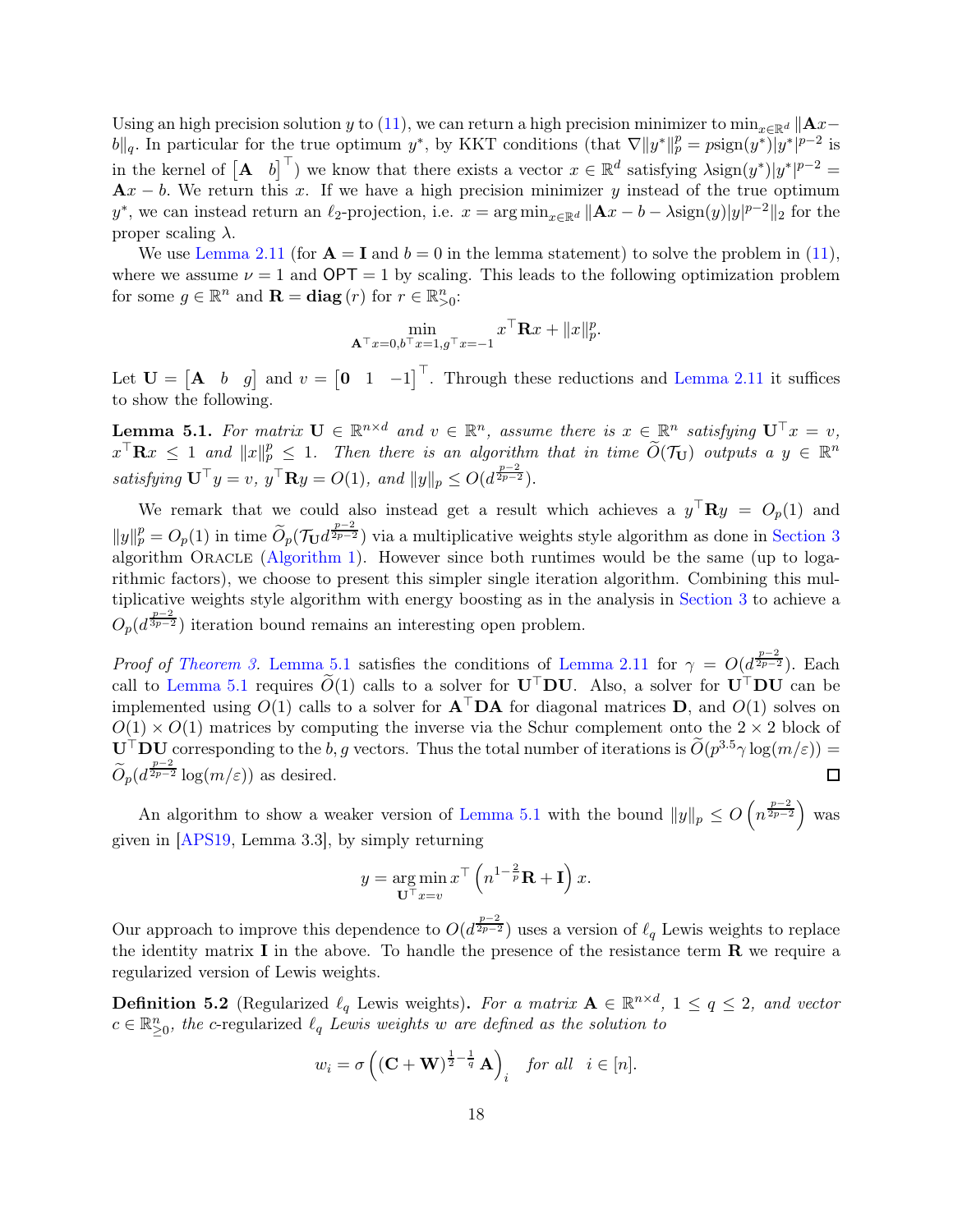Using an high precision solution $y$ to (11), we can return a high precision minimizer to $\min_{x \in \mathbb{R}^d} \|\mathbf{A}x - b\|_q$. In particular for the true optimum $y^*$, by KKT conditions (that $\nabla \|y^*\|_p^p = p\text{sign}(y^*)|y^*|^{p-2}$ is in the kernel of $\begin{bmatrix}\mathbf{A} & b\end{bmatrix}^\top$) we know that there exists a vector $x \in \mathbb{R}^d$ satisfying $\lambda \text{sign}(y^*)|y^*|^{p-2} = \mathbf{A}x - b$. We return this $x$. If we have a high precision minimizer $y$ instead of the true optimum $y^*$, we can instead return an $\ell_2$-projection, i.e. $x = \arg\min_{x \in \mathbb{R}^d} \|\mathbf{A}x - b - \lambda \text{sign}(y)|y|^{p-2}\|_2$ for the proper scaling $\lambda$.

We use Lemma 2.11 (for $\mathbf{A} = \mathbf{I}$ and $b = 0$ in the lemma statement) to solve the problem in (11), where we assume $\nu = 1$ and $\mathsf{OPT} = 1$ by scaling. This leads to the following optimization problem for some $g \in \mathbb{R}^n$ and $\mathbf{R} = \mathbf{diag}(r)$ for $r \in \mathbb{R}^n_{>0}$:

$$\min_{\mathbf{A}^\top x = 0, b^\top x = 1, g^\top x = -1} x^\top \mathbf{R} x + \|x\|_p^p.$$

Let $\mathbf{U} = \begin{bmatrix}\mathbf{A} & b & g\end{bmatrix}$ and $v = \begin{bmatrix}\mathbf{0} & 1 & -1\end{bmatrix}^\top$. Through these reductions and Lemma 2.11 it suffices to show the following.

**Lemma 5.1.** *For matrix $\mathbf{U} \in \mathbb{R}^{n \times d}$ and $v \in \mathbb{R}^n$, assume there is $x \in \mathbb{R}^n$ satisfying $\mathbf{U}^\top x = v$, $x^\top \mathbf{R} x \le 1$ and $\|x\|_p^p \le 1$. Then there is an algorithm that in time $\widetilde{O}(\mathcal{T}_{\mathbf{U}})$ outputs a $y \in \mathbb{R}^n$ satisfying $\mathbf{U}^\top y = v$, $y^\top \mathbf{R} y = O(1)$, and $\|y\|_p \le O(d^{\frac{p-2}{2p-2}})$.*

We remark that we could also instead get a result which achieves a $y^\top \mathbf{R} y = O_p(1)$ and $\|y\|_p^p = O_p(1)$ in time $\widetilde{O}_p(\mathcal{T}_{\mathbf{U}} d^{\frac{p-2}{2p-2}})$ via a multiplicative weights style algorithm as done in Section 3 algorithm Oracle (Algorithm 1). However since both runtimes would be the same (up to logarithmic factors), we choose to present this simpler single iteration algorithm. Combining this multiplicative weights style algorithm with energy boosting as in the analysis in Section 3 to achieve a $O_p(d^{\frac{p-2}{3p-2}})$ iteration bound remains an interesting open problem.

*Proof of Theorem 3.* Lemma 5.1 satisfies the conditions of Lemma 2.11 for $\gamma = O(d^{\frac{p-2}{2p-2}})$. Each call to Lemma 5.1 requires $\widetilde{O}(1)$ calls to a solver for $\mathbf{U}^\top \mathbf{D} \mathbf{U}$. Also, a solver for $\mathbf{U}^\top \mathbf{D} \mathbf{U}$ can be implemented using $O(1)$ calls to a solver for $\mathbf{A}^\top \mathbf{D} \mathbf{A}$ for diagonal matrices $\mathbf{D}$, and $O(1)$ solves on $O(1) \times O(1)$ matrices by computing the inverse via the Schur complement onto the $2 \times 2$ block of $\mathbf{U}^\top \mathbf{D} \mathbf{U}$ corresponding to the $b, g$ vectors. Thus the total number of iterations is $\widetilde{O}(p^{3.5} \gamma \log(m/\varepsilon)) = \widetilde{O}_p(d^{\frac{p-2}{2p-2}} \log(m/\varepsilon))$ as desired. $\square$

An algorithm to show a weaker version of Lemma 5.1 with the bound $\|y\|_p \le O\left(n^{\frac{p-2}{2p-2}}\right)$ was given in [APS19, Lemma 3.3], by simply returning

$$y = \arg\min_{\mathbf{U}^\top x = v} x^\top \left(n^{1-\frac{2}{p}} \mathbf{R} + \mathbf{I}\right) x.$$

Our approach to improve this dependence to $O(d^{\frac{p-2}{2p-2}})$ uses a version of $\ell_q$ Lewis weights to replace the identity matrix $\mathbf{I}$ in the above. To handle the presence of the resistance term $\mathbf{R}$ we require a regularized version of Lewis weights.

**Definition 5.2** (Regularized $\ell_q$ Lewis weights)**.** *For a matrix $\mathbf{A} \in \mathbb{R}^{n \times d}$, $1 \le q \le 2$, and vector $c \in \mathbb{R}^n_{\ge 0}$, the $c$-regularized $\ell_q$ Lewis weights $w$ are defined as the solution to*

$$w_i = \sigma\left((\mathbf{C} + \mathbf{W})^{\frac{1}{2} - \frac{1}{q}} \mathbf{A}\right)_i \quad \text{for all} \quad i \in [n].$$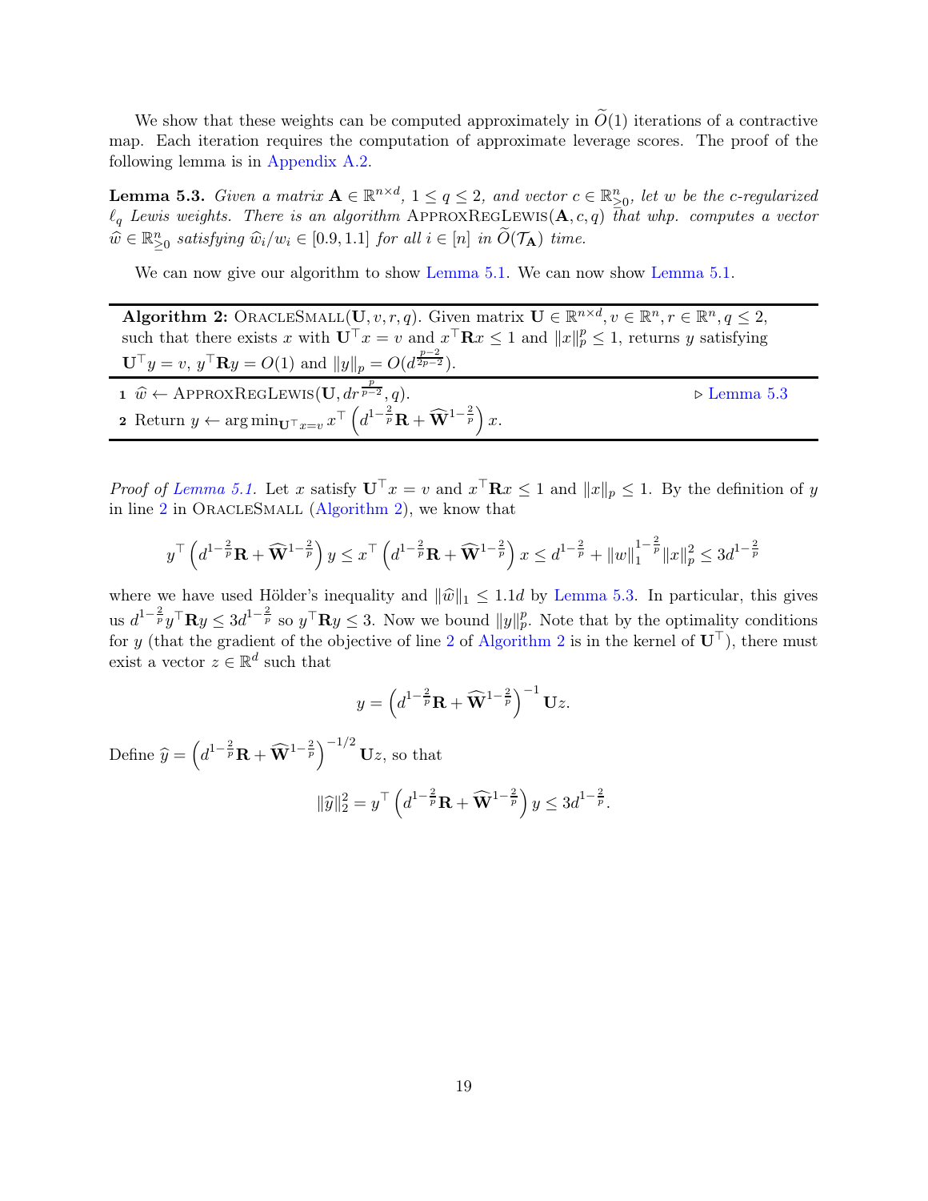We show that these weights can be computed approximately in $\widetilde{O}(1)$ iterations of a contractive map. Each iteration requires the computation of approximate leverage scores. The proof of the following lemma is in Appendix A.2.

**Lemma 5.3.** *Given a matrix $\mathbf{A} \in \mathbb{R}^{n \times d}$, $1 \le q \le 2$, and vector $c \in \mathbb{R}^n_{\ge 0}$, let $w$ be the $c$-regularized $\ell_q$ Lewis weights. There is an algorithm* ApproxRegLewis$(\mathbf{A}, c, q)$ *that whp. computes a vector $\widehat{w} \in \mathbb{R}^n_{\ge 0}$ satisfying $\widehat{w}_i / w_i \in [0.9, 1.1]$ for all $i \in [n]$ in $\widetilde{O}(\mathcal{T}_{\mathbf{A}})$ time.*

We can now give our algorithm to show Lemma 5.1. We can now show Lemma 5.1.

---

**Algorithm 2:** OracleSmall$(\mathbf{U}, v, r, q)$. Given matrix $\mathbf{U} \in \mathbb{R}^{n \times d}, v \in \mathbb{R}^n, r \in \mathbb{R}^n, q \le 2$, such that there exists $x$ with $\mathbf{U}^\top x = v$ and $x^\top \mathbf{R} x \le 1$ and $\|x\|_p^p \le 1$, returns $y$ satisfying $\mathbf{U}^\top y = v$, $y^\top \mathbf{R} y = O(1)$ and $\|y\|_p = O(d^{\frac{p-2}{2p-2}})$.

1. $\widehat{w} \leftarrow$ ApproxRegLewis$(\mathbf{U}, dr^{\frac{p}{p-2}}, q)$. ▷ Lemma 5.3
2. Return $y \leftarrow \arg\min_{\mathbf{U}^\top x = v} x^\top \left( d^{1-\frac{2}{p}} \mathbf{R} + \widehat{\mathbf{W}}^{1-\frac{2}{p}} \right) x$.

---

*Proof of Lemma 5.1.* Let $x$ satisfy $\mathbf{U}^\top x = v$ and $x^\top \mathbf{R} x \le 1$ and $\|x\|_p \le 1$. By the definition of $y$ in line 2 in OracleSmall (Algorithm 2), we know that

$$y^\top \left( d^{1-\frac{2}{p}} \mathbf{R} + \widehat{\mathbf{W}}^{1-\frac{2}{p}} \right) y \le x^\top \left( d^{1-\frac{2}{p}} \mathbf{R} + \widehat{\mathbf{W}}^{1-\frac{2}{p}} \right) x \le d^{1-\frac{2}{p}} + \|w\|_1^{1-\frac{2}{p}} \|x\|_p^2 \le 3d^{1-\frac{2}{p}}$$

where we have used Hölder's inequality and $\|\widehat{w}\|_1 \le 1.1d$ by Lemma 5.3. In particular, this gives us $d^{1-\frac{2}{p}} y^\top \mathbf{R} y \le 3d^{1-\frac{2}{p}}$ so $y^\top \mathbf{R} y \le 3$. Now we bound $\|y\|_p^p$. Note that by the optimality conditions for $y$ (that the gradient of the objective of line 2 of Algorithm 2 is in the kernel of $\mathbf{U}^\top$), there must exist a vector $z \in \mathbb{R}^d$ such that

$$y = \left( d^{1-\frac{2}{p}} \mathbf{R} + \widehat{\mathbf{W}}^{1-\frac{2}{p}} \right)^{-1} \mathbf{U} z.$$

Define $\widehat{y} = \left( d^{1-\frac{2}{p}} \mathbf{R} + \widehat{\mathbf{W}}^{1-\frac{2}{p}} \right)^{-1/2} \mathbf{U} z$, so that

$$\|\widehat{y}\|_2^2 = y^\top \left( d^{1-\frac{2}{p}} \mathbf{R} + \widehat{\mathbf{W}}^{1-\frac{2}{p}} \right) y \le 3d^{1-\frac{2}{p}}.$$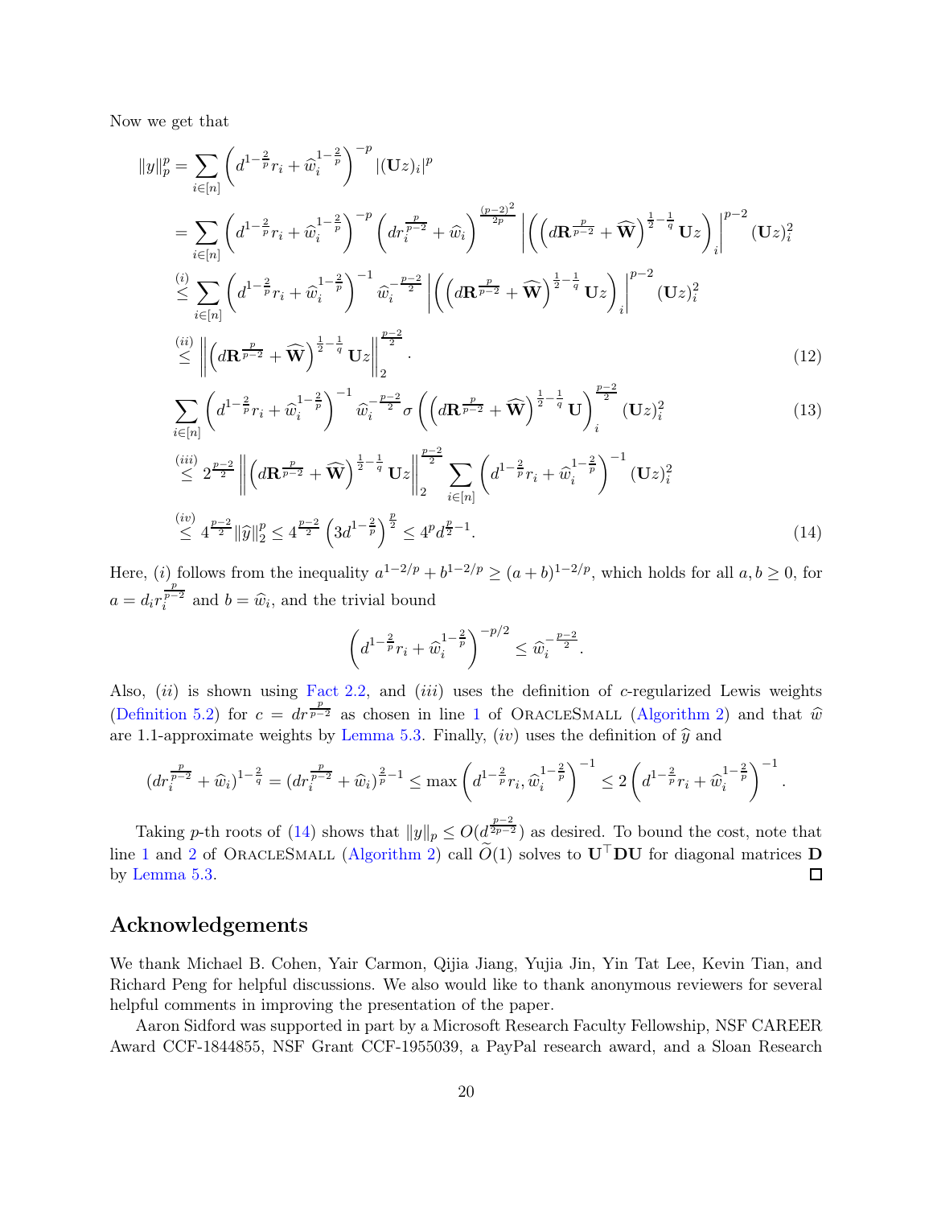Now we get that

$$
\begin{aligned}
\|y\|_p^p &= \sum_{i\in[n]} \left(d^{1-\frac{2}{p}} r_i + \widehat{w}_i^{1-\frac{2}{p}}\right)^{-p} |(\mathbf{U}z)_i|^p \\
&= \sum_{i\in[n]} \left(d^{1-\frac{2}{p}} r_i + \widehat{w}_i^{1-\frac{2}{p}}\right)^{-p} \left(d r_i^{\frac{p}{p-2}} + \widehat{w}_i\right)^{\frac{(p-2)^2}{2p}} \left|\left(\left(d\mathbf{R}^{\frac{p}{p-2}} + \widehat{\mathbf{W}}\right)^{\frac{1}{2}-\frac{1}{q}} \mathbf{U}z\right)_i\right|^{p-2} (\mathbf{U}z)_i^2 \\
&\overset{(i)}{\le} \sum_{i\in[n]} \left(d^{1-\frac{2}{p}} r_i + \widehat{w}_i^{1-\frac{2}{p}}\right)^{-1} \widehat{w}_i^{-\frac{p-2}{2}} \left|\left(\left(d\mathbf{R}^{\frac{p}{p-2}} + \widehat{\mathbf{W}}\right)^{\frac{1}{2}-\frac{1}{q}} \mathbf{U}z\right)_i\right|^{p-2} (\mathbf{U}z)_i^2 \\
&\overset{(ii)}{\le} \left\|\left(d\mathbf{R}^{\frac{p}{p-2}} + \widehat{\mathbf{W}}\right)^{\frac{1}{2}-\frac{1}{q}} \mathbf{U}z\right\|_2^{\frac{p-2}{2}}. \qquad (12)
\end{aligned}
$$

$$
\sum_{i\in[n]} \left(d^{1-\frac{2}{p}} r_i + \widehat{w}_i^{1-\frac{2}{p}}\right)^{-1} \widehat{w}_i^{-\frac{p-2}{2}} \sigma\left(\left(d\mathbf{R}^{\frac{p}{p-2}} + \widehat{\mathbf{W}}\right)^{\frac{1}{2}-\frac{1}{q}} \mathbf{U}\right)_i^{\frac{p-2}{2}} (\mathbf{U}z)_i^2 \qquad (13)
$$

$$
\begin{aligned}
&\overset{(iii)}{\le} 2^{\frac{p-2}{2}} \left\|\left(d\mathbf{R}^{\frac{p}{p-2}} + \widehat{\mathbf{W}}\right)^{\frac{1}{2}-\frac{1}{q}} \mathbf{U}z\right\|_2^{\frac{p-2}{2}} \sum_{i\in[n]} \left(d^{1-\frac{2}{p}} r_i + \widehat{w}_i^{1-\frac{2}{p}}\right)^{-1} (\mathbf{U}z)_i^2 \\
&\overset{(iv)}{\le} 4^{\frac{p-2}{2}} \|\widehat{y}\|_2^p \le 4^{\frac{p-2}{2}} \left(3d^{1-\frac{2}{p}}\right)^{\frac{p}{2}} \le 4^p d^{\frac{p}{2}-1}. \qquad (14)
\end{aligned}
$$

Here, $(i)$ follows from the inequality $a^{1-2/p} + b^{1-2/p} \ge (a+b)^{1-2/p}$, which holds for all $a, b \ge 0$, for $a = d_i r_i^{\frac{p}{p-2}}$ and $b = \widehat{w}_i$, and the trivial bound

$$
\left(d^{1-\frac{2}{p}} r_i + \widehat{w}_i^{1-\frac{2}{p}}\right)^{-p/2} \le \widehat{w}_i^{-\frac{p-2}{2}}.
$$

Also, $(ii)$ is shown using Fact 2.2, and $(iii)$ uses the definition of $c$-regularized Lewis weights (Definition 5.2) for $c = d r^{\frac{p}{p-2}}$ as chosen in line 1 of OracleSmall (Algorithm 2) and that $\widehat{w}$ are 1.1-approximate weights by Lemma 5.3. Finally, $(iv)$ uses the definition of $\widehat{y}$ and

$$
(d r_i^{\frac{p}{p-2}} + \widehat{w}_i)^{1-\frac{2}{q}} = (d r_i^{\frac{p}{p-2}} + \widehat{w}_i)^{\frac{2}{p}-1} \le \max\left(d^{1-\frac{2}{p}} r_i, \widehat{w}_i^{1-\frac{2}{p}}\right)^{-1} \le 2\left(d^{1-\frac{2}{p}} r_i + \widehat{w}_i^{1-\frac{2}{p}}\right)^{-1}.
$$

Taking $p$-th roots of (14) shows that $\|y\|_p \le O(d^{\frac{p-2}{2p-2}})$ as desired. To bound the cost, note that line 1 and 2 of OracleSmall (Algorithm 2) call $\widetilde{O}(1)$ solves to $\mathbf{U}^\top \mathbf{D} \mathbf{U}$ for diagonal matrices $\mathbf{D}$ by Lemma 5.3. $\square$

## Acknowledgements

We thank Michael B. Cohen, Yair Carmon, Qijia Jiang, Yujia Jin, Yin Tat Lee, Kevin Tian, and Richard Peng for helpful discussions. We also would like to thank anonymous reviewers for several helpful comments in improving the presentation of the paper.

Aaron Sidford was supported in part by a Microsoft Research Faculty Fellowship, NSF CAREER Award CCF-1844855, NSF Grant CCF-1955039, a PayPal research award, and a Sloan Research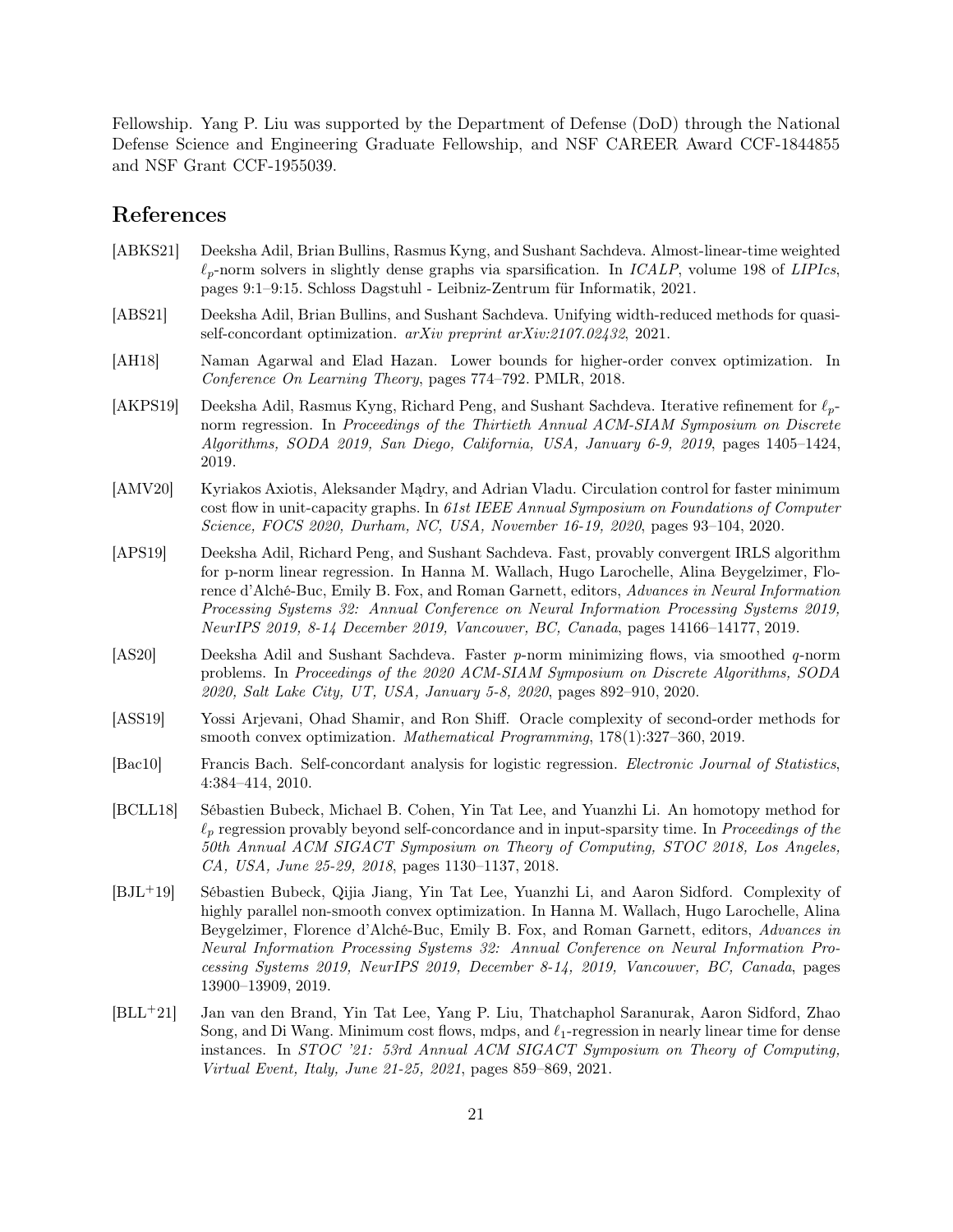Fellowship. Yang P. Liu was supported by the Department of Defense (DoD) through the National Defense Science and Engineering Graduate Fellowship, and NSF CAREER Award CCF-1844855 and NSF Grant CCF-1955039.

## References

[ABKS21] Deeksha Adil, Brian Bullins, Rasmus Kyng, and Sushant Sachdeva. Almost-linear-time weighted $\ell_p$-norm solvers in slightly dense graphs via sparsification. In *ICALP*, volume 198 of *LIPIcs*, pages 9:1–9:15. Schloss Dagstuhl - Leibniz-Zentrum für Informatik, 2021.

[ABS21] Deeksha Adil, Brian Bullins, and Sushant Sachdeva. Unifying width-reduced methods for quasi-self-concordant optimization. *arXiv preprint arXiv:2107.02432*, 2021.

[AH18] Naman Agarwal and Elad Hazan. Lower bounds for higher-order convex optimization. In *Conference On Learning Theory*, pages 774–792. PMLR, 2018.

[AKPS19] Deeksha Adil, Rasmus Kyng, Richard Peng, and Sushant Sachdeva. Iterative refinement for $\ell_p$-norm regression. In *Proceedings of the Thirtieth Annual ACM-SIAM Symposium on Discrete Algorithms, SODA 2019, San Diego, California, USA, January 6-9, 2019*, pages 1405–1424, 2019.

[AMV20] Kyriakos Axiotis, Aleksander Mądry, and Adrian Vladu. Circulation control for faster minimum cost flow in unit-capacity graphs. In *61st IEEE Annual Symposium on Foundations of Computer Science, FOCS 2020, Durham, NC, USA, November 16-19, 2020*, pages 93–104, 2020.

[APS19] Deeksha Adil, Richard Peng, and Sushant Sachdeva. Fast, provably convergent IRLS algorithm for p-norm linear regression. In Hanna M. Wallach, Hugo Larochelle, Alina Beygelzimer, Florence d'Alché-Buc, Emily B. Fox, and Roman Garnett, editors, *Advances in Neural Information Processing Systems 32: Annual Conference on Neural Information Processing Systems 2019, NeurIPS 2019, 8-14 December 2019, Vancouver, BC, Canada*, pages 14166–14177, 2019.

[AS20] Deeksha Adil and Sushant Sachdeva. Faster $p$-norm minimizing flows, via smoothed $q$-norm problems. In *Proceedings of the 2020 ACM-SIAM Symposium on Discrete Algorithms, SODA 2020, Salt Lake City, UT, USA, January 5-8, 2020*, pages 892–910, 2020.

[ASS19] Yossi Arjevani, Ohad Shamir, and Ron Shiff. Oracle complexity of second-order methods for smooth convex optimization. *Mathematical Programming*, 178(1):327–360, 2019.

[Bac10] Francis Bach. Self-concordant analysis for logistic regression. *Electronic Journal of Statistics*, 4:384–414, 2010.

[BCLL18] Sébastien Bubeck, Michael B. Cohen, Yin Tat Lee, and Yuanzhi Li. An homotopy method for $\ell_p$ regression provably beyond self-concordance and in input-sparsity time. In *Proceedings of the 50th Annual ACM SIGACT Symposium on Theory of Computing, STOC 2018, Los Angeles, CA, USA, June 25-29, 2018*, pages 1130–1137, 2018.

[BJL+19] Sébastien Bubeck, Qijia Jiang, Yin Tat Lee, Yuanzhi Li, and Aaron Sidford. Complexity of highly parallel non-smooth convex optimization. In Hanna M. Wallach, Hugo Larochelle, Alina Beygelzimer, Florence d'Alché-Buc, Emily B. Fox, and Roman Garnett, editors, *Advances in Neural Information Processing Systems 32: Annual Conference on Neural Information Processing Systems 2019, NeurIPS 2019, December 8-14, 2019, Vancouver, BC, Canada*, pages 13900–13909, 2019.

[BLL+21] Jan van den Brand, Yin Tat Lee, Yang P. Liu, Thatchaphol Saranurak, Aaron Sidford, Zhao Song, and Di Wang. Minimum cost flows, mdps, and $\ell_1$-regression in nearly linear time for dense instances. In *STOC '21: 53rd Annual ACM SIGACT Symposium on Theory of Computing, Virtual Event, Italy, June 21-25, 2021*, pages 859–869, 2021.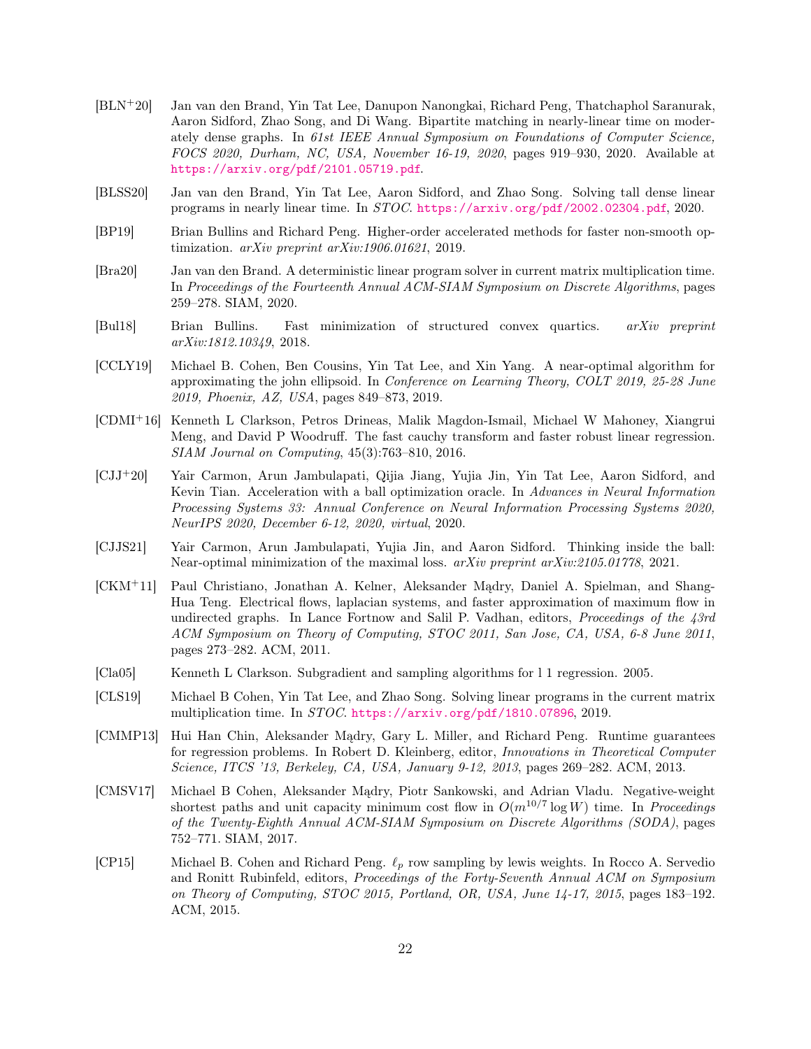[BLN+20] Jan van den Brand, Yin Tat Lee, Danupon Nanongkai, Richard Peng, Thatchaphol Saranurak, Aaron Sidford, Zhao Song, and Di Wang. Bipartite matching in nearly-linear time on moderately dense graphs. In *61st IEEE Annual Symposium on Foundations of Computer Science, FOCS 2020, Durham, NC, USA, November 16-19, 2020*, pages 919–930, 2020. Available at https://arxiv.org/pdf/2101.05719.pdf.

[BLSS20] Jan van den Brand, Yin Tat Lee, Aaron Sidford, and Zhao Song. Solving tall dense linear programs in nearly linear time. In *STOC*. https://arxiv.org/pdf/2002.02304.pdf, 2020.

[BP19] Brian Bullins and Richard Peng. Higher-order accelerated methods for faster non-smooth optimization. *arXiv preprint arXiv:1906.01621*, 2019.

[Bra20] Jan van den Brand. A deterministic linear program solver in current matrix multiplication time. In *Proceedings of the Fourteenth Annual ACM-SIAM Symposium on Discrete Algorithms*, pages 259–278. SIAM, 2020.

[Bul18] Brian Bullins. Fast minimization of structured convex quartics. *arXiv preprint arXiv:1812.10349*, 2018.

[CCLY19] Michael B. Cohen, Ben Cousins, Yin Tat Lee, and Xin Yang. A near-optimal algorithm for approximating the john ellipsoid. In *Conference on Learning Theory, COLT 2019, 25-28 June 2019, Phoenix, AZ, USA*, pages 849–873, 2019.

[CDMI+16] Kenneth L Clarkson, Petros Drineas, Malik Magdon-Ismail, Michael W Mahoney, Xiangrui Meng, and David P Woodruff. The fast cauchy transform and faster robust linear regression. *SIAM Journal on Computing*, 45(3):763–810, 2016.

[CJJ+20] Yair Carmon, Arun Jambulapati, Qijia Jiang, Yujia Jin, Yin Tat Lee, Aaron Sidford, and Kevin Tian. Acceleration with a ball optimization oracle. In *Advances in Neural Information Processing Systems 33: Annual Conference on Neural Information Processing Systems 2020, NeurIPS 2020, December 6-12, 2020, virtual*, 2020.

[CJJS21] Yair Carmon, Arun Jambulapati, Yujia Jin, and Aaron Sidford. Thinking inside the ball: Near-optimal minimization of the maximal loss. *arXiv preprint arXiv:2105.01778*, 2021.

[CKM+11] Paul Christiano, Jonathan A. Kelner, Aleksander Mądry, Daniel A. Spielman, and Shang-Hua Teng. Electrical flows, laplacian systems, and faster approximation of maximum flow in undirected graphs. In Lance Fortnow and Salil P. Vadhan, editors, *Proceedings of the 43rd ACM Symposium on Theory of Computing, STOC 2011, San Jose, CA, USA, 6-8 June 2011*, pages 273–282. ACM, 2011.

[Cla05] Kenneth L Clarkson. Subgradient and sampling algorithms for l 1 regression. 2005.

[CLS19] Michael B Cohen, Yin Tat Lee, and Zhao Song. Solving linear programs in the current matrix multiplication time. In *STOC*. https://arxiv.org/pdf/1810.07896, 2019.

[CMMP13] Hui Han Chin, Aleksander Mądry, Gary L. Miller, and Richard Peng. Runtime guarantees for regression problems. In Robert D. Kleinberg, editor, *Innovations in Theoretical Computer Science, ITCS '13, Berkeley, CA, USA, January 9-12, 2013*, pages 269–282. ACM, 2013.

[CMSV17] Michael B Cohen, Aleksander Mądry, Piotr Sankowski, and Adrian Vladu. Negative-weight shortest paths and unit capacity minimum cost flow in $O(m^{10/7} \log W)$ time. In *Proceedings of the Twenty-Eighth Annual ACM-SIAM Symposium on Discrete Algorithms (SODA)*, pages 752–771. SIAM, 2017.

[CP15] Michael B. Cohen and Richard Peng. $\ell_p$ row sampling by lewis weights. In Rocco A. Servedio and Ronitt Rubinfeld, editors, *Proceedings of the Forty-Seventh Annual ACM on Symposium on Theory of Computing, STOC 2015, Portland, OR, USA, June 14-17, 2015*, pages 183–192. ACM, 2015.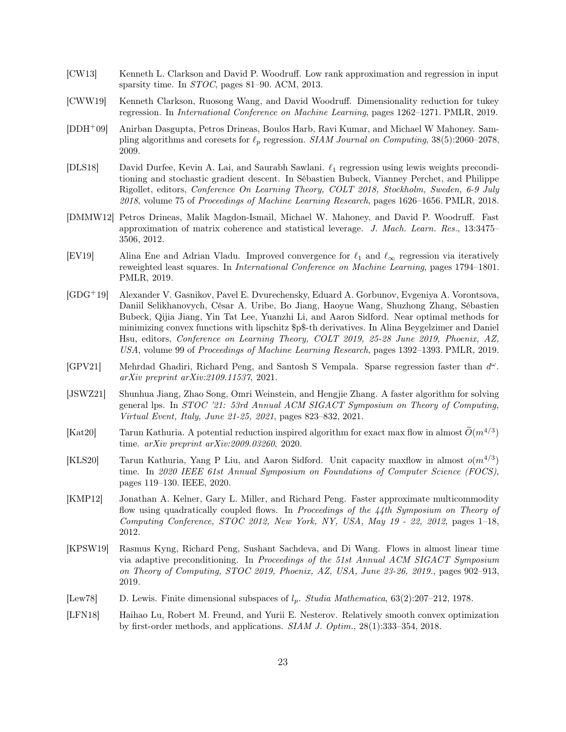[CW13] Kenneth L. Clarkson and David P. Woodruff. Low rank approximation and regression in input sparsity time. In *STOC*, pages 81–90. ACM, 2013.

[CWW19] Kenneth Clarkson, Ruosong Wang, and David Woodruff. Dimensionality reduction for tukey regression. In *International Conference on Machine Learning*, pages 1262–1271. PMLR, 2019.

[DDH+09] Anirban Dasgupta, Petros Drineas, Boulos Harb, Ravi Kumar, and Michael W Mahoney. Sampling algorithms and coresets for $\ell_p$ regression. *SIAM Journal on Computing*, 38(5):2060–2078, 2009.

[DLS18] David Durfee, Kevin A. Lai, and Saurabh Sawlani. $\ell_1$ regression using lewis weights preconditioning and stochastic gradient descent. In Sébastien Bubeck, Vianney Perchet, and Philippe Rigollet, editors, *Conference On Learning Theory, COLT 2018, Stockholm, Sweden, 6-9 July 2018*, volume 75 of *Proceedings of Machine Learning Research*, pages 1626–1656. PMLR, 2018.

[DMMW12] Petros Drineas, Malik Magdon-Ismail, Michael W. Mahoney, and David P. Woodruff. Fast approximation of matrix coherence and statistical leverage. *J. Mach. Learn. Res.*, 13:3475–3506, 2012.

[EV19] Alina Ene and Adrian Vladu. Improved convergence for $\ell_1$ and $\ell_\infty$ regression via iteratively reweighted least squares. In *International Conference on Machine Learning*, pages 1794–1801. PMLR, 2019.

[GDG+19] Alexander V. Gasnikov, Pavel E. Dvurechensky, Eduard A. Gorbunov, Evgeniya A. Vorontsova, Daniil Selikhanovych, César A. Uribe, Bo Jiang, Haoyue Wang, Shuzhong Zhang, Sébastien Bubeck, Qijia Jiang, Yin Tat Lee, Yuanzhi Li, and Aaron Sidford. Near optimal methods for minimizing convex functions with lipschitz $p$-th derivatives. In Alina Beygelzimer and Daniel Hsu, editors, *Conference on Learning Theory, COLT 2019, 25-28 June 2019, Phoenix, AZ, USA*, volume 99 of *Proceedings of Machine Learning Research*, pages 1392–1393. PMLR, 2019.

[GPV21] Mehrdad Ghadiri, Richard Peng, and Santosh S Vempala. Sparse regression faster than $d^\omega$. *arXiv preprint arXiv:2109.11537*, 2021.

[JSWZ21] Shunhua Jiang, Zhao Song, Omri Weinstein, and Hengjie Zhang. A faster algorithm for solving general lps. In *STOC '21: 53rd Annual ACM SIGACT Symposium on Theory of Computing, Virtual Event, Italy, June 21-25, 2021*, pages 823–832, 2021.

[Kat20] Tarun Kathuria. A potential reduction inspired algorithm for exact max flow in almost $\widetilde{O}(m^{4/3})$ time. *arXiv preprint arXiv:2009.03260*, 2020.

[KLS20] Tarun Kathuria, Yang P Liu, and Aaron Sidford. Unit capacity maxflow in almost $o(m^{4/3})$ time. In *2020 IEEE 61st Annual Symposium on Foundations of Computer Science (FOCS)*, pages 119–130. IEEE, 2020.

[KMP12] Jonathan A. Kelner, Gary L. Miller, and Richard Peng. Faster approximate multicommodity flow using quadratically coupled flows. In *Proceedings of the 44th Symposium on Theory of Computing Conference, STOC 2012, New York, NY, USA, May 19 - 22, 2012*, pages 1–18, 2012.

[KPSW19] Rasmus Kyng, Richard Peng, Sushant Sachdeva, and Di Wang. Flows in almost linear time via adaptive preconditioning. In *Proceedings of the 51st Annual ACM SIGACT Symposium on Theory of Computing, STOC 2019, Phoenix, AZ, USA, June 23-26, 2019.*, pages 902–913, 2019.

[Lew78] D. Lewis. Finite dimensional subspaces of $l_p$. *Studia Mathematica*, 63(2):207–212, 1978.

[LFN18] Haihao Lu, Robert M. Freund, and Yurii E. Nesterov. Relatively smooth convex optimization by first-order methods, and applications. *SIAM J. Optim.*, 28(1):333–354, 2018.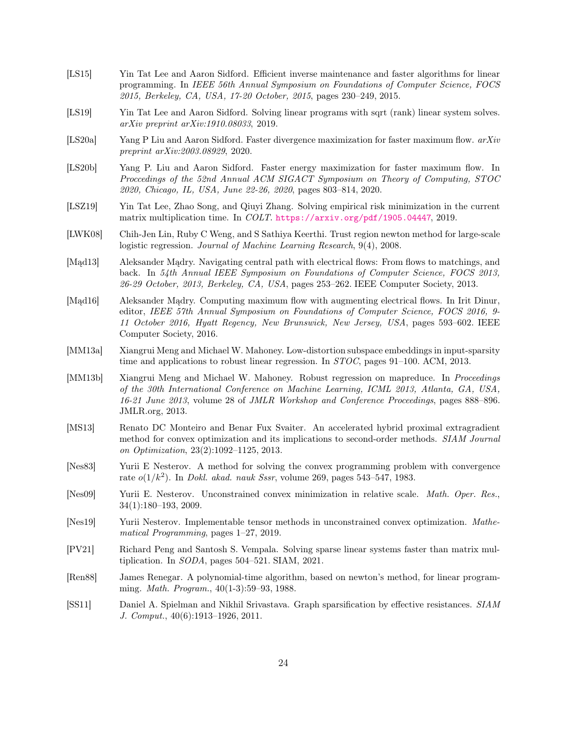[LS15] Yin Tat Lee and Aaron Sidford. Efficient inverse maintenance and faster algorithms for linear programming. In *IEEE 56th Annual Symposium on Foundations of Computer Science, FOCS 2015, Berkeley, CA, USA, 17-20 October, 2015*, pages 230–249, 2015.

[LS19] Yin Tat Lee and Aaron Sidford. Solving linear programs with sqrt (rank) linear system solves. *arXiv preprint arXiv:1910.08033*, 2019.

[LS20a] Yang P Liu and Aaron Sidford. Faster divergence maximization for faster maximum flow. *arXiv preprint arXiv:2003.08929*, 2020.

[LS20b] Yang P. Liu and Aaron Sidford. Faster energy maximization for faster maximum flow. In *Proccedings of the 52nd Annual ACM SIGACT Symposium on Theory of Computing, STOC 2020, Chicago, IL, USA, June 22-26, 2020*, pages 803–814, 2020.

[LSZ19] Yin Tat Lee, Zhao Song, and Qiuyi Zhang. Solving empirical risk minimization in the current matrix multiplication time. In *COLT*. https://arxiv.org/pdf/1905.04447, 2019.

[LWK08] Chih-Jen Lin, Ruby C Weng, and S Sathiya Keerthi. Trust region newton method for large-scale logistic regression. *Journal of Machine Learning Research*, 9(4), 2008.

[Mąd13] Aleksander Mądry. Navigating central path with electrical flows: From flows to matchings, and back. In *54th Annual IEEE Symposium on Foundations of Computer Science, FOCS 2013, 26-29 October, 2013, Berkeley, CA, USA*, pages 253–262. IEEE Computer Society, 2013.

[Mąd16] Aleksander Mądry. Computing maximum flow with augmenting electrical flows. In Irit Dinur, editor, *IEEE 57th Annual Symposium on Foundations of Computer Science, FOCS 2016, 9-11 October 2016, Hyatt Regency, New Brunswick, New Jersey, USA*, pages 593–602. IEEE Computer Society, 2016.

[MM13a] Xiangrui Meng and Michael W. Mahoney. Low-distortion subspace embeddings in input-sparsity time and applications to robust linear regression. In *STOC*, pages 91–100. ACM, 2013.

[MM13b] Xiangrui Meng and Michael W. Mahoney. Robust regression on mapreduce. In *Proceedings of the 30th International Conference on Machine Learning, ICML 2013, Atlanta, GA, USA, 16-21 June 2013*, volume 28 of *JMLR Workshop and Conference Proceedings*, pages 888–896. JMLR.org, 2013.

[MS13] Renato DC Monteiro and Benar Fux Svaiter. An accelerated hybrid proximal extragradient method for convex optimization and its implications to second-order methods. *SIAM Journal on Optimization*, 23(2):1092–1125, 2013.

[Nes83] Yurii E Nesterov. A method for solving the convex programming problem with convergence rate $o(1/k^2)$. In *Dokl. akad. nauk Sssr*, volume 269, pages 543–547, 1983.

[Nes09] Yurii E. Nesterov. Unconstrained convex minimization in relative scale. *Math. Oper. Res.*, 34(1):180–193, 2009.

[Nes19] Yurii Nesterov. Implementable tensor methods in unconstrained convex optimization. *Mathematical Programming*, pages 1–27, 2019.

[PV21] Richard Peng and Santosh S. Vempala. Solving sparse linear systems faster than matrix multiplication. In *SODA*, pages 504–521. SIAM, 2021.

[Ren88] James Renegar. A polynomial-time algorithm, based on newton's method, for linear programming. *Math. Program.*, 40(1-3):59–93, 1988.

[SS11] Daniel A. Spielman and Nikhil Srivastava. Graph sparsification by effective resistances. *SIAM J. Comput.*, 40(6):1913–1926, 2011.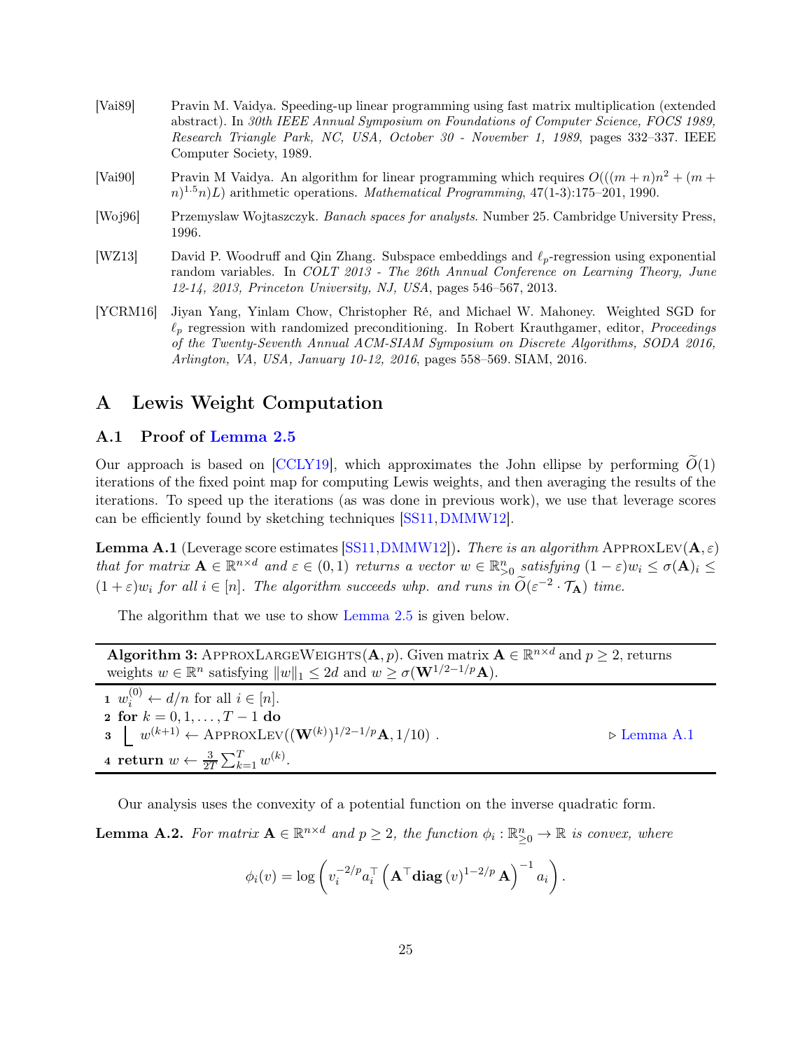[Vai89] Pravin M. Vaidya. Speeding-up linear programming using fast matrix multiplication (extended abstract). In *30th IEEE Annual Symposium on Foundations of Computer Science, FOCS 1989, Research Triangle Park, NC, USA, October 30 - November 1, 1989*, pages 332–337. IEEE Computer Society, 1989.

[Vai90] Pravin M Vaidya. An algorithm for linear programming which requires $O(((m+n)n^2 + (m+n)^{1.5}n)L)$ arithmetic operations. *Mathematical Programming*, 47(1-3):175–201, 1990.

[Woj96] Przemyslaw Wojtaszczyk. *Banach spaces for analysts*. Number 25. Cambridge University Press, 1996.

[WZ13] David P. Woodruff and Qin Zhang. Subspace embeddings and $\ell_p$-regression using exponential random variables. In *COLT 2013 - The 26th Annual Conference on Learning Theory, June 12-14, 2013, Princeton University, NJ, USA*, pages 546–567, 2013.

[YCRM16] Jiyan Yang, Yinlam Chow, Christopher Ré, and Michael W. Mahoney. Weighted SGD for $\ell_p$ regression with randomized preconditioning. In Robert Krauthgamer, editor, *Proceedings of the Twenty-Seventh Annual ACM-SIAM Symposium on Discrete Algorithms, SODA 2016, Arlington, VA, USA, January 10-12, 2016*, pages 558–569. SIAM, 2016.

# A Lewis Weight Computation

## A.1 Proof of Lemma 2.5

Our approach is based on [CCLY19], which approximates the John ellipse by performing $\widetilde{O}(1)$ iterations of the fixed point map for computing Lewis weights, and then averaging the results of the iterations. To speed up the iterations (as was done in previous work), we use that leverage scores can be efficiently found by sketching techniques [SS11, DMMW12].

**Lemma A.1** (Leverage score estimates [SS11, DMMW12])**.** *There is an algorithm* $\textsc{ApproxLev}(\mathbf{A}, \varepsilon)$ *that for matrix* $\mathbf{A} \in \mathbb{R}^{n \times d}$ *and* $\varepsilon \in (0,1)$ *returns a vector* $w \in \mathbb{R}^n_{>0}$ *satisfying* $(1-\varepsilon)w_i \le \sigma(\mathbf{A})_i \le (1+\varepsilon)w_i$ *for all* $i \in [n]$*. The algorithm succeeds whp. and runs in* $\widetilde{O}(\varepsilon^{-2} \cdot \mathcal{T}_{\mathbf{A}})$ *time.*

The algorithm that we use to show Lemma 2.5 is given below.

**Algorithm 3:** $\textsc{ApproxLargeWeights}(\mathbf{A}, p)$. Given matrix $\mathbf{A} \in \mathbb{R}^{n \times d}$ and $p \ge 2$, returns weights $w \in \mathbb{R}^n$ satisfying $\|w\|_1 \le 2d$ and $w \ge \sigma(\mathbf{W}^{1/2-1/p}\mathbf{A})$.

```
1 w_i^(0) ← d/n for all i ∈ [n].
2 for k = 0, 1, ..., T − 1 do
3     w^(k+1) ← ApproxLev((W^(k))^(1/2−1/p) A, 1/10) .        ▷ Lemma A.1
4 return w ← (3/(2T)) Σ_{k=1}^{T} w^(k).
```

Our analysis uses the convexity of a potential function on the inverse quadratic form.

**Lemma A.2.** *For matrix* $\mathbf{A} \in \mathbb{R}^{n \times d}$ *and* $p \ge 2$*, the function* $\phi_i : \mathbb{R}^n_{\ge 0} \to \mathbb{R}$ *is convex, where*

$$\phi_i(v) = \log\left(v_i^{-2/p} a_i^\top \left(\mathbf{A}^\top \mathbf{diag}\left(v\right)^{1-2/p} \mathbf{A}\right)^{-1} a_i\right).$$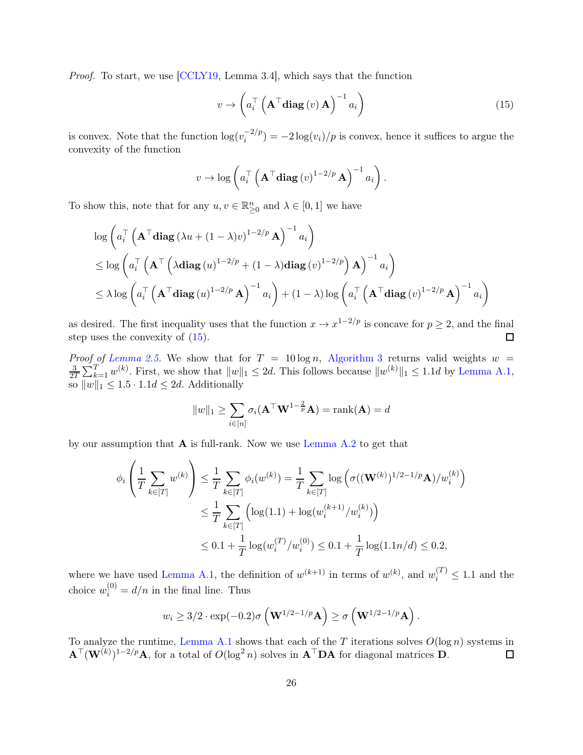*Proof.* To start, we use [CCLY19, Lemma 3.4], which says that the function

$$v \to \left(a_i^\top \left(\mathbf{A}^\top \mathbf{diag}\left(v\right)\mathbf{A}\right)^{-1} a_i\right) \tag{15}$$

is convex. Note that the function $\log(v_i^{-2/p}) = -2\log(v_i)/p$ is convex, hence it suffices to argue the convexity of the function

$$v \to \log\left(a_i^\top \left(\mathbf{A}^\top \mathbf{diag}\left(v\right)^{1-2/p}\mathbf{A}\right)^{-1} a_i\right).$$

To show this, note that for any $u, v \in \mathbb{R}^n_{\geq 0}$ and $\lambda \in [0,1]$ we have

$$\begin{aligned}
&\log\left(a_i^\top \left(\mathbf{A}^\top \mathbf{diag}\left(\lambda u + (1-\lambda)v\right)^{1-2/p}\mathbf{A}\right)^{-1} a_i\right) \\
&\leq \log\left(a_i^\top \left(\mathbf{A}^\top \left(\lambda \mathbf{diag}\left(u\right)^{1-2/p} + (1-\lambda)\mathbf{diag}\left(v\right)^{1-2/p}\right)\mathbf{A}\right)^{-1} a_i\right) \\
&\leq \lambda \log\left(a_i^\top \left(\mathbf{A}^\top \mathbf{diag}\left(u\right)^{1-2/p}\mathbf{A}\right)^{-1} a_i\right) + (1-\lambda)\log\left(a_i^\top \left(\mathbf{A}^\top \mathbf{diag}\left(v\right)^{1-2/p}\mathbf{A}\right)^{-1} a_i\right)
\end{aligned}$$

as desired. The first inequality uses that the function $x \to x^{1-2/p}$ is concave for $p \geq 2$, and the final step uses the convexity of (15). $\square$

*Proof of Lemma 2.5.* We show that for $T = 10\log n$, Algorithm 3 returns valid weights $w = \frac{3}{2T}\sum_{k=1}^T w^{(k)}$. First, we show that $\|w\|_1 \leq 2d$. This follows because $\|w^{(k)}\|_1 \leq 1.1d$ by Lemma A.1, so $\|w\|_1 \leq 1.5 \cdot 1.1d \leq 2d$. Additionally

$$\|w\|_1 \geq \sum_{i\in[n]} \sigma_i(\mathbf{A}^\top \mathbf{W}^{1-\frac{2}{p}}\mathbf{A}) = \mathrm{rank}(\mathbf{A}) = d$$

by our assumption that $\mathbf{A}$ is full-rank. Now we use Lemma A.2 to get that

$$\begin{aligned}
\phi_i\left(\frac{1}{T}\sum_{k\in[T]} w^{(k)}\right) &\leq \frac{1}{T}\sum_{k\in[T]} \phi_i(w^{(k)}) = \frac{1}{T}\sum_{k\in[T]} \log\left(\sigma((\mathbf{W}^{(k)})^{1/2-1/p}\mathbf{A})/w_i^{(k)}\right) \\
&\leq \frac{1}{T}\sum_{k\in[T]}\left(\log(1.1) + \log(w_i^{(k+1)}/w_i^{(k)})\right) \\
&\leq 0.1 + \frac{1}{T}\log(w_i^{(T)}/w_i^{(0)}) \leq 0.1 + \frac{1}{T}\log(1.1n/d) \leq 0.2,
\end{aligned}$$

where we have used Lemma A.1, the definition of $w^{(k+1)}$ in terms of $w^{(k)}$, and $w_i^{(T)} \leq 1.1$ and the choice $w_i^{(0)} = d/n$ in the final line. Thus

$$w_i \geq 3/2 \cdot \exp(-0.2)\sigma\left(\mathbf{W}^{1/2-1/p}\mathbf{A}\right) \geq \sigma\left(\mathbf{W}^{1/2-1/p}\mathbf{A}\right).$$

To analyze the runtime, Lemma A.1 shows that each of the $T$ iterations solves $O(\log n)$ systems in $\mathbf{A}^\top(\mathbf{W}^{(k)})^{1-2/p}\mathbf{A}$, for a total of $O(\log^2 n)$ solves in $\mathbf{A}^\top\mathbf{D}\mathbf{A}$ for diagonal matrices $\mathbf{D}$. $\square$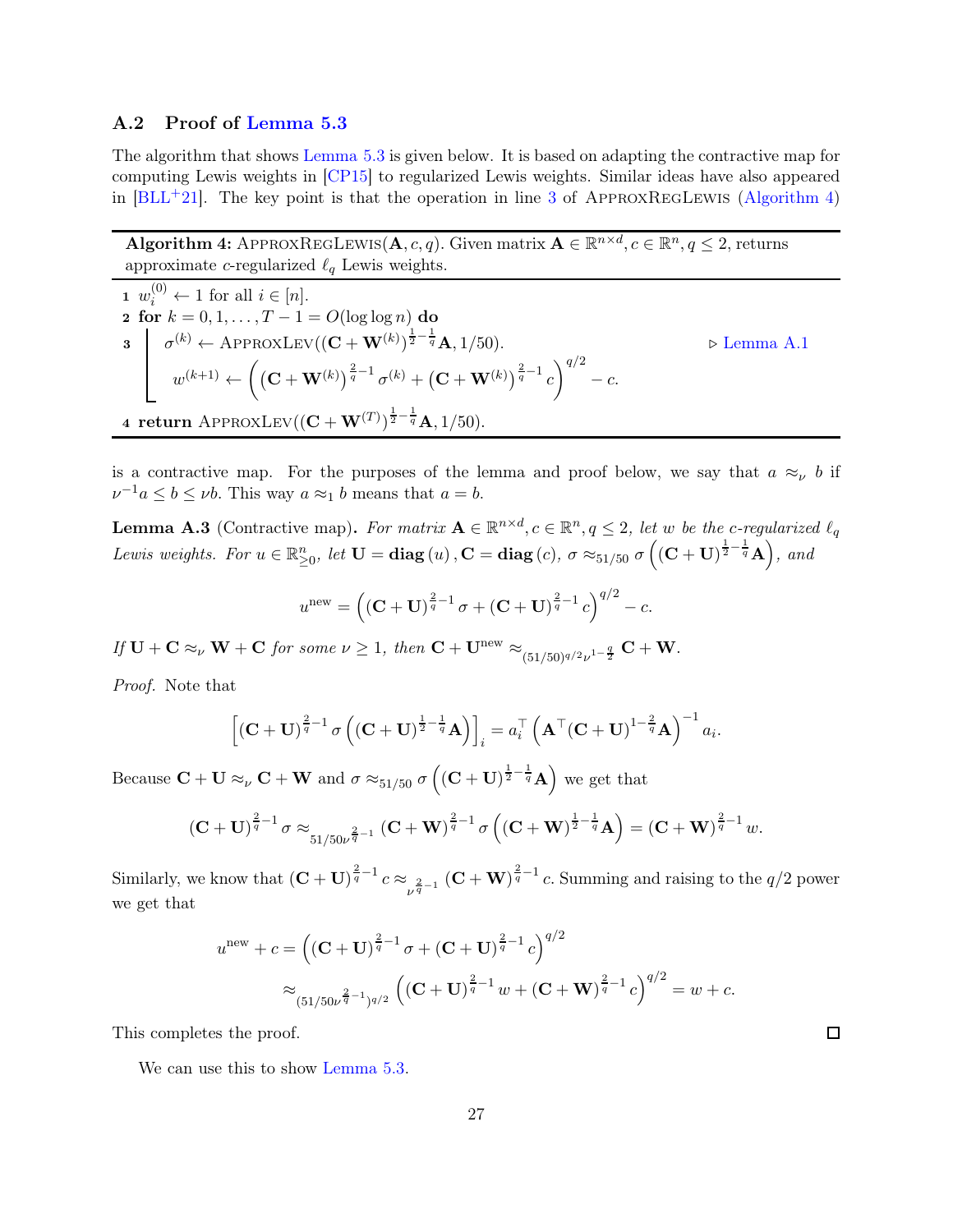### A.2 Proof of Lemma 5.3

The algorithm that shows Lemma 5.3 is given below. It is based on adapting the contractive map for computing Lewis weights in [CP15] to regularized Lewis weights. Similar ideas have also appeared in [BLL+21]. The key point is that the operation in line 3 of ApproxRegLewis (Algorithm 4)

---

**Algorithm 4:** ApproxRegLewis$(\mathbf{A}, c, q)$. Given matrix $\mathbf{A} \in \mathbb{R}^{n \times d}, c \in \mathbb{R}^n, q \le 2$, returns approximate $c$-regularized $\ell_q$ Lewis weights.

```
1  w_i^(0) ← 1 for all i ∈ [n].
2  for k = 0, 1, ..., T − 1 = O(log log n) do
3      σ^(k) ← ApproxLev((C + W^(k))^(1/2 − 1/q) A, 1/50).          ▷ Lemma A.1
       w^(k+1) ← ((C + W^(k))^(2/q − 1) σ^(k) + (C + W^(k))^(2/q − 1) c)^(q/2) − c.
4  return ApproxLev((C + W^(T))^(1/2 − 1/q) A, 1/50).
```

1. $w_i^{(0)} \leftarrow 1$ for all $i \in [n]$.
2. **for** $k = 0, 1, \dots, T-1 = O(\log\log n)$ **do**
3. $\quad \sigma^{(k)} \leftarrow \text{ApproxLev}((\mathbf{C} + \mathbf{W}^{(k)})^{\frac{1}{2} - \frac{1}{q}}\mathbf{A}, 1/50)$. ▷ Lemma A.1
   $\quad w^{(k+1)} \leftarrow \left( (\mathbf{C} + \mathbf{W}^{(k)})^{\frac{2}{q}-1} \sigma^{(k)} + (\mathbf{C} + \mathbf{W}^{(k)})^{\frac{2}{q}-1} c \right)^{q/2} - c.$
4. **return** $\text{ApproxLev}((\mathbf{C} + \mathbf{W}^{(T)})^{\frac{1}{2} - \frac{1}{q}}\mathbf{A}, 1/50)$.

---

is a contractive map. For the purposes of the lemma and proof below, we say that $a \approx_\nu b$ if $\nu^{-1} a \le b \le \nu b$. This way $a \approx_1 b$ means that $a = b$.

**Lemma A.3** (Contractive map)**.** *For matrix $\mathbf{A} \in \mathbb{R}^{n \times d}, c \in \mathbb{R}^n, q \le 2$, let $w$ be the $c$-regularized $\ell_q$ Lewis weights. For $u \in \mathbb{R}^n_{\ge 0}$, let $\mathbf{U} = \mathbf{diag}(u), \mathbf{C} = \mathbf{diag}(c)$, $\sigma \approx_{51/50} \sigma\left((\mathbf{C}+\mathbf{U})^{\frac{1}{2}-\frac{1}{q}}\mathbf{A}\right)$, and*

$$u^{\text{new}} = \left( (\mathbf{C}+\mathbf{U})^{\frac{2}{q}-1} \sigma + (\mathbf{C}+\mathbf{U})^{\frac{2}{q}-1} c \right)^{q/2} - c.$$

*If $\mathbf{U} + \mathbf{C} \approx_\nu \mathbf{W} + \mathbf{C}$ for some $\nu \ge 1$, then $\mathbf{C} + \mathbf{U}^{\text{new}} \approx_{(51/50)^{q/2}\nu^{1-\frac{q}{2}}} \mathbf{C} + \mathbf{W}$.*

*Proof.* Note that

$$\left[ (\mathbf{C}+\mathbf{U})^{\frac{2}{q}-1} \sigma\left( (\mathbf{C}+\mathbf{U})^{\frac{1}{2}-\frac{1}{q}}\mathbf{A} \right) \right]_i = a_i^\top \left( \mathbf{A}^\top (\mathbf{C}+\mathbf{U})^{1-\frac{2}{q}} \mathbf{A} \right)^{-1} a_i.$$

Because $\mathbf{C}+\mathbf{U} \approx_\nu \mathbf{C}+\mathbf{W}$ and $\sigma \approx_{51/50} \sigma\left((\mathbf{C}+\mathbf{U})^{\frac{1}{2}-\frac{1}{q}}\mathbf{A}\right)$ we get that

$$(\mathbf{C}+\mathbf{U})^{\frac{2}{q}-1}\sigma \approx_{51/50\nu^{\frac{2}{q}-1}} (\mathbf{C}+\mathbf{W})^{\frac{2}{q}-1} \sigma\left( (\mathbf{C}+\mathbf{W})^{\frac{1}{2}-\frac{1}{q}}\mathbf{A} \right) = (\mathbf{C}+\mathbf{W})^{\frac{2}{q}-1} w.$$

Similarly, we know that $(\mathbf{C}+\mathbf{U})^{\frac{2}{q}-1} c \approx_{\nu^{\frac{2}{q}-1}} (\mathbf{C}+\mathbf{W})^{\frac{2}{q}-1} c$. Summing and raising to the $q/2$ power we get that

$$\begin{aligned}
u^{\text{new}} + c &= \left( (\mathbf{C}+\mathbf{U})^{\frac{2}{q}-1}\sigma + (\mathbf{C}+\mathbf{U})^{\frac{2}{q}-1} c \right)^{q/2} \\
&\approx_{(51/50\nu^{\frac{2}{q}-1})^{q/2}} \left( (\mathbf{C}+\mathbf{U})^{\frac{2}{q}-1} w + (\mathbf{C}+\mathbf{W})^{\frac{2}{q}-1} c \right)^{q/2} = w + c.
\end{aligned}$$

This completes the proof. $\square$

We can use this to show Lemma 5.3.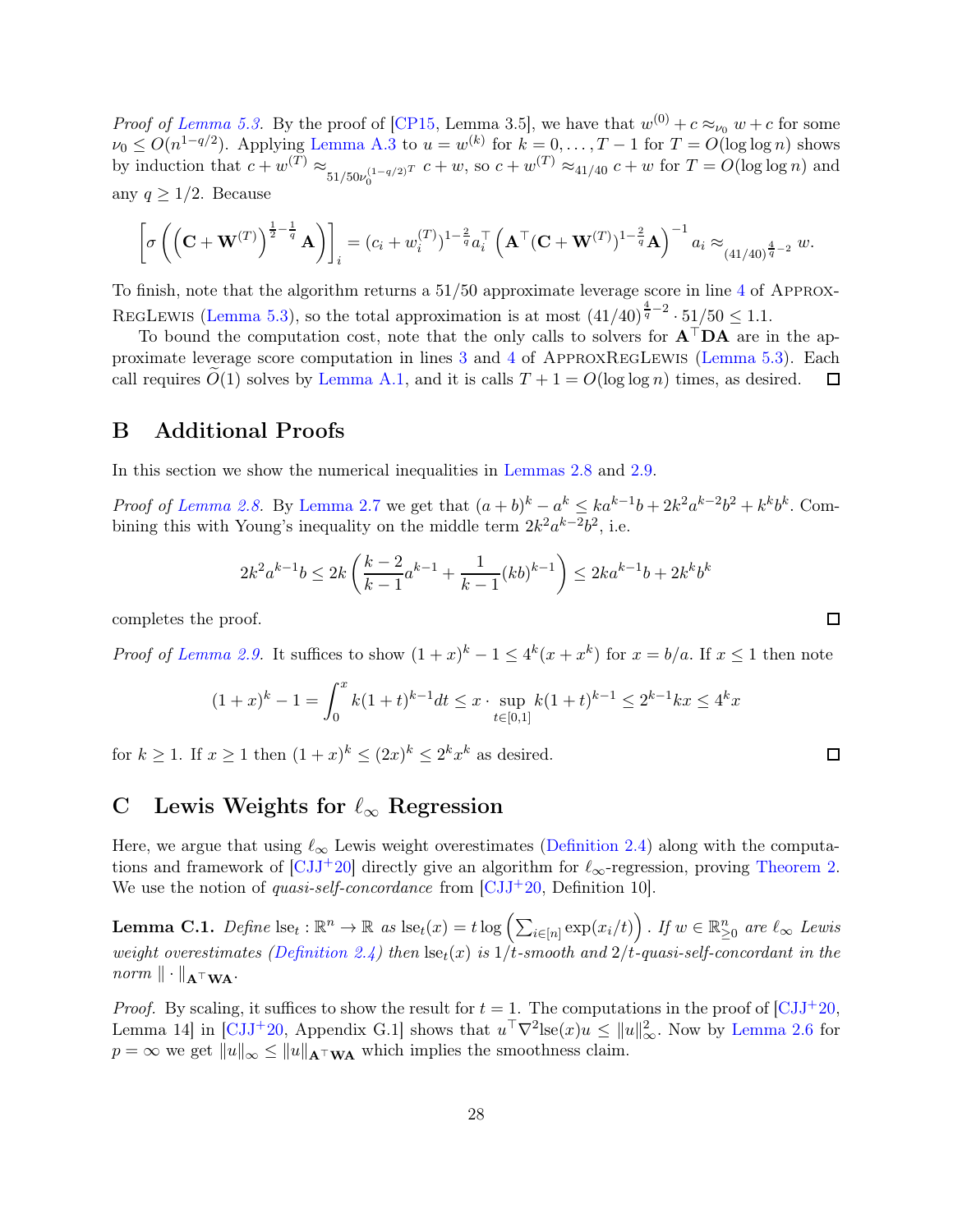*Proof of Lemma 5.3.* By the proof of [CP15, Lemma 3.5], we have that $w^{(0)} + c \approx_{\nu_0} w + c$ for some $\nu_0 \le O(n^{1-q/2})$. Applying Lemma A.3 to $u = w^{(k)}$ for $k = 0, \dots, T-1$ for $T = O(\log\log n)$ shows by induction that $c + w^{(T)} \approx_{51/50\nu_0^{(1-q/2)^T}} c + w$, so $c + w^{(T)} \approx_{41/40} c + w$ for $T = O(\log\log n)$ and any $q \ge 1/2$. Because

$$\left[\sigma\left(\left(\mathbf{C} + \mathbf{W}^{(T)}\right)^{\frac{1}{2}-\frac{1}{q}} \mathbf{A}\right)\right]_i = (c_i + w_i^{(T)})^{1-\frac{2}{q}} a_i^\top \left(\mathbf{A}^\top (\mathbf{C} + \mathbf{W}^{(T)})^{1-\frac{2}{q}} \mathbf{A}\right)^{-1} a_i \approx_{(41/40)^{\frac{4}{q}-2}} w.$$

To finish, note that the algorithm returns a 51/50 approximate leverage score in line 4 of ApproxRegLewis (Lemma 5.3), so the total approximation is at most $(41/40)^{\frac{4}{q}-2} \cdot 51/50 \le 1.1$.

To bound the computation cost, note that the only calls to solvers for $\mathbf{A}^\top \mathbf{D} \mathbf{A}$ are in the approximate leverage score computation in lines 3 and 4 of ApproxRegLewis (Lemma 5.3). Each call requires $\widetilde{O}(1)$ solves by Lemma A.1, and it is calls $T + 1 = O(\log\log n)$ times, as desired. □

## B Additional Proofs

In this section we show the numerical inequalities in Lemmas 2.8 and 2.9.

*Proof of Lemma 2.8.* By Lemma 2.7 we get that $(a+b)^k - a^k \le ka^{k-1}b + 2k^2 a^{k-2} b^2 + k^k b^k$. Combining this with Young's inequality on the middle term $2k^2 a^{k-2} b^2$, i.e.

$$2k^2 a^{k-1} b \le 2k \left(\frac{k-2}{k-1} a^{k-1} + \frac{1}{k-1} (kb)^{k-1}\right) \le 2ka^{k-1}b + 2k^k b^k$$

completes the proof. □

*Proof of Lemma 2.9.* It suffices to show $(1+x)^k - 1 \le 4^k (x + x^k)$ for $x = b/a$. If $x \le 1$ then note

$$(1+x)^k - 1 = \int_0^x k(1+t)^{k-1} dt \le x \cdot \sup_{t \in [0,1]} k(1+t)^{k-1} \le 2^{k-1} kx \le 4^k x$$

for $k \ge 1$. If $x \ge 1$ then $(1+x)^k \le (2x)^k \le 2^k x^k$ as desired. □

## C Lewis Weights for $\ell_\infty$ Regression

Here, we argue that using $\ell_\infty$ Lewis weight overestimates (Definition 2.4) along with the computations and framework of [CJJ+20] directly give an algorithm for $\ell_\infty$-regression, proving Theorem 2. We use the notion of *quasi-self-concordance* from [CJJ+20, Definition 10].

**Lemma C.1.** *Define* $\text{lse}_t : \mathbb{R}^n \to \mathbb{R}$ *as* $\text{lse}_t(x) = t \log\left(\sum_{i \in [n]} \exp(x_i/t)\right)$. *If* $w \in \mathbb{R}^n_{\ge 0}$ *are* $\ell_\infty$ *Lewis weight overestimates (Definition 2.4) then* $\text{lse}_t(x)$ *is* $1/t$*-smooth and* $2/t$*-quasi-self-concordant in the norm* $\|\cdot\|_{\mathbf{A}^\top \mathbf{W} \mathbf{A}}$.

*Proof.* By scaling, it suffices to show the result for $t = 1$. The computations in the proof of [CJJ+20, Lemma 14] in [CJJ+20, Appendix G.1] shows that $u^\top \nabla^2 \text{lse}(x) u \le \|u\|_\infty^2$. Now by Lemma 2.6 for $p = \infty$ we get $\|u\|_\infty \le \|u\|_{\mathbf{A}^\top \mathbf{W} \mathbf{A}}$ which implies the smoothness claim.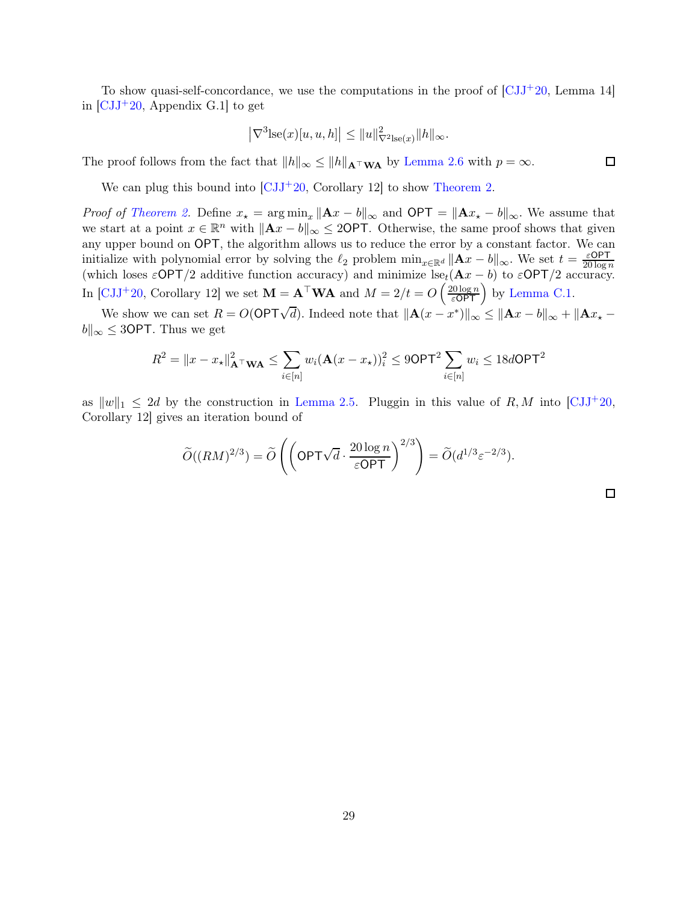To show quasi-self-concordance, we use the computations in the proof of [CJJ+20, Lemma 14] in [CJJ+20, Appendix G.1] to get

$$\left|\nabla^3 \mathrm{lse}(x)[u,u,h]\right| \le \|u\|^2_{\nabla^2 \mathrm{lse}(x)} \|h\|_\infty.$$

The proof follows from the fact that $\|h\|_\infty \le \|h\|_{\mathbf{A}^\top \mathbf{W}\mathbf{A}}$ by Lemma 2.6 with $p = \infty$. □

We can plug this bound into [CJJ+20, Corollary 12] to show Theorem 2.

*Proof of Theorem 2.* Define $x_\star = \arg\min_x \|\mathbf{A}x - b\|_\infty$ and $\mathsf{OPT} = \|\mathbf{A}x_\star - b\|_\infty$. We assume that we start at a point $x \in \mathbb{R}^n$ with $\|\mathbf{A}x - b\|_\infty \le 2\mathsf{OPT}$. Otherwise, the same proof shows that given any upper bound on $\mathsf{OPT}$, the algorithm allows us to reduce the error by a constant factor. We can initialize with polynomial error by solving the $\ell_2$ problem $\min_{x \in \mathbb{R}^d} \|\mathbf{A}x - b\|_\infty$. We set $t = \frac{\varepsilon \mathsf{OPT}}{20 \log n}$ (which loses $\varepsilon\mathsf{OPT}/2$ additive function accuracy) and minimize $\mathrm{lse}_t(\mathbf{A}x - b)$ to $\varepsilon\mathsf{OPT}/2$ accuracy. In [CJJ+20, Corollary 12] we set $\mathbf{M} = \mathbf{A}^\top \mathbf{W}\mathbf{A}$ and $M = 2/t = O\left(\frac{20 \log n}{\varepsilon \mathsf{OPT}}\right)$ by Lemma C.1.

We show we can set $R = O(\mathsf{OPT}\sqrt{d})$. Indeed note that $\|\mathbf{A}(x - x^*)\|_\infty \le \|\mathbf{A}x - b\|_\infty + \|\mathbf{A}x_\star - b\|_\infty \le 3\mathsf{OPT}$. Thus we get

$$R^2 = \|x - x_\star\|^2_{\mathbf{A}^\top \mathbf{W}\mathbf{A}} \le \sum_{i \in [n]} w_i (\mathbf{A}(x - x_\star))_i^2 \le 9\mathsf{OPT}^2 \sum_{i \in [n]} w_i \le 18 d \mathsf{OPT}^2$$

as $\|w\|_1 \le 2d$ by the construction in Lemma 2.5. Pluggin in this value of $R, M$ into [CJJ+20, Corollary 12] gives an iteration bound of

$$\widetilde{O}((RM)^{2/3}) = \widetilde{O}\left(\left(\mathsf{OPT}\sqrt{d} \cdot \frac{20 \log n}{\varepsilon \mathsf{OPT}}\right)^{2/3}\right) = \widetilde{O}(d^{1/3}\varepsilon^{-2/3}).$$

□